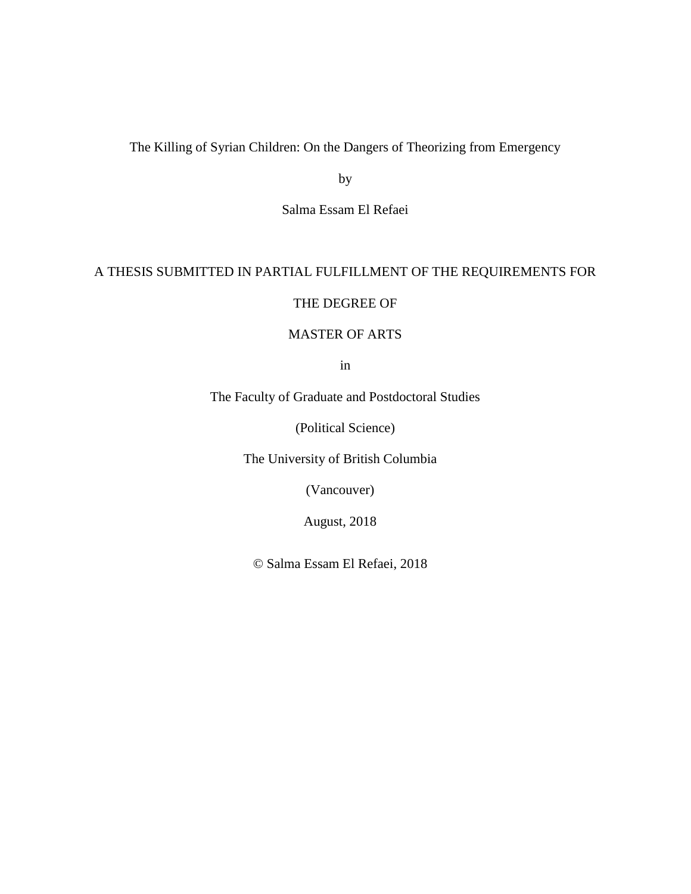# The Killing of Syrian Children: On the Dangers of Theorizing from Emergency

by

Salma Essam El Refaei

A THESIS SUBMITTED IN PARTIAL FULFILLMENT OF THE REQUIREMENTS FOR

THE DEGREE OF

MASTER OF ARTS

in

The Faculty of Graduate and Postdoctoral Studies

(Political Science)

The University of British Columbia

(Vancouver)

August, 2018

© Salma Essam El Refaei, 2018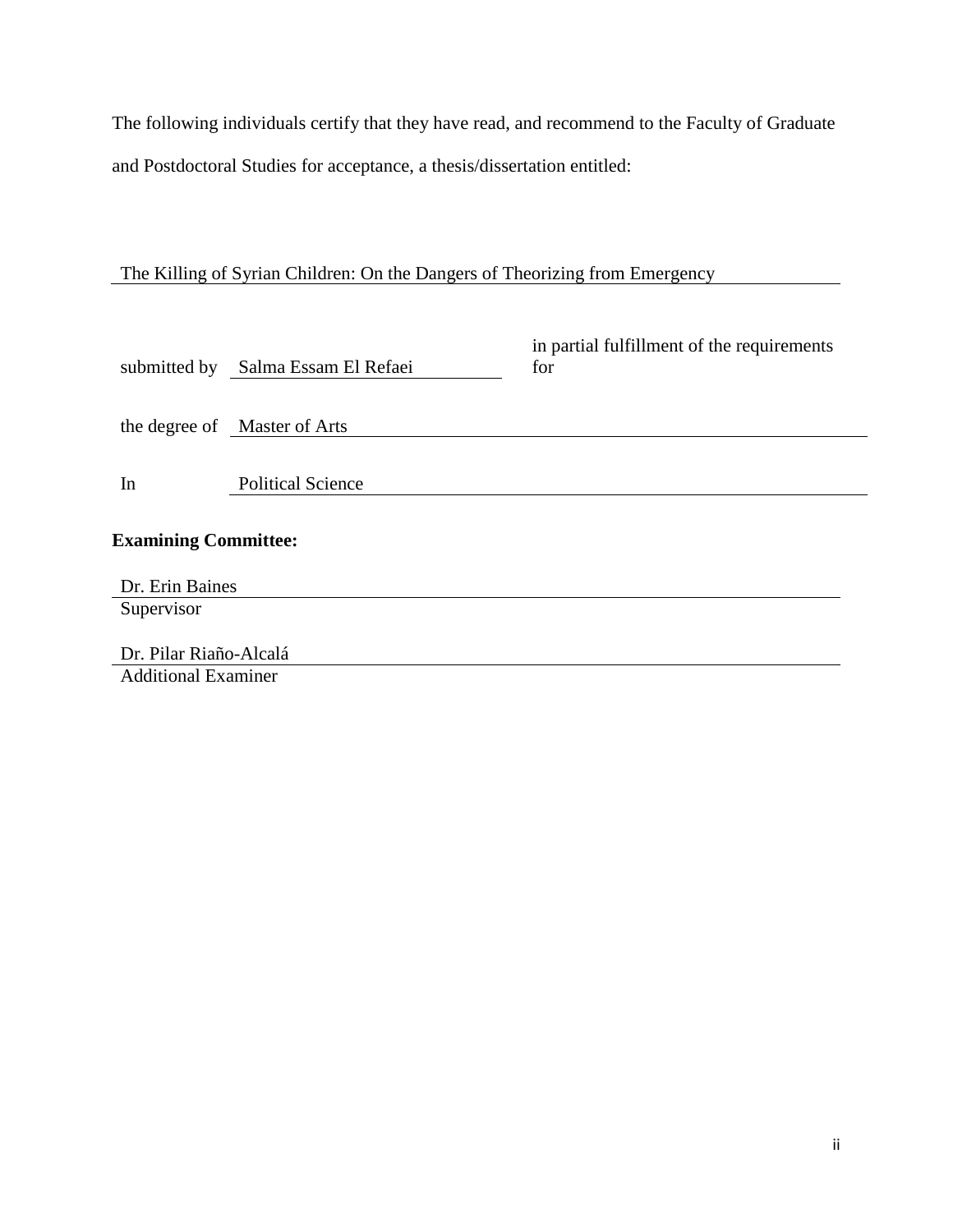The following individuals certify that they have read, and recommend to the Faculty of Graduate and Postdoctoral Studies for acceptance, a thesis/dissertation entitled:

The Killing of Syrian Children: On the Dangers of Theorizing from Emergency

submitted by Salma Essam El Refaei in partial fulfillment of the requirements for

the degree of Master of Arts

In Political Science

**Examining Committee:**

Dr. Erin Baines
Supervisor

Dr. Pilar Riaño-Alcalá
Additional Examiner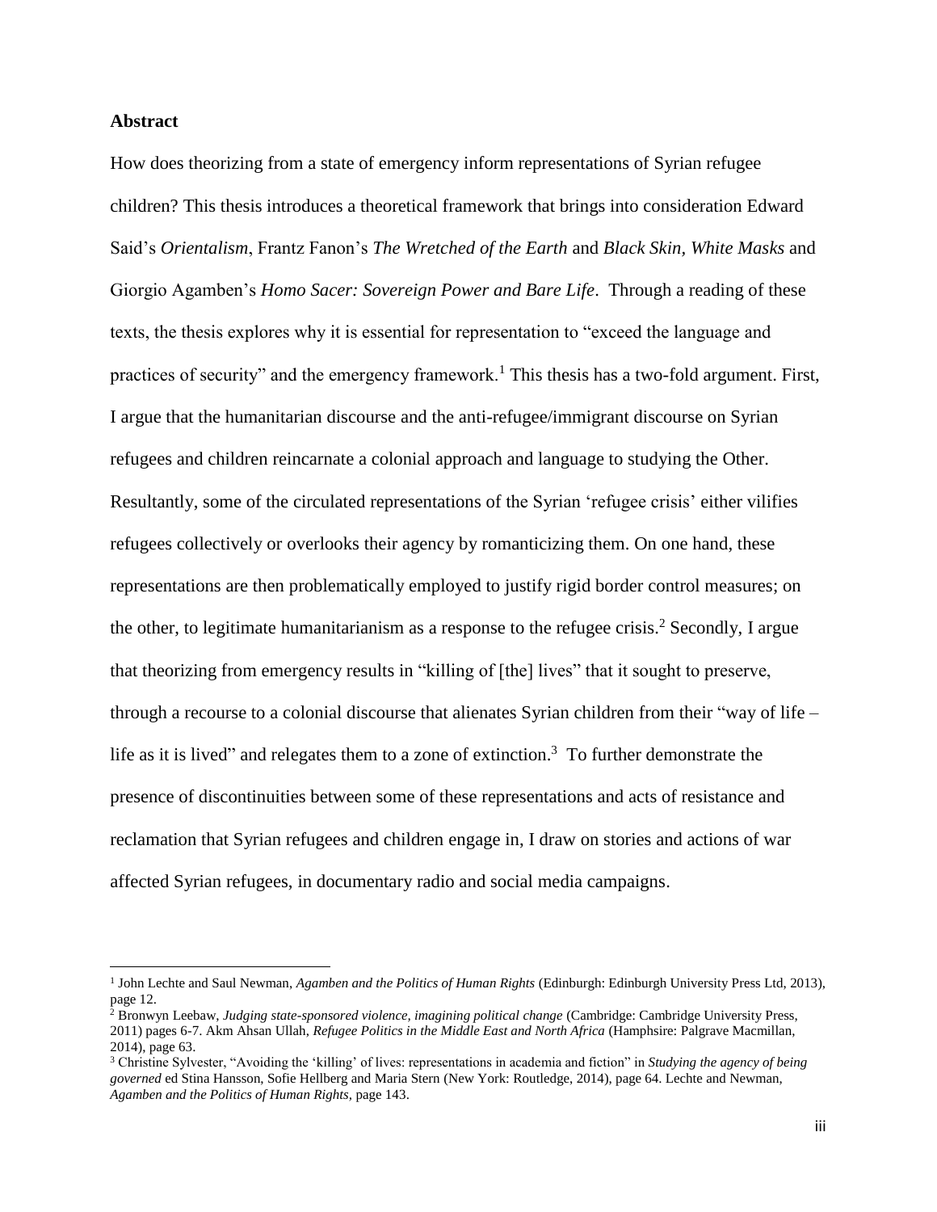**Abstract**

How does theorizing from a state of emergency inform representations of Syrian refugee children? This thesis introduces a theoretical framework that brings into consideration Edward Said's *Orientalism*, Frantz Fanon's *The Wretched of the Earth* and *Black Skin, White Masks* and Giorgio Agamben's *Homo Sacer: Sovereign Power and Bare Life*. Through a reading of these texts, the thesis explores why it is essential for representation to "exceed the language and practices of security" and the emergency framework.[1] This thesis has a two-fold argument. First, I argue that the humanitarian discourse and the anti-refugee/immigrant discourse on Syrian refugees and children reincarnate a colonial approach and language to studying the Other. Resultantly, some of the circulated representations of the Syrian 'refugee crisis' either vilifies refugees collectively or overlooks their agency by romanticizing them. On one hand, these representations are then problematically employed to justify rigid border control measures; on the other, to legitimate humanitarianism as a response to the refugee crisis.[2] Secondly, I argue that theorizing from emergency results in "killing of [the] lives" that it sought to preserve, through a recourse to a colonial discourse that alienates Syrian children from their "way of life – life as it is lived" and relegates them to a zone of extinction.[3] To further demonstrate the presence of discontinuities between some of these representations and acts of resistance and reclamation that Syrian refugees and children engage in, I draw on stories and actions of war affected Syrian refugees, in documentary radio and social media campaigns.

---

[1] John Lechte and Saul Newman, *Agamben and the Politics of Human Rights* (Edinburgh: Edinburgh University Press Ltd, 2013), page 12.

[2] Bronwyn Leebaw, *Judging state-sponsored violence, imagining political change* (Cambridge: Cambridge University Press, 2011) pages 6-7. Akm Ahsan Ullah, *Refugee Politics in the Middle East and North Africa* (Hamphsire: Palgrave Macmillan, 2014), page 63.

[3] Christine Sylvester, "Avoiding the 'killing' of lives: representations in academia and fiction" in *Studying the agency of being governed* ed Stina Hansson, Sofie Hellberg and Maria Stern (New York: Routledge, 2014), page 64. Lechte and Newman, *Agamben and the Politics of Human Rights,* page 143.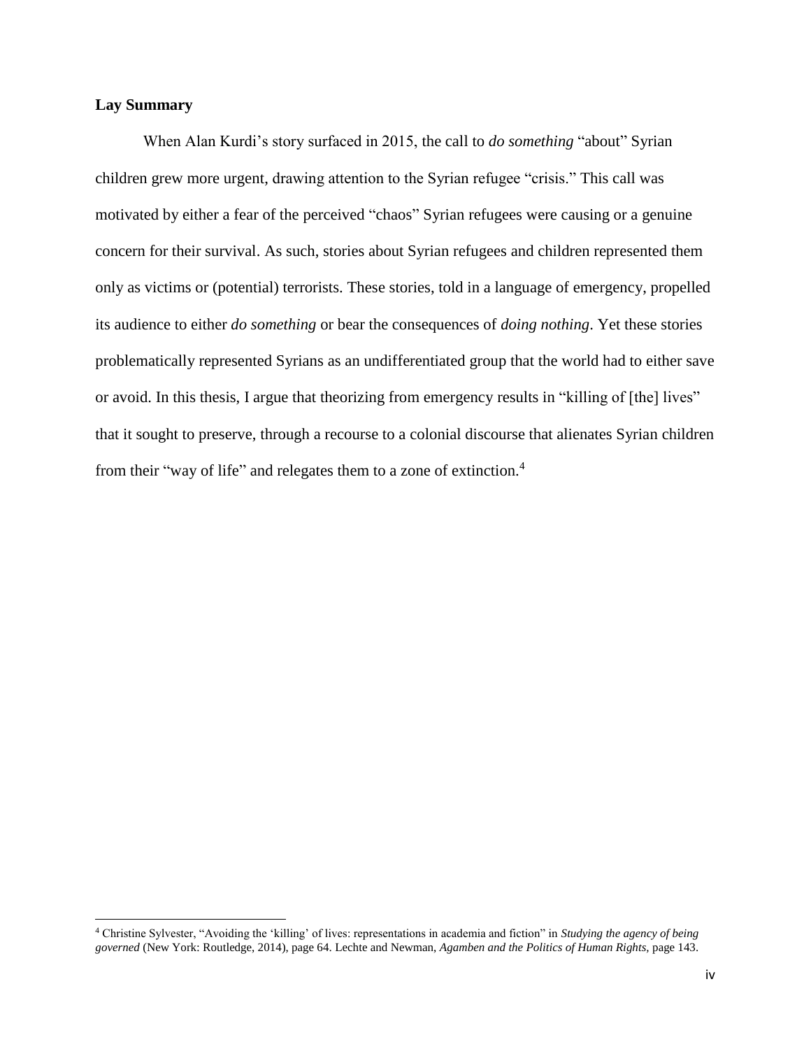**Lay Summary**

When Alan Kurdi's story surfaced in 2015, the call to *do something* "about" Syrian children grew more urgent, drawing attention to the Syrian refugee "crisis." This call was motivated by either a fear of the perceived "chaos" Syrian refugees were causing or a genuine concern for their survival. As such, stories about Syrian refugees and children represented them only as victims or (potential) terrorists. These stories, told in a language of emergency, propelled its audience to either *do something* or bear the consequences of *doing nothing*. Yet these stories problematically represented Syrians as an undifferentiated group that the world had to either save or avoid. In this thesis, I argue that theorizing from emergency results in "killing of [the] lives" that it sought to preserve, through a recourse to a colonial discourse that alienates Syrian children from their "way of life" and relegates them to a zone of extinction.[4]

---

[4] Christine Sylvester, "Avoiding the 'killing' of lives: representations in academia and fiction" in *Studying the agency of being governed* (New York: Routledge, 2014), page 64. Lechte and Newman, *Agamben and the Politics of Human Rights*, page 143.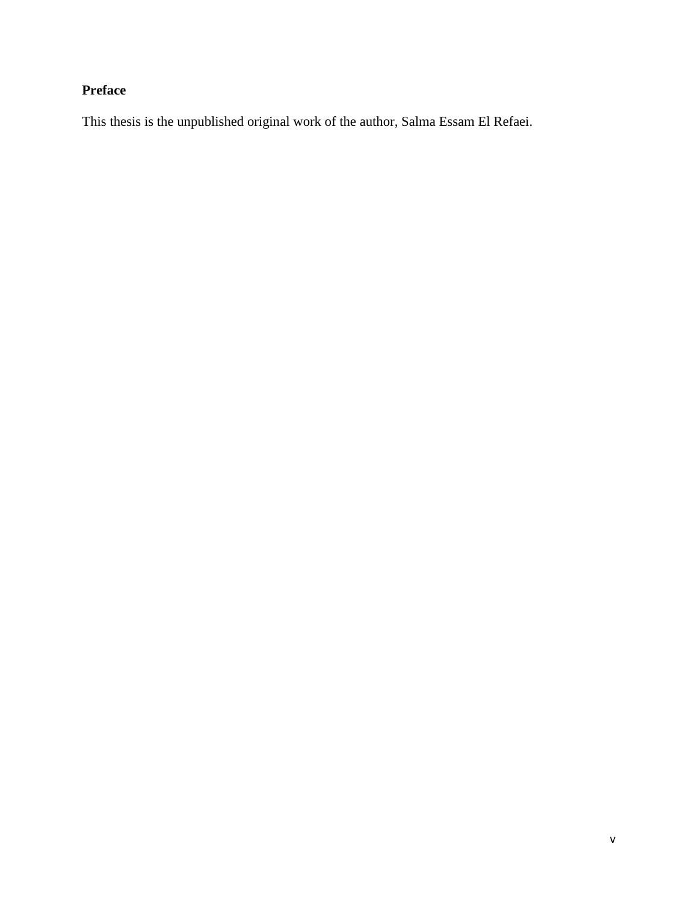## Preface

This thesis is the unpublished original work of the author, Salma Essam El Refaei.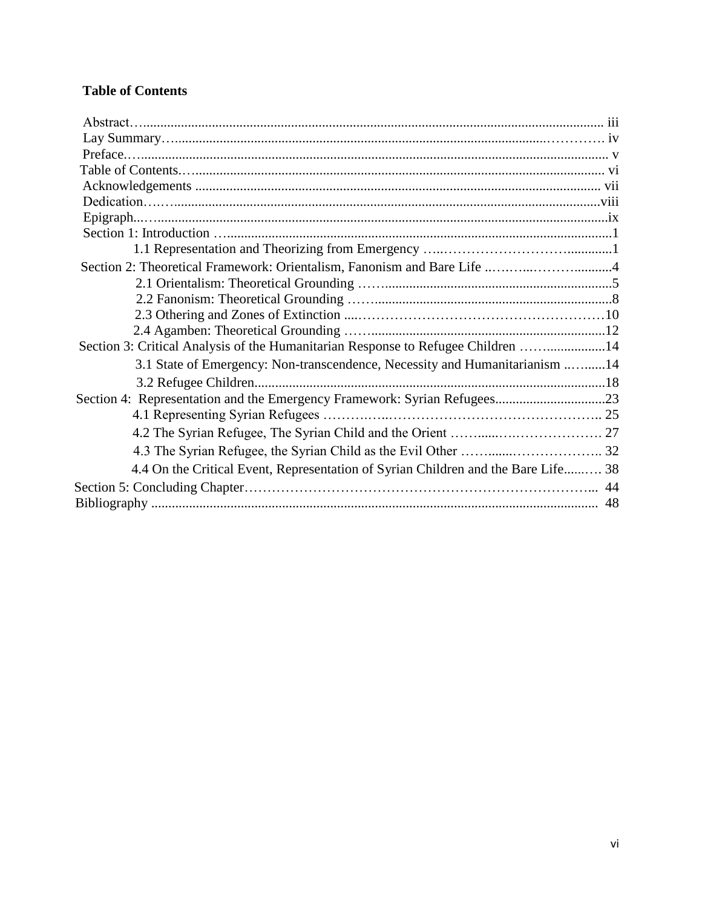**Table of Contents**

Abstract ... iii
Lay Summary ... iv
Preface ... v
Table of Contents ... vi
Acknowledgements ... vii
Dedication ... viii
Epigraph ... ix
Section 1: Introduction ... 1
- 1.1 Representation and Theorizing from Emergency ... 1

Section 2: Theoretical Framework: Orientalism, Fanonism and Bare Life ... 4
- 2.1 Orientalism: Theoretical Grounding ... 5
- 2.2 Fanonism: Theoretical Grounding ... 8
- 2.3 Othering and Zones of Extinction ... 10
- 2.4 Agamben: Theoretical Grounding ... 12

Section 3: Critical Analysis of the Humanitarian Response to Refugee Children ... 14
- 3.1 State of Emergency: Non-transcendence, Necessity and Humanitarianism ... 14
- 3.2 Refugee Children ... 18

Section 4: Representation and the Emergency Framework: Syrian Refugees ... 23
- 4.1 Representing Syrian Refugees ... 25
- 4.2 The Syrian Refugee, The Syrian Child and the Orient ... 27
- 4.3 The Syrian Refugee, the Syrian Child as the Evil Other ... 32
- 4.4 On the Critical Event, Representation of Syrian Children and the Bare Life ... 38

Section 5: Concluding Chapter ... 44
Bibliography ... 48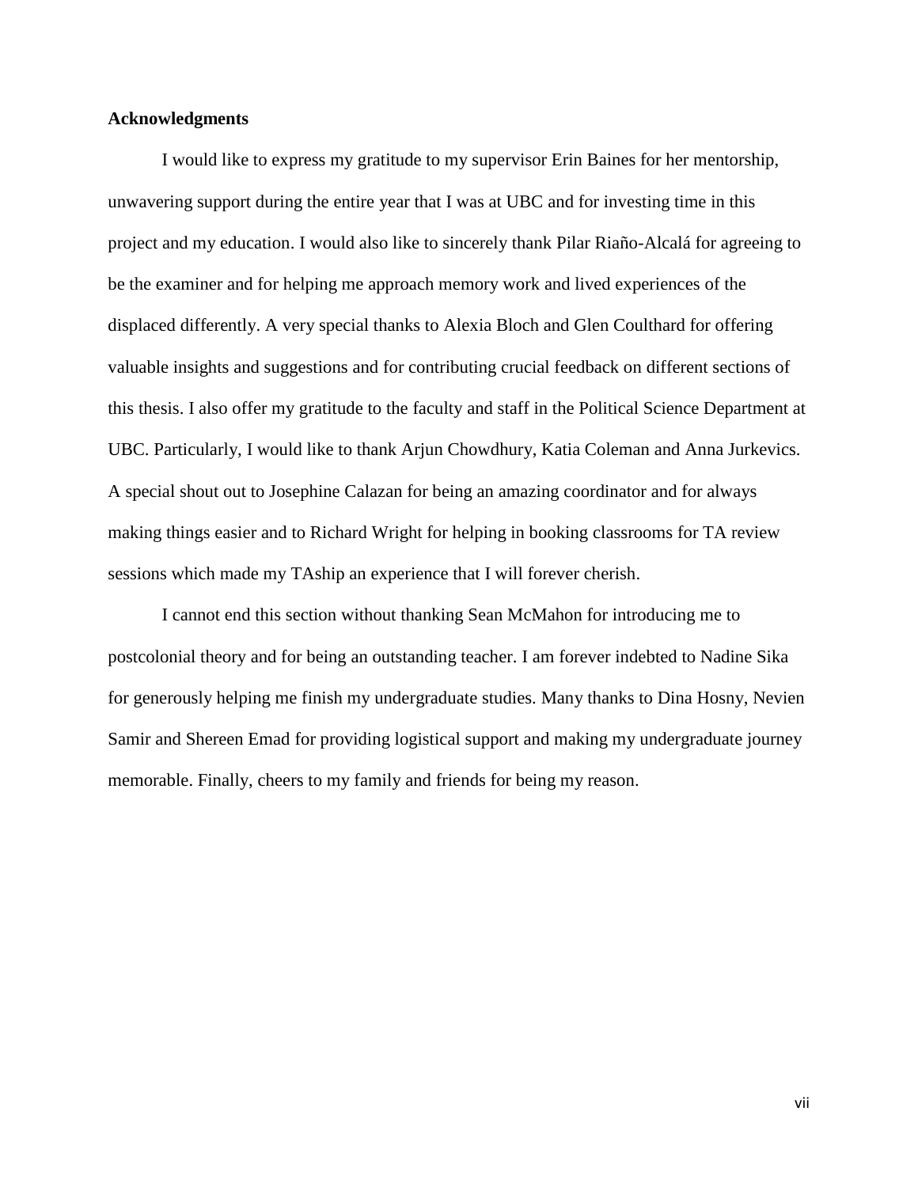## Acknowledgments

I would like to express my gratitude to my supervisor Erin Baines for her mentorship, unwavering support during the entire year that I was at UBC and for investing time in this project and my education. I would also like to sincerely thank Pilar Riaño-Alcalá for agreeing to be the examiner and for helping me approach memory work and lived experiences of the displaced differently. A very special thanks to Alexia Bloch and Glen Coulthard for offering valuable insights and suggestions and for contributing crucial feedback on different sections of this thesis. I also offer my gratitude to the faculty and staff in the Political Science Department at UBC. Particularly, I would like to thank Arjun Chowdhury, Katia Coleman and Anna Jurkevics. A special shout out to Josephine Calazan for being an amazing coordinator and for always making things easier and to Richard Wright for helping in booking classrooms for TA review sessions which made my TAship an experience that I will forever cherish.

I cannot end this section without thanking Sean McMahon for introducing me to postcolonial theory and for being an outstanding teacher. I am forever indebted to Nadine Sika for generously helping me finish my undergraduate studies. Many thanks to Dina Hosny, Nevien Samir and Shereen Emad for providing logistical support and making my undergraduate journey memorable. Finally, cheers to my family and friends for being my reason.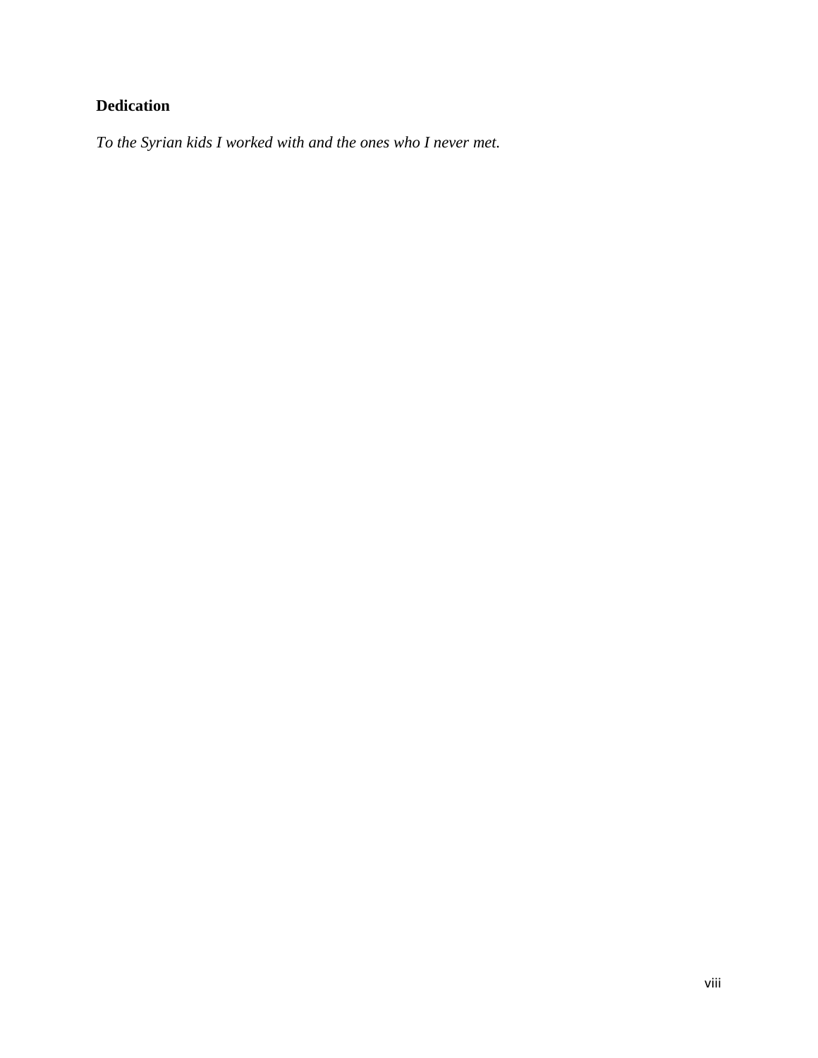## Dedication

*To the Syrian kids I worked with and the ones who I never met.*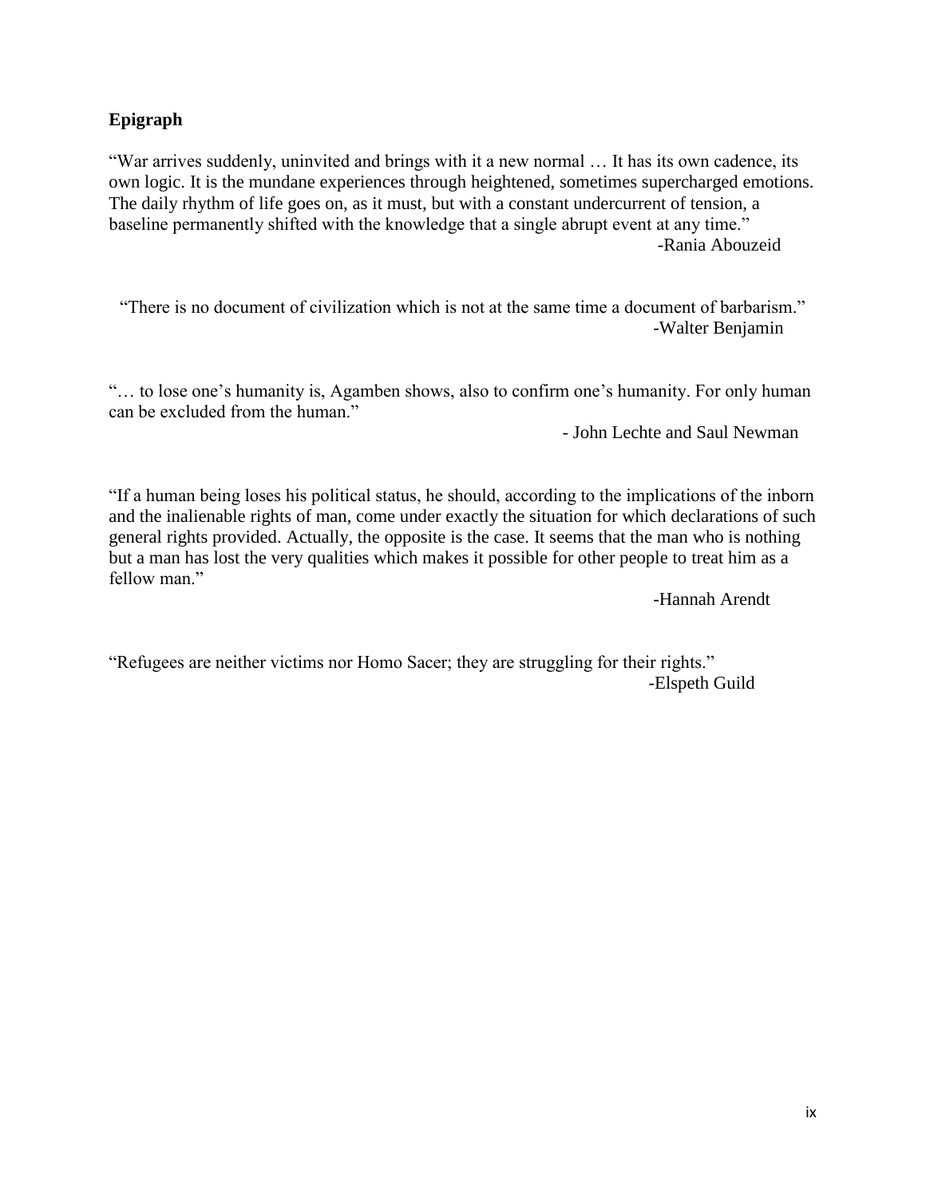**Epigraph**

"War arrives suddenly, uninvited and brings with it a new normal … It has its own cadence, its own logic. It is the mundane experiences through heightened, sometimes supercharged emotions. The daily rhythm of life goes on, as it must, but with a constant undercurrent of tension, a baseline permanently shifted with the knowledge that a single abrupt event at any time."

-Rania Abouzeid

"There is no document of civilization which is not at the same time a document of barbarism."

-Walter Benjamin

"… to lose one's humanity is, Agamben shows, also to confirm one's humanity. For only human can be excluded from the human."

- John Lechte and Saul Newman

"If a human being loses his political status, he should, according to the implications of the inborn and the inalienable rights of man, come under exactly the situation for which declarations of such general rights provided. Actually, the opposite is the case. It seems that the man who is nothing but a man has lost the very qualities which makes it possible for other people to treat him as a fellow man."

-Hannah Arendt

"Refugees are neither victims nor Homo Sacer; they are struggling for their rights."

-Elspeth Guild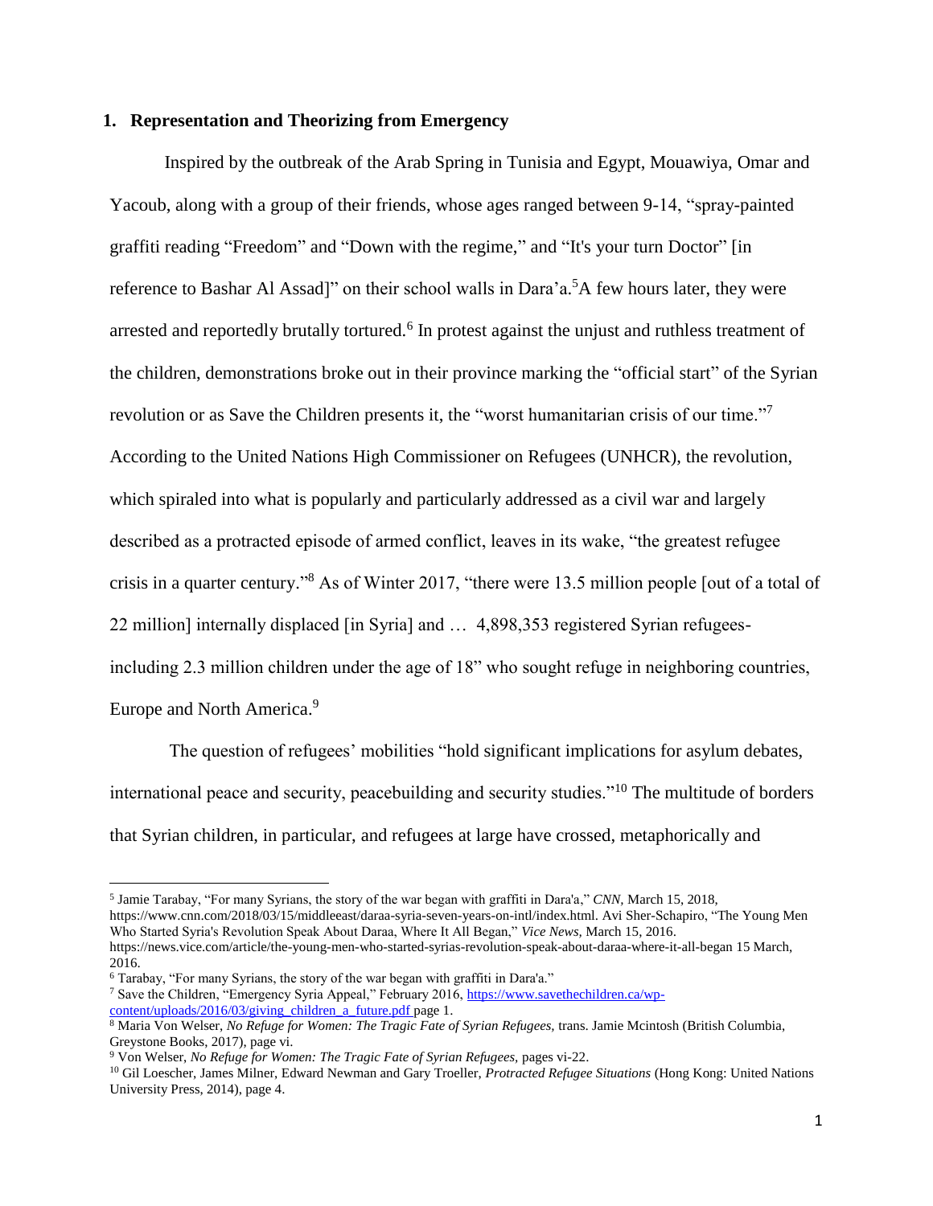## 1. Representation and Theorizing from Emergency

Inspired by the outbreak of the Arab Spring in Tunisia and Egypt, Mouawiya, Omar and Yacoub, along with a group of their friends, whose ages ranged between 9-14, "spray-painted graffiti reading "Freedom" and "Down with the regime," and "It's your turn Doctor" [in reference to Bashar Al Assad]" on their school walls in Dara'a.[5] A few hours later, they were arrested and reportedly brutally tortured.[6] In protest against the unjust and ruthless treatment of the children, demonstrations broke out in their province marking the "official start" of the Syrian revolution or as Save the Children presents it, the "worst humanitarian crisis of our time."[7] According to the United Nations High Commissioner on Refugees (UNHCR), the revolution, which spiraled into what is popularly and particularly addressed as a civil war and largely described as a protracted episode of armed conflict, leaves in its wake, "the greatest refugee crisis in a quarter century."[8] As of Winter 2017, "there were 13.5 million people [out of a total of 22 million] internally displaced [in Syria] and … 4,898,353 registered Syrian refugees- including 2.3 million children under the age of 18" who sought refuge in neighboring countries, Europe and North America.[9]

The question of refugees' mobilities "hold significant implications for asylum debates, international peace and security, peacebuilding and security studies."[10] The multitude of borders that Syrian children, in particular, and refugees at large have crossed, metaphorically and

---

[5] Jamie Tarabay, "For many Syrians, the story of the war began with graffiti in Dara'a," *CNN,* March 15, 2018, https://www.cnn.com/2018/03/15/middleeast/daraa-syria-seven-years-on-intl/index.html. Avi Sher-Schapiro, "The Young Men Who Started Syria's Revolution Speak About Daraa, Where It All Began," *Vice News,* March 15, 2016. https://news.vice.com/article/the-young-men-who-started-syrias-revolution-speak-about-daraa-where-it-all-began 15 March, 2016.

[6] Tarabay, "For many Syrians, the story of the war began with graffiti in Dara'a."

[7] Save the Children, "Emergency Syria Appeal," February 2016, https://www.savethechildren.ca/wp-content/uploads/2016/03/giving_children_a_future.pdf page 1.

[8] Maria Von Welser, *No Refuge for Women: The Tragic Fate of Syrian Refugees,* trans. Jamie Mcintosh (British Columbia, Greystone Books, 2017), page vi.

[9] Von Welser, *No Refuge for Women: The Tragic Fate of Syrian Refugees,* pages vi-22.

[10] Gil Loescher, James Milner, Edward Newman and Gary Troeller, *Protracted Refugee Situations* (Hong Kong: United Nations University Press, 2014), page 4.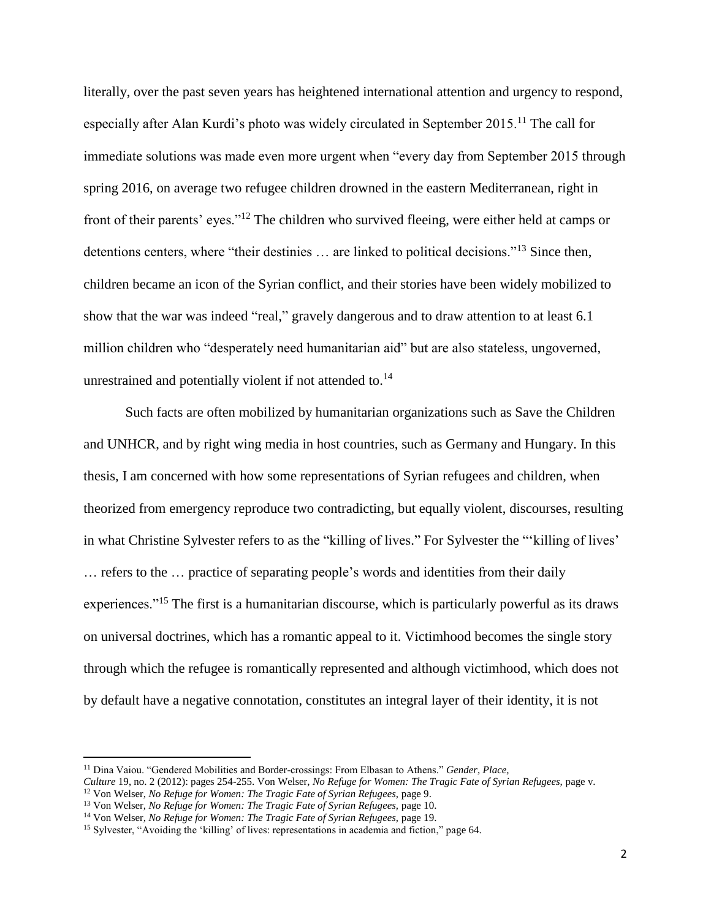literally, over the past seven years has heightened international attention and urgency to respond, especially after Alan Kurdi's photo was widely circulated in September 2015.[11] The call for immediate solutions was made even more urgent when "every day from September 2015 through spring 2016, on average two refugee children drowned in the eastern Mediterranean, right in front of their parents' eyes."[12] The children who survived fleeing, were either held at camps or detentions centers, where "their destinies … are linked to political decisions."[13] Since then, children became an icon of the Syrian conflict, and their stories have been widely mobilized to show that the war was indeed "real," gravely dangerous and to draw attention to at least 6.1 million children who "desperately need humanitarian aid" but are also stateless, ungoverned, unrestrained and potentially violent if not attended to.[14]

Such facts are often mobilized by humanitarian organizations such as Save the Children and UNHCR, and by right wing media in host countries, such as Germany and Hungary. In this thesis, I am concerned with how some representations of Syrian refugees and children, when theorized from emergency reproduce two contradicting, but equally violent, discourses, resulting in what Christine Sylvester refers to as the "killing of lives." For Sylvester the "'killing of lives' … refers to the … practice of separating people's words and identities from their daily experiences."[15] The first is a humanitarian discourse, which is particularly powerful as its draws on universal doctrines, which has a romantic appeal to it. Victimhood becomes the single story through which the refugee is romantically represented and although victimhood, which does not by default have a negative connotation, constitutes an integral layer of their identity, it is not

---

[11] Dina Vaiou. "Gendered Mobilities and Border-crossings: From Elbasan to Athens." *Gender, Place, Culture* 19, no. 2 (2012): pages 254-255. Von Welser, *No Refuge for Women: The Tragic Fate of Syrian Refugees,* page v.

[12] Von Welser, *No Refuge for Women: The Tragic Fate of Syrian Refugees,* page 9.

[13] Von Welser, *No Refuge for Women: The Tragic Fate of Syrian Refugees,* page 10.

[14] Von Welser, *No Refuge for Women: The Tragic Fate of Syrian Refugees,* page 19.

[15] Sylvester, "Avoiding the 'killing' of lives: representations in academia and fiction," page 64.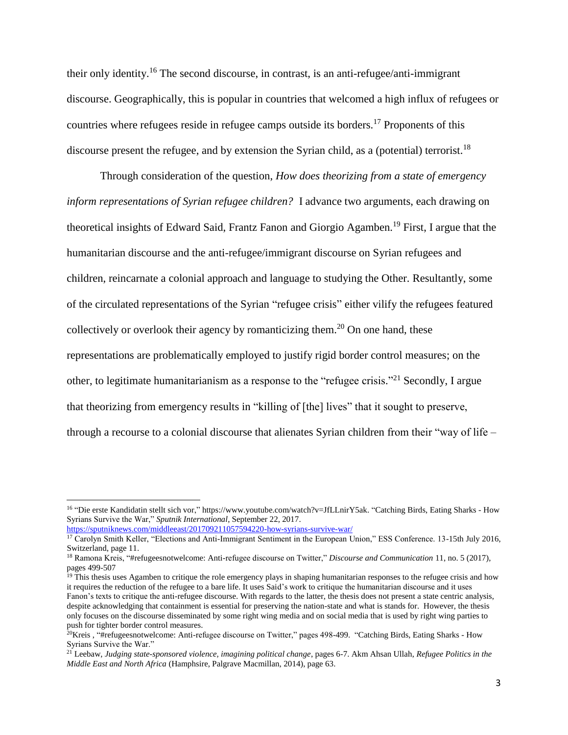their only identity.[16] The second discourse, in contrast, is an anti-refugee/anti-immigrant discourse. Geographically, this is popular in countries that welcomed a high influx of refugees or countries where refugees reside in refugee camps outside its borders.[17] Proponents of this discourse present the refugee, and by extension the Syrian child, as a (potential) terrorist.[18]

Through consideration of the question, *How does theorizing from a state of emergency inform representations of Syrian refugee children?* I advance two arguments, each drawing on theoretical insights of Edward Said, Frantz Fanon and Giorgio Agamben.[19] First, I argue that the humanitarian discourse and the anti-refugee/immigrant discourse on Syrian refugees and children, reincarnate a colonial approach and language to studying the Other. Resultantly, some of the circulated representations of the Syrian "refugee crisis" either vilify the refugees featured collectively or overlook their agency by romanticizing them.[20] On one hand, these representations are problematically employed to justify rigid border control measures; on the other, to legitimate humanitarianism as a response to the "refugee crisis."[21] Secondly, I argue that theorizing from emergency results in "killing of [the] lives" that it sought to preserve, through a recourse to a colonial discourse that alienates Syrian children from their "way of life –

---

[16] "Die erste Kandidatin stellt sich vor," https://www.youtube.com/watch?v=JfLLnirY5ak. "Catching Birds, Eating Sharks - How Syrians Survive the War," *Sputnik International*, September 22, 2017. https://sputniknews.com/middleeast/201709211057594220-how-syrians-survive-war/

[17] Carolyn Smith Keller, "Elections and Anti-Immigrant Sentiment in the European Union," ESS Conference. 13-15th July 2016, Switzerland, page 11.

[18] Ramona Kreis, "#refugeesnotwelcome: Anti-refugee discourse on Twitter," *Discourse and Communication* 11, no. 5 (2017), pages 499-507

[19] This thesis uses Agamben to critique the role emergency plays in shaping humanitarian responses to the refugee crisis and how it requires the reduction of the refugee to a bare life. It uses Said's work to critique the humanitarian discourse and it uses Fanon's texts to critique the anti-refugee discourse. With regards to the latter, the thesis does not present a state centric analysis, despite acknowledging that containment is essential for preserving the nation-state and what is stands for. However, the thesis only focuses on the discourse disseminated by some right wing media and on social media that is used by right wing parties to push for tighter border control measures.

[20] Kreis , "#refugeesnotwelcome: Anti-refugee discourse on Twitter," pages 498-499. "Catching Birds, Eating Sharks - How Syrians Survive the War."

[21] Leebaw, *Judging state-sponsored violence, imagining political change*, pages 6-7. Akm Ahsan Ullah, *Refugee Politics in the Middle East and North Africa* (Hamphsire, Palgrave Macmillan, 2014), page 63.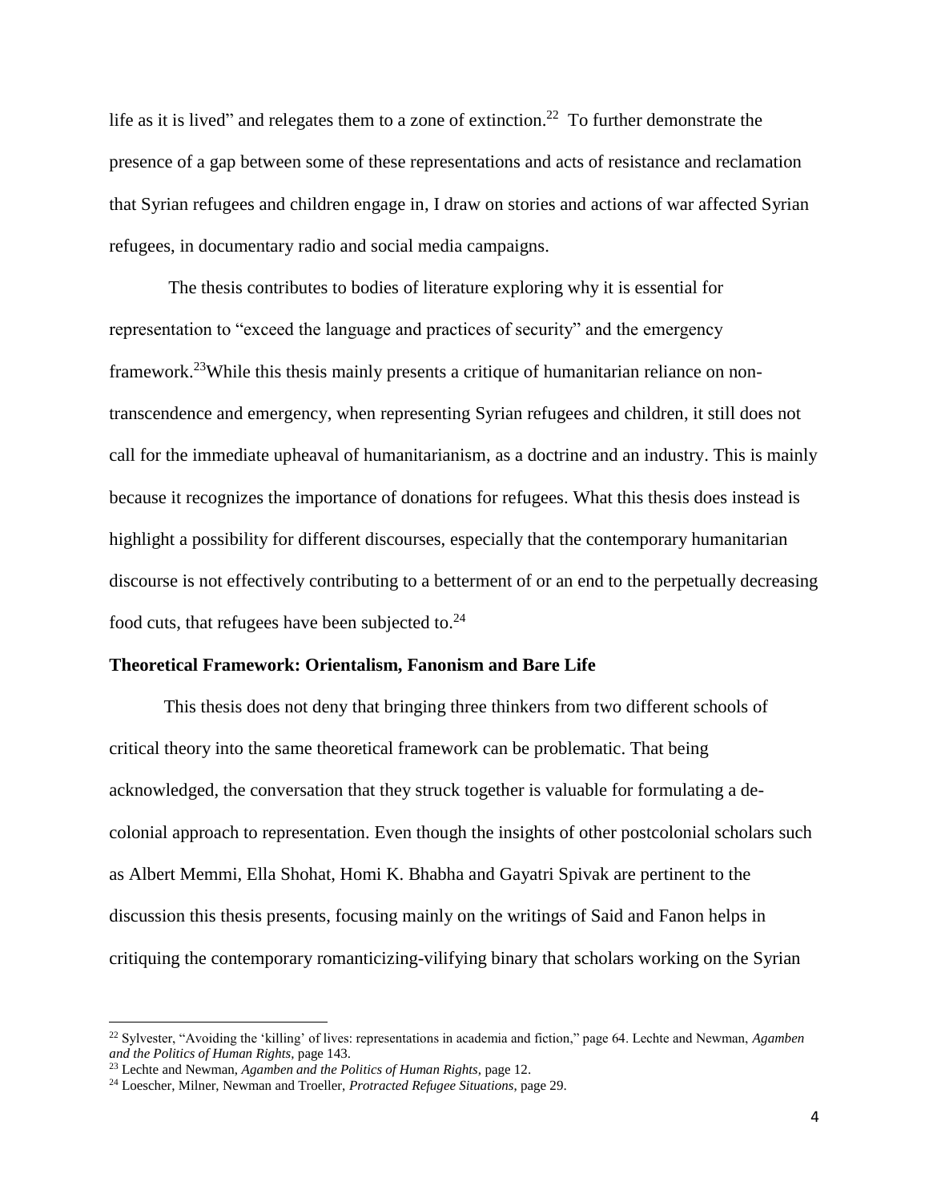life as it is lived" and relegates them to a zone of extinction.[22] To further demonstrate the presence of a gap between some of these representations and acts of resistance and reclamation that Syrian refugees and children engage in, I draw on stories and actions of war affected Syrian refugees, in documentary radio and social media campaigns.

The thesis contributes to bodies of literature exploring why it is essential for representation to "exceed the language and practices of security" and the emergency framework.[23] While this thesis mainly presents a critique of humanitarian reliance on non-transcendence and emergency, when representing Syrian refugees and children, it still does not call for the immediate upheaval of humanitarianism, as a doctrine and an industry. This is mainly because it recognizes the importance of donations for refugees. What this thesis does instead is highlight a possibility for different discourses, especially that the contemporary humanitarian discourse is not effectively contributing to a betterment of or an end to the perpetually decreasing food cuts, that refugees have been subjected to.[24]

**Theoretical Framework: Orientalism, Fanonism and Bare Life**

This thesis does not deny that bringing three thinkers from two different schools of critical theory into the same theoretical framework can be problematic. That being acknowledged, the conversation that they struck together is valuable for formulating a de-colonial approach to representation. Even though the insights of other postcolonial scholars such as Albert Memmi, Ella Shohat, Homi K. Bhabha and Gayatri Spivak are pertinent to the discussion this thesis presents, focusing mainly on the writings of Said and Fanon helps in critiquing the contemporary romanticizing-vilifying binary that scholars working on the Syrian

---

[22] Sylvester, "Avoiding the 'killing' of lives: representations in academia and fiction," page 64. Lechte and Newman, *Agamben and the Politics of Human Rights,* page 143.

[23] Lechte and Newman, *Agamben and the Politics of Human Rights,* page 12.

[24] Loescher, Milner, Newman and Troeller, *Protracted Refugee Situations,* page 29.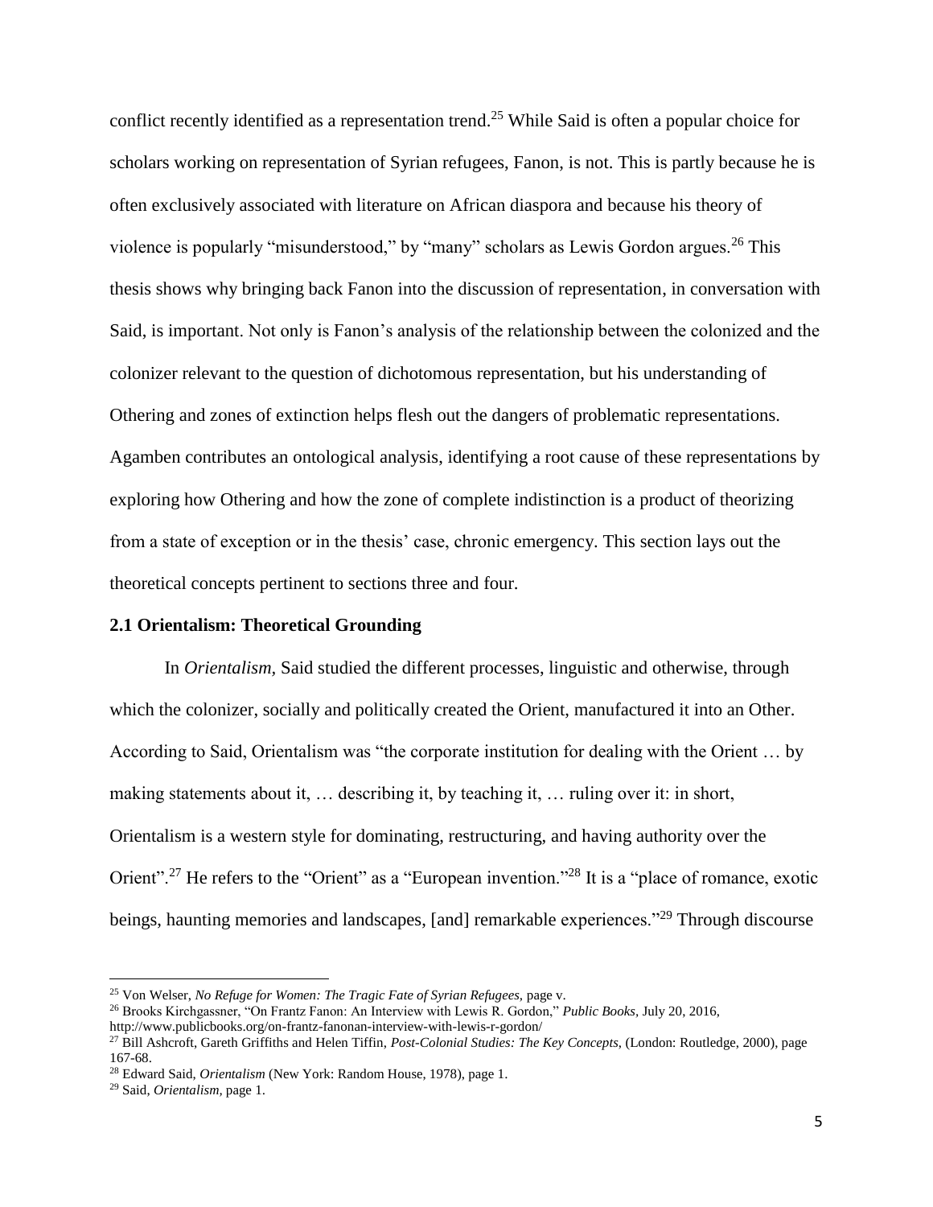conflict recently identified as a representation trend.[25] While Said is often a popular choice for scholars working on representation of Syrian refugees, Fanon, is not. This is partly because he is often exclusively associated with literature on African diaspora and because his theory of violence is popularly "misunderstood," by "many" scholars as Lewis Gordon argues.[26] This thesis shows why bringing back Fanon into the discussion of representation, in conversation with Said, is important. Not only is Fanon's analysis of the relationship between the colonized and the colonizer relevant to the question of dichotomous representation, but his understanding of Othering and zones of extinction helps flesh out the dangers of problematic representations. Agamben contributes an ontological analysis, identifying a root cause of these representations by exploring how Othering and how the zone of complete indistinction is a product of theorizing from a state of exception or in the thesis' case, chronic emergency. This section lays out the theoretical concepts pertinent to sections three and four.

### 2.1 Orientalism: Theoretical Grounding

In *Orientalism*, Said studied the different processes, linguistic and otherwise, through which the colonizer, socially and politically created the Orient, manufactured it into an Other. According to Said, Orientalism was "the corporate institution for dealing with the Orient … by making statements about it, … describing it, by teaching it, … ruling over it: in short, Orientalism is a western style for dominating, restructuring, and having authority over the Orient".[27] He refers to the "Orient" as a "European invention."[28] It is a "place of romance, exotic beings, haunting memories and landscapes, [and] remarkable experiences."[29] Through discourse

---

[25] Von Welser, *No Refuge for Women: The Tragic Fate of Syrian Refugees,* page v.

[26] Brooks Kirchgassner, "On Frantz Fanon: An Interview with Lewis R. Gordon," *Public Books,* July 20, 2016, http://www.publicbooks.org/on-frantz-fanonan-interview-with-lewis-r-gordon/

[27] Bill Ashcroft, Gareth Griffiths and Helen Tiffin, *Post-Colonial Studies: The Key Concepts,* (London: Routledge, 2000), page 167-68.

[28] Edward Said, *Orientalism* (New York: Random House, 1978), page 1.

[29] Said, *Orientalism,* page 1.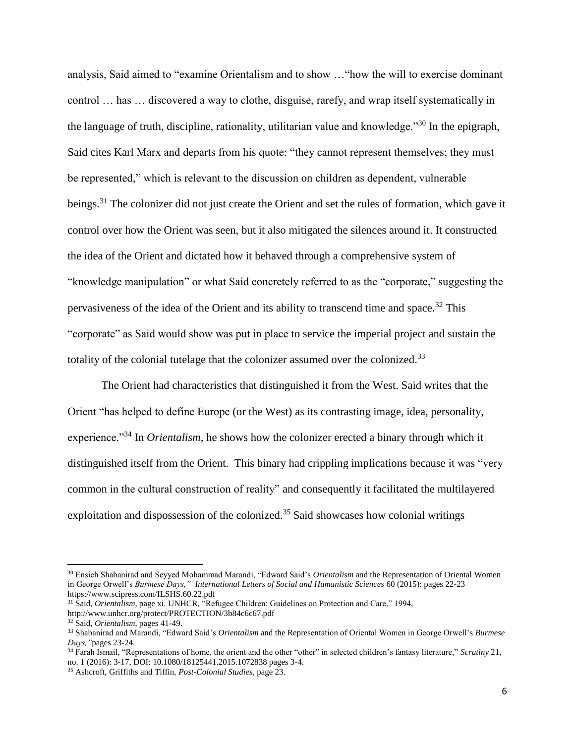analysis, Said aimed to "examine Orientalism and to show …"how the will to exercise dominant control … has … discovered a way to clothe, disguise, rarefy, and wrap itself systematically in the language of truth, discipline, rationality, utilitarian value and knowledge."[30] In the epigraph, Said cites Karl Marx and departs from his quote: "they cannot represent themselves; they must be represented," which is relevant to the discussion on children as dependent, vulnerable beings.[31] The colonizer did not just create the Orient and set the rules of formation, which gave it control over how the Orient was seen, but it also mitigated the silences around it. It constructed the idea of the Orient and dictated how it behaved through a comprehensive system of "knowledge manipulation" or what Said concretely referred to as the "corporate," suggesting the pervasiveness of the idea of the Orient and its ability to transcend time and space.[32] This "corporate" as Said would show was put in place to service the imperial project and sustain the totality of the colonial tutelage that the colonizer assumed over the colonized.[33]

The Orient had characteristics that distinguished it from the West. Said writes that the Orient "has helped to define Europe (or the West) as its contrasting image, idea, personality, experience."[34] In *Orientalism*, he shows how the colonizer erected a binary through which it distinguished itself from the Orient. This binary had crippling implications because it was "very common in the cultural construction of reality" and consequently it facilitated the multilayered exploitation and dispossession of the colonized.[35] Said showcases how colonial writings

---

[30] Ensieh Shabanirad and Seyyed Mohammad Marandi, "Edward Said's *Orientalism* and the Representation of Oriental Women in George Orwell's *Burmese Days,"* *International Letters of Social and Humanistic Sciences* 60 (2015): pages 22-23 https://www.scipress.com/ILSHS.60.22.pdf

[31] Said, *Orientalism*, page xi. UNHCR, "Refugee Children: Guidelines on Protection and Care," 1994, http://www.unhcr.org/protect/PROTECTION/3b84c6c67.pdf

[32] Said, *Orientalism*, pages 41-49.

[33] Shabanirad and Marandi, "Edward Said's *Orientalism* and the Representation of Oriental Women in George Orwell's *Burmese Days,"*pages 23-24.

[34] Farah Ismail, "Representations of home, the orient and the other "other" in selected children's fantasy literature," *Scrutiny* 21, no. 1 (2016): 3-17, DOI: 10.1080/18125441.2015.1072838 pages 3-4.

[35] Ashcroft, Griffiths and Tiffin, *Post-Colonial Studies*, page 23.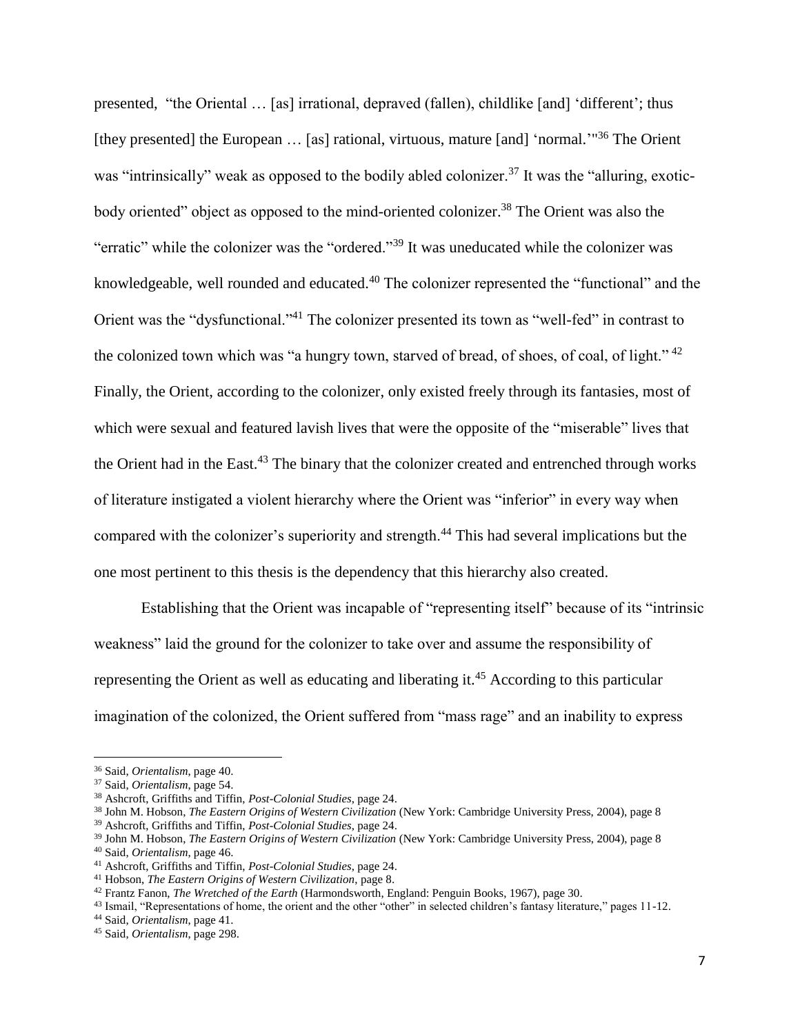presented, "the Oriental … [as] irrational, depraved (fallen), childlike [and] 'different'; thus [they presented] the European … [as] rational, virtuous, mature [and] 'normal.'"[36] The Orient was "intrinsically" weak as opposed to the bodily abled colonizer.[37] It was the "alluring, exotic-body oriented" object as opposed to the mind-oriented colonizer.[38] The Orient was also the "erratic" while the colonizer was the "ordered."[39] It was uneducated while the colonizer was knowledgeable, well rounded and educated.[40] The colonizer represented the "functional" and the Orient was the "dysfunctional."[41] The colonizer presented its town as "well-fed" in contrast to the colonized town which was "a hungry town, starved of bread, of shoes, of coal, of light." [42] Finally, the Orient, according to the colonizer, only existed freely through its fantasies, most of which were sexual and featured lavish lives that were the opposite of the "miserable" lives that the Orient had in the East.[43] The binary that the colonizer created and entrenched through works of literature instigated a violent hierarchy where the Orient was "inferior" in every way when compared with the colonizer's superiority and strength.[44] This had several implications but the one most pertinent to this thesis is the dependency that this hierarchy also created.

Establishing that the Orient was incapable of "representing itself" because of its "intrinsic weakness" laid the ground for the colonizer to take over and assume the responsibility of representing the Orient as well as educating and liberating it.[45] According to this particular imagination of the colonized, the Orient suffered from "mass rage" and an inability to express

---

[36] Said, *Orientalism*, page 40.
[37] Said, *Orientalism*, page 54.
[38] Ashcroft, Griffiths and Tiffin, *Post-Colonial Studies*, page 24.
[38] John M. Hobson, *The Eastern Origins of Western Civilization* (New York: Cambridge University Press, 2004), page 8
[39] Ashcroft, Griffiths and Tiffin, *Post-Colonial Studies*, page 24.
[39] John M. Hobson, *The Eastern Origins of Western Civilization* (New York: Cambridge University Press, 2004), page 8
[40] Said, *Orientalism*, page 46.
[41] Ashcroft, Griffiths and Tiffin, *Post-Colonial Studies*, page 24.
[41] Hobson, *The Eastern Origins of Western Civilization*, page 8.
[42] Frantz Fanon, *The Wretched of the Earth* (Harmondsworth, England: Penguin Books, 1967), page 30.
[43] Ismail, "Representations of home, the orient and the other "other" in selected children's fantasy literature," pages 11-12.
[44] Said, *Orientalism*, page 41.
[45] Said, *Orientalism*, page 298.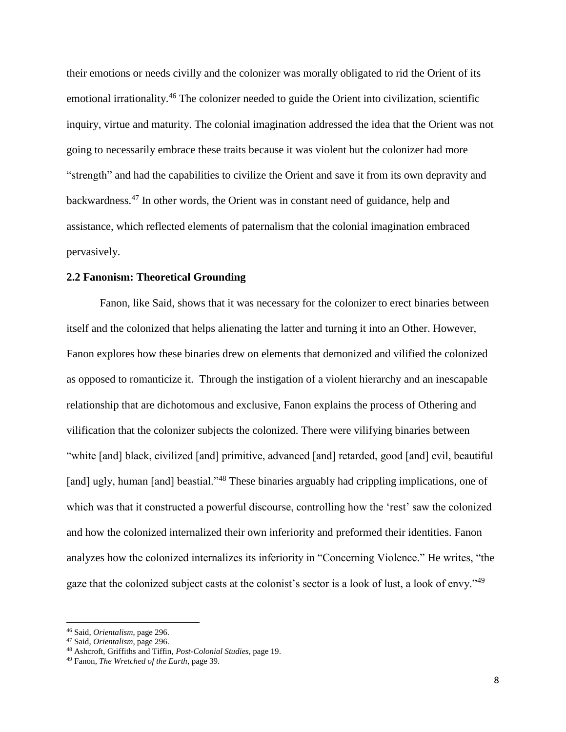their emotions or needs civilly and the colonizer was morally obligated to rid the Orient of its emotional irrationality.[46] The colonizer needed to guide the Orient into civilization, scientific inquiry, virtue and maturity. The colonial imagination addressed the idea that the Orient was not going to necessarily embrace these traits because it was violent but the colonizer had more "strength" and had the capabilities to civilize the Orient and save it from its own depravity and backwardness.[47] In other words, the Orient was in constant need of guidance, help and assistance, which reflected elements of paternalism that the colonial imagination embraced pervasively.

### 2.2 Fanonism: Theoretical Grounding

Fanon, like Said, shows that it was necessary for the colonizer to erect binaries between itself and the colonized that helps alienating the latter and turning it into an Other. However, Fanon explores how these binaries drew on elements that demonized and vilified the colonized as opposed to romanticize it. Through the instigation of a violent hierarchy and an inescapable relationship that are dichotomous and exclusive, Fanon explains the process of Othering and vilification that the colonizer subjects the colonized. There were vilifying binaries between "white [and] black, civilized [and] primitive, advanced [and] retarded, good [and] evil, beautiful [and] ugly, human [and] beastial."[48] These binaries arguably had crippling implications, one of which was that it constructed a powerful discourse, controlling how the 'rest' saw the colonized and how the colonized internalized their own inferiority and preformed their identities. Fanon analyzes how the colonized internalizes its inferiority in "Concerning Violence." He writes, "the gaze that the colonized subject casts at the colonist's sector is a look of lust, a look of envy."[49]

---

[46] Said, *Orientalism*, page 296.

[47] Said, *Orientalism*, page 296.

[48] Ashcroft, Griffiths and Tiffin, *Post-Colonial Studies*, page 19.

[49] Fanon, *The Wretched of the Earth*, page 39.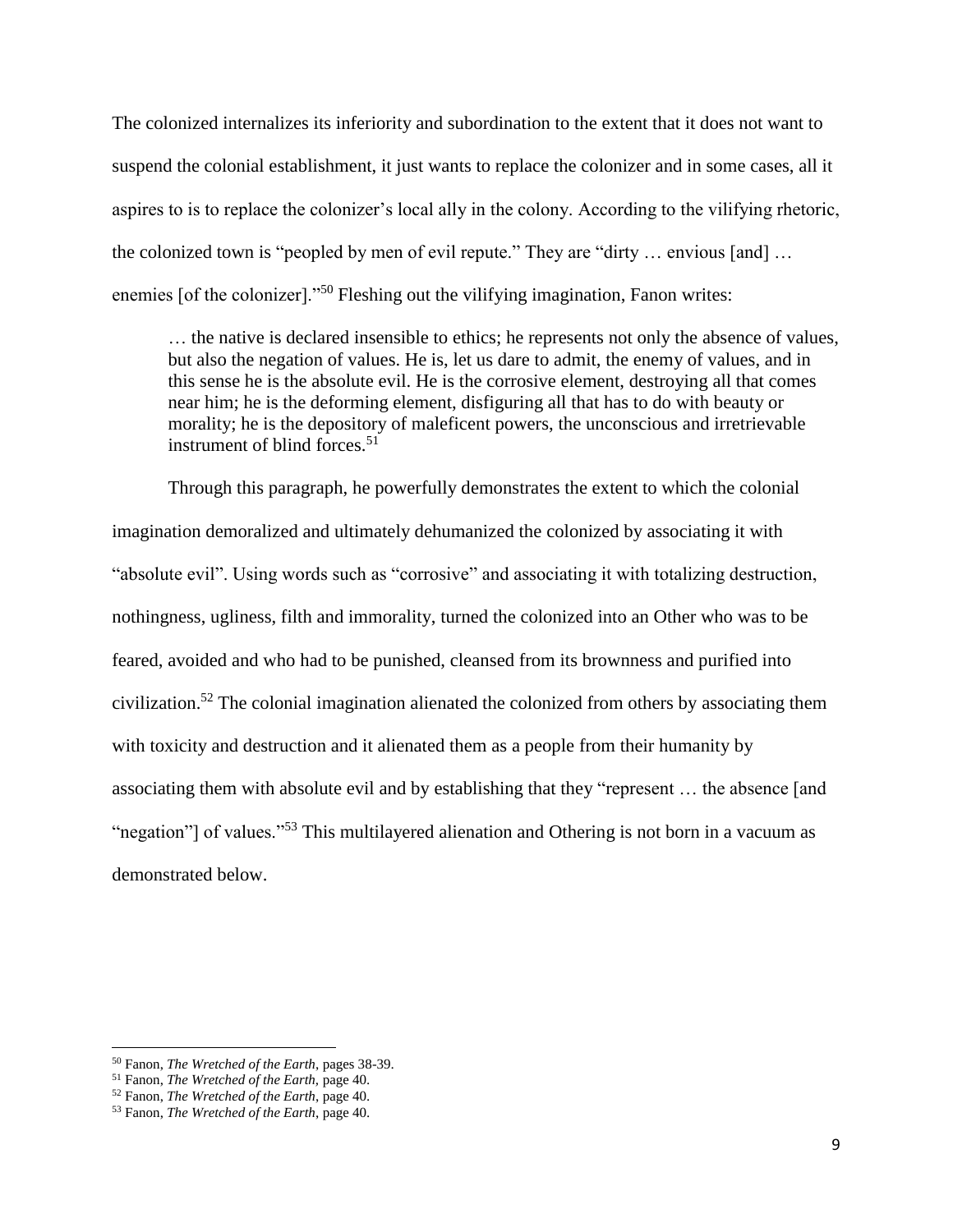The colonized internalizes its inferiority and subordination to the extent that it does not want to suspend the colonial establishment, it just wants to replace the colonizer and in some cases, all it aspires to is to replace the colonizer's local ally in the colony. According to the vilifying rhetoric, the colonized town is "peopled by men of evil repute." They are "dirty … envious [and] … enemies [of the colonizer]."[50] Fleshing out the vilifying imagination, Fanon writes:

> … the native is declared insensible to ethics; he represents not only the absence of values, but also the negation of values. He is, let us dare to admit, the enemy of values, and in this sense he is the absolute evil. He is the corrosive element, destroying all that comes near him; he is the deforming element, disfiguring all that has to do with beauty or morality; he is the depository of maleficent powers, the unconscious and irretrievable instrument of blind forces.[51]

Through this paragraph, he powerfully demonstrates the extent to which the colonial imagination demoralized and ultimately dehumanized the colonized by associating it with "absolute evil". Using words such as "corrosive" and associating it with totalizing destruction, nothingness, ugliness, filth and immorality, turned the colonized into an Other who was to be feared, avoided and who had to be punished, cleansed from its brownness and purified into civilization.[52] The colonial imagination alienated the colonized from others by associating them with toxicity and destruction and it alienated them as a people from their humanity by associating them with absolute evil and by establishing that they "represent … the absence [and "negation"] of values."[53] This multilayered alienation and Othering is not born in a vacuum as demonstrated below.

---

[50] Fanon, *The Wretched of the Earth*, pages 38-39.
[51] Fanon, *The Wretched of the Earth*, page 40.
[52] Fanon, *The Wretched of the Earth*, page 40.
[53] Fanon, *The Wretched of the Earth*, page 40.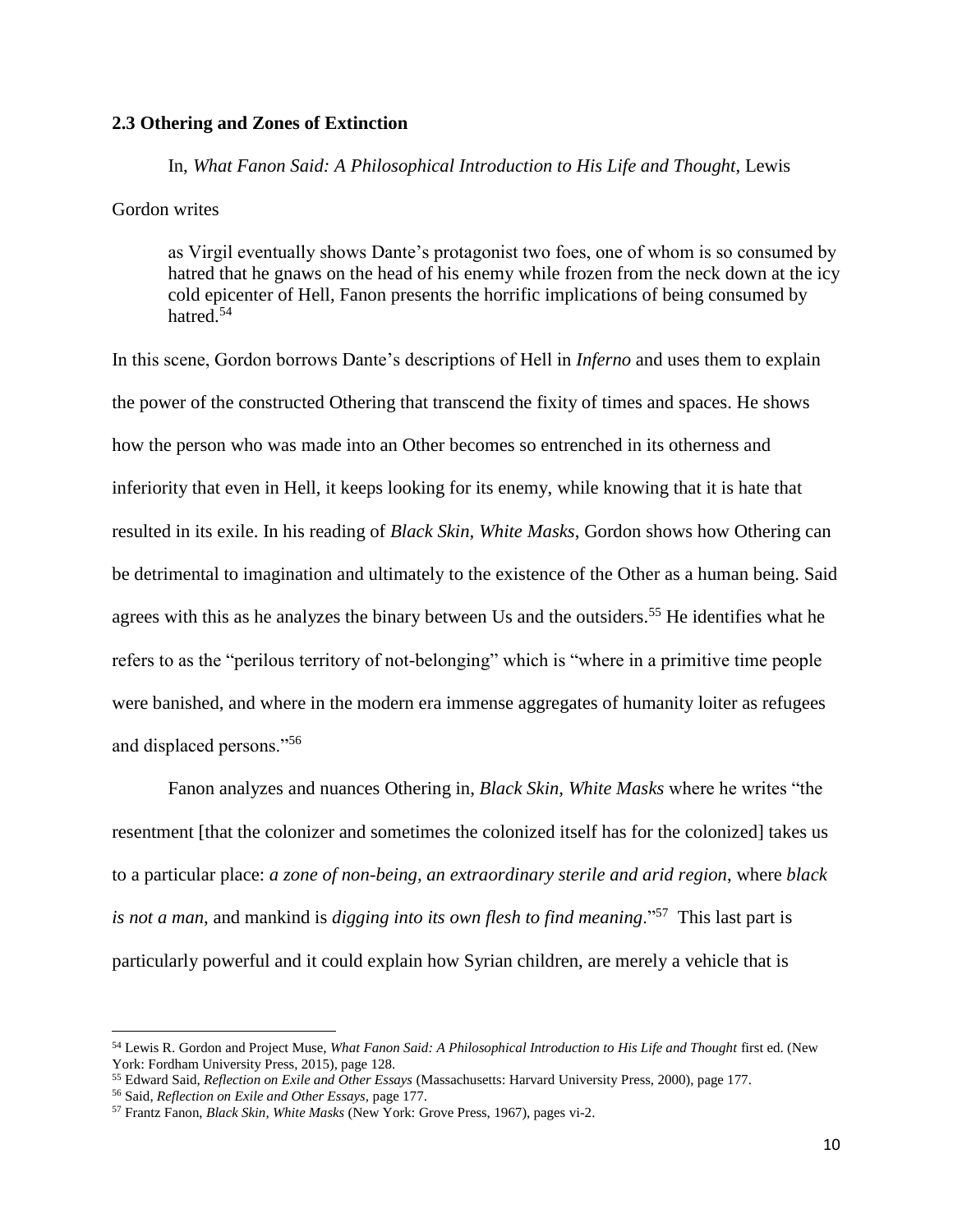### 2.3 Othering and Zones of Extinction

In, *What Fanon Said: A Philosophical Introduction to His Life and Thought*, Lewis Gordon writes

> as Virgil eventually shows Dante's protagonist two foes, one of whom is so consumed by hatred that he gnaws on the head of his enemy while frozen from the neck down at the icy cold epicenter of Hell, Fanon presents the horrific implications of being consumed by hatred.[54]

In this scene, Gordon borrows Dante's descriptions of Hell in *Inferno* and uses them to explain the power of the constructed Othering that transcend the fixity of times and spaces. He shows how the person who was made into an Other becomes so entrenched in its otherness and inferiority that even in Hell, it keeps looking for its enemy, while knowing that it is hate that resulted in its exile. In his reading of *Black Skin, White Masks*, Gordon shows how Othering can be detrimental to imagination and ultimately to the existence of the Other as a human being. Said agrees with this as he analyzes the binary between Us and the outsiders.[55] He identifies what he refers to as the "perilous territory of not-belonging" which is "where in a primitive time people were banished, and where in the modern era immense aggregates of humanity loiter as refugees and displaced persons."[56]

Fanon analyzes and nuances Othering in, *Black Skin, White Masks* where he writes "the resentment [that the colonizer and sometimes the colonized itself has for the colonized] takes us to a particular place: *a zone of non-being, an extraordinary sterile and arid region*, where *black is not a man*, and mankind is *digging into its own flesh to find meaning*."[57] This last part is particularly powerful and it could explain how Syrian children, are merely a vehicle that is

---

[54] Lewis R. Gordon and Project Muse, *What Fanon Said: A Philosophical Introduction to His Life and Thought* first ed. (New York: Fordham University Press, 2015), page 128.

[55] Edward Said, *Reflection on Exile and Other Essays* (Massachusetts: Harvard University Press, 2000), page 177.

[56] Said, *Reflection on Exile and Other Essays,* page 177.

[57] Frantz Fanon, *Black Skin, White Masks* (New York: Grove Press, 1967), pages vi-2.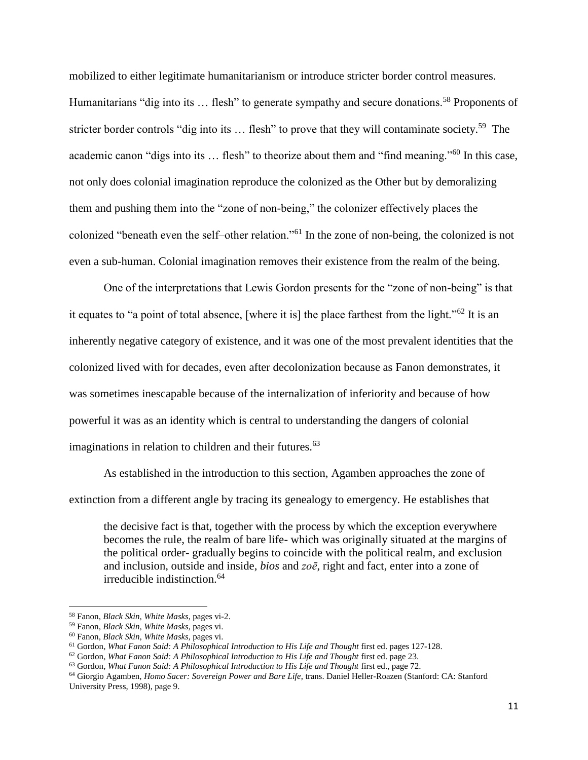mobilized to either legitimate humanitarianism or introduce stricter border control measures. Humanitarians "dig into its … flesh" to generate sympathy and secure donations.[58] Proponents of stricter border controls "dig into its … flesh" to prove that they will contaminate society.[59] The academic canon "digs into its … flesh" to theorize about them and "find meaning."[60] In this case, not only does colonial imagination reproduce the colonized as the Other but by demoralizing them and pushing them into the "zone of non-being," the colonizer effectively places the colonized "beneath even the self–other relation."[61] In the zone of non-being, the colonized is not even a sub-human. Colonial imagination removes their existence from the realm of the being.

One of the interpretations that Lewis Gordon presents for the "zone of non-being" is that it equates to "a point of total absence, [where it is] the place farthest from the light."[62] It is an inherently negative category of existence, and it was one of the most prevalent identities that the colonized lived with for decades, even after decolonization because as Fanon demonstrates, it was sometimes inescapable because of the internalization of inferiority and because of how powerful it was as an identity which is central to understanding the dangers of colonial imaginations in relation to children and their futures.[63]

As established in the introduction to this section, Agamben approaches the zone of extinction from a different angle by tracing its genealogy to emergency. He establishes that

> the decisive fact is that, together with the process by which the exception everywhere becomes the rule, the realm of bare life- which was originally situated at the margins of the political order- gradually begins to coincide with the political realm, and exclusion and inclusion, outside and inside, *bios* and *zoē*, right and fact, enter into a zone of irreducible indistinction.[64]

---

[58] Fanon, *Black Skin, White Masks,* pages vi-2.

[59] Fanon, *Black Skin, White Masks,* pages vi.

[60] Fanon, *Black Skin, White Masks,* pages vi.

[61] Gordon, *What Fanon Said: A Philosophical Introduction to His Life and Thought* first ed. pages 127-128.

[62] Gordon, *What Fanon Said: A Philosophical Introduction to His Life and Thought* first ed. page 23.

[63] Gordon, *What Fanon Said: A Philosophical Introduction to His Life and Thought* first ed., page 72.

[64] Giorgio Agamben, *Homo Sacer: Sovereign Power and Bare Life*, trans. Daniel Heller-Roazen (Stanford: CA: Stanford University Press, 1998), page 9.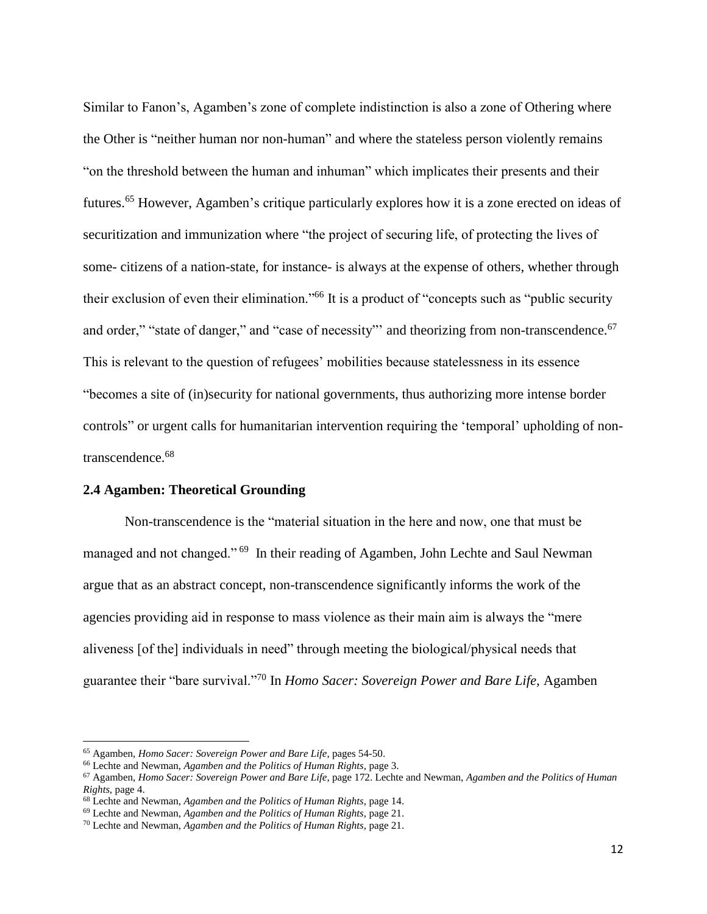Similar to Fanon's, Agamben's zone of complete indistinction is also a zone of Othering where the Other is "neither human nor non-human" and where the stateless person violently remains "on the threshold between the human and inhuman" which implicates their presents and their futures.[65] However, Agamben's critique particularly explores how it is a zone erected on ideas of securitization and immunization where "the project of securing life, of protecting the lives of some- citizens of a nation-state, for instance- is always at the expense of others, whether through their exclusion of even their elimination."[66] It is a product of "concepts such as "public security and order," "state of danger," and "case of necessity"' and theorizing from non-transcendence.[67] This is relevant to the question of refugees' mobilities because statelessness in its essence "becomes a site of (in)security for national governments, thus authorizing more intense border controls" or urgent calls for humanitarian intervention requiring the 'temporal' upholding of non-transcendence.[68]

### 2.4 Agamben: Theoretical Grounding

Non-transcendence is the "material situation in the here and now, one that must be managed and not changed." [69] In their reading of Agamben, John Lechte and Saul Newman argue that as an abstract concept, non-transcendence significantly informs the work of the agencies providing aid in response to mass violence as their main aim is always the "mere aliveness [of the] individuals in need" through meeting the biological/physical needs that guarantee their "bare survival."[70] In *Homo Sacer: Sovereign Power and Bare Life,* Agamben

---

[65] Agamben, *Homo Sacer: Sovereign Power and Bare Life*, pages 54-50.

[66] Lechte and Newman, *Agamben and the Politics of Human Rights,* page 3.

[67] Agamben, *Homo Sacer: Sovereign Power and Bare Life*, page 172. Lechte and Newman, *Agamben and the Politics of Human Rights,* page 4.

[68] Lechte and Newman, *Agamben and the Politics of Human Rights,* page 14.

[69] Lechte and Newman, *Agamben and the Politics of Human Rights,* page 21.

[70] Lechte and Newman, *Agamben and the Politics of Human Rights,* page 21.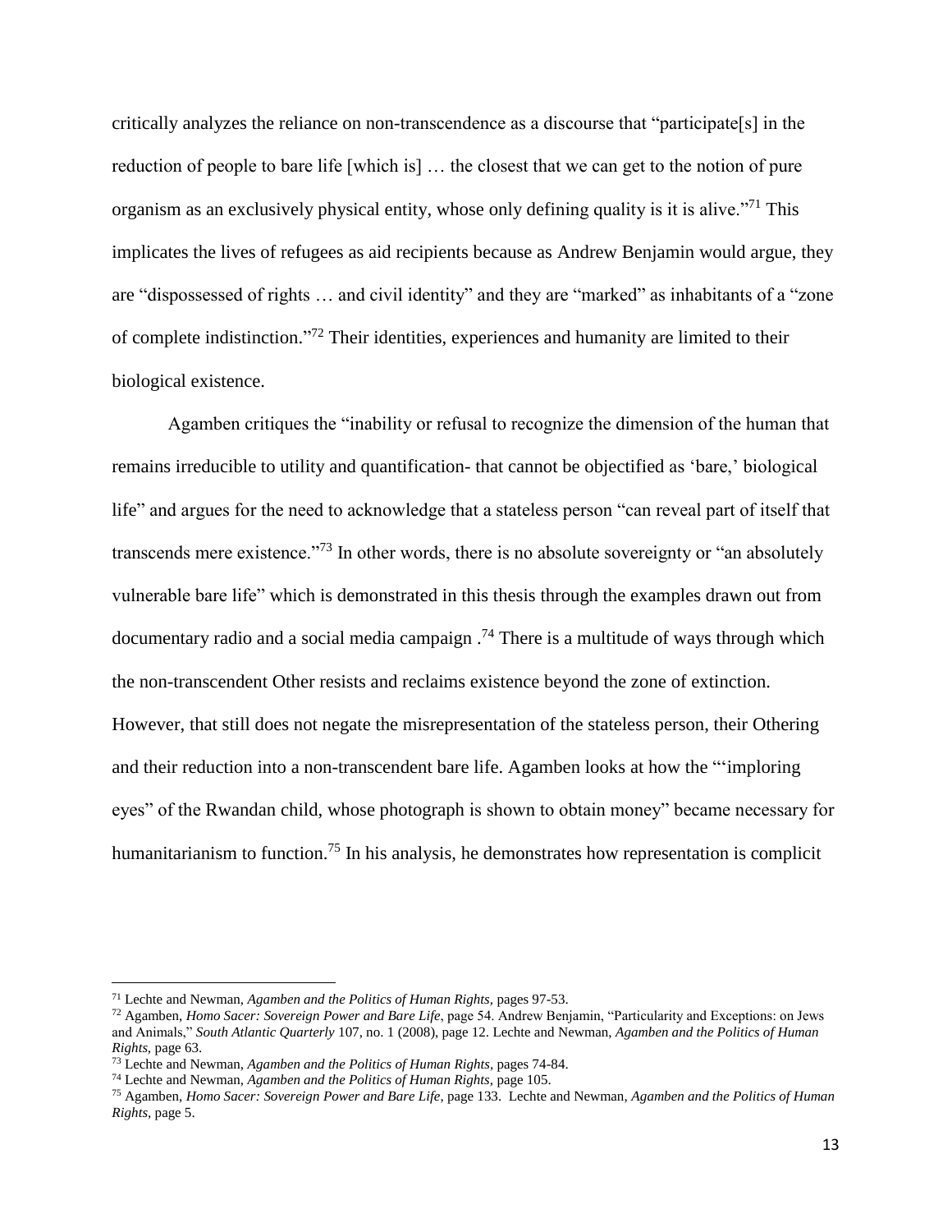critically analyzes the reliance on non-transcendence as a discourse that "participate[s] in the reduction of people to bare life [which is] … the closest that we can get to the notion of pure organism as an exclusively physical entity, whose only defining quality is it is alive."[71] This implicates the lives of refugees as aid recipients because as Andrew Benjamin would argue, they are "dispossessed of rights … and civil identity" and they are "marked" as inhabitants of a "zone of complete indistinction."[72] Their identities, experiences and humanity are limited to their biological existence.

Agamben critiques the "inability or refusal to recognize the dimension of the human that remains irreducible to utility and quantification- that cannot be objectified as 'bare,' biological life" and argues for the need to acknowledge that a stateless person "can reveal part of itself that transcends mere existence."[73] In other words, there is no absolute sovereignty or "an absolutely vulnerable bare life" which is demonstrated in this thesis through the examples drawn out from documentary radio and a social media campaign .[74] There is a multitude of ways through which the non-transcendent Other resists and reclaims existence beyond the zone of extinction. However, that still does not negate the misrepresentation of the stateless person, their Othering and their reduction into a non-transcendent bare life. Agamben looks at how the "'imploring eyes" of the Rwandan child, whose photograph is shown to obtain money" became necessary for humanitarianism to function.[75] In his analysis, he demonstrates how representation is complicit

---

[71] Lechte and Newman, *Agamben and the Politics of Human Rights*, pages 97-53.

[72] Agamben, *Homo Sacer: Sovereign Power and Bare Life*, page 54. Andrew Benjamin, "Particularity and Exceptions: on Jews and Animals," *South Atlantic Quarterly* 107, no. 1 (2008), page 12. Lechte and Newman, *Agamben and the Politics of Human Rights*, page 63.

[73] Lechte and Newman, *Agamben and the Politics of Human Rights*, pages 74-84.

[74] Lechte and Newman, *Agamben and the Politics of Human Rights*, page 105.

[75] Agamben, *Homo Sacer: Sovereign Power and Bare Life*, page 133. Lechte and Newman, *Agamben and the Politics of Human Rights*, page 5.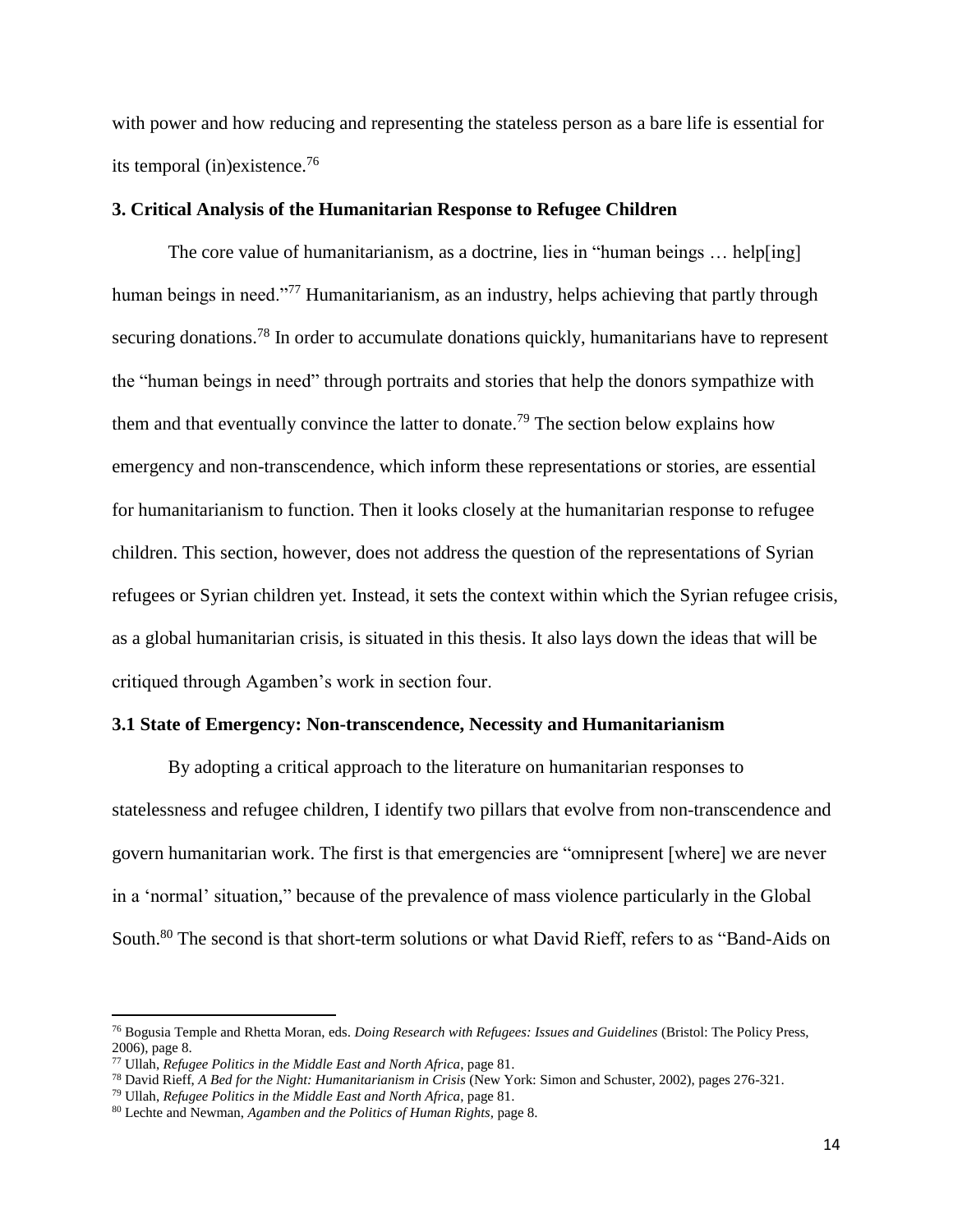with power and how reducing and representing the stateless person as a bare life is essential for its temporal (in)existence.[76]

## 3. Critical Analysis of the Humanitarian Response to Refugee Children

The core value of humanitarianism, as a doctrine, lies in "human beings … help[ing] human beings in need."[77] Humanitarianism, as an industry, helps achieving that partly through securing donations.[78] In order to accumulate donations quickly, humanitarians have to represent the "human beings in need" through portraits and stories that help the donors sympathize with them and that eventually convince the latter to donate.[79] The section below explains how emergency and non-transcendence, which inform these representations or stories, are essential for humanitarianism to function. Then it looks closely at the humanitarian response to refugee children. This section, however, does not address the question of the representations of Syrian refugees or Syrian children yet. Instead, it sets the context within which the Syrian refugee crisis, as a global humanitarian crisis, is situated in this thesis. It also lays down the ideas that will be critiqued through Agamben's work in section four.

### 3.1 State of Emergency: Non-transcendence, Necessity and Humanitarianism

By adopting a critical approach to the literature on humanitarian responses to statelessness and refugee children, I identify two pillars that evolve from non-transcendence and govern humanitarian work. The first is that emergencies are "omnipresent [where] we are never in a 'normal' situation," because of the prevalence of mass violence particularly in the Global South.[80] The second is that short-term solutions or what David Rieff, refers to as "Band-Aids on

---

[76] Bogusia Temple and Rhetta Moran, eds. *Doing Research with Refugees: Issues and Guidelines* (Bristol: The Policy Press, 2006), page 8.

[77] Ullah, *Refugee Politics in the Middle East and North Africa*, page 81.

[78] David Rieff, *A Bed for the Night: Humanitarianism in Crisis* (New York: Simon and Schuster, 2002), pages 276-321.

[79] Ullah, *Refugee Politics in the Middle East and North Africa*, page 81.

[80] Lechte and Newman, *Agamben and the Politics of Human Rights*, page 8.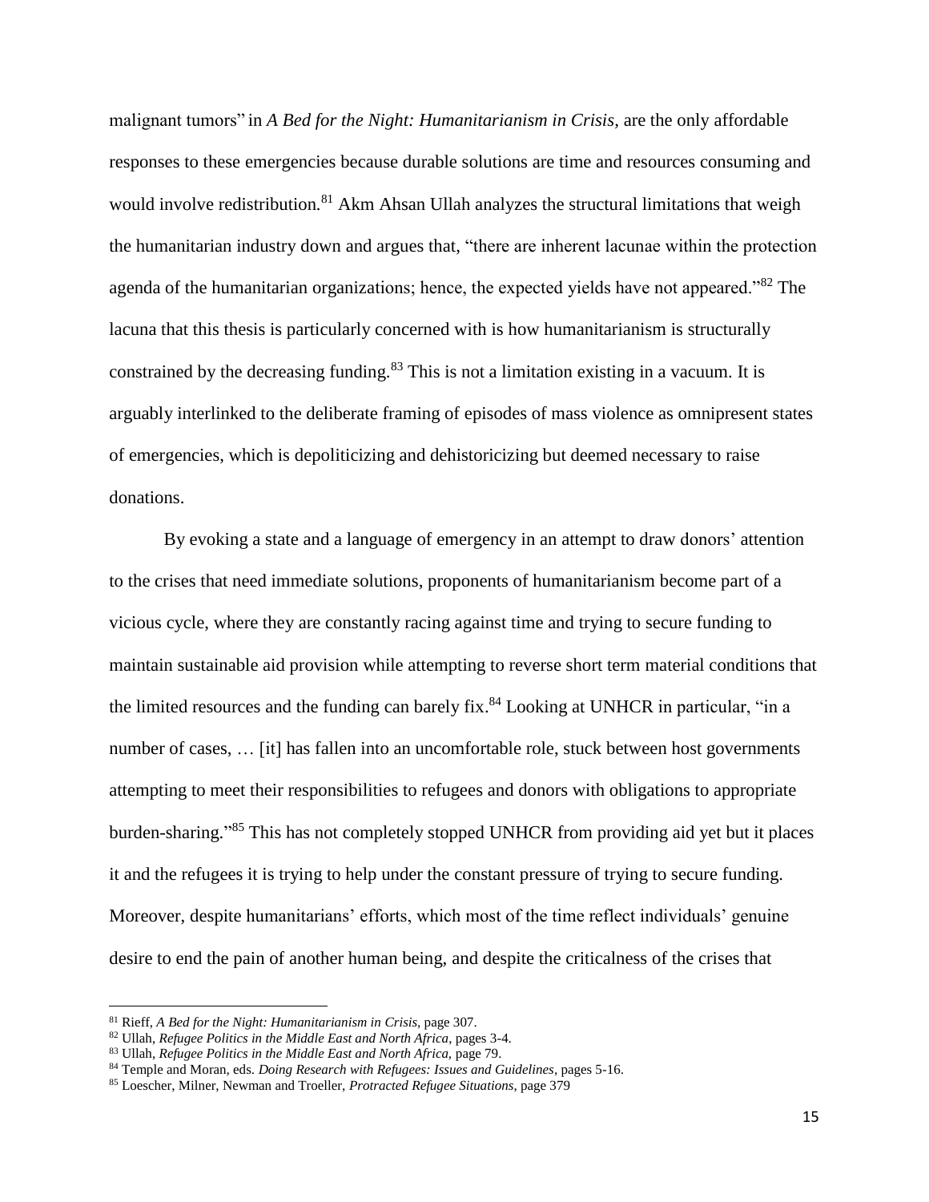malignant tumors" in *A Bed for the Night: Humanitarianism in Crisis,* are the only affordable responses to these emergencies because durable solutions are time and resources consuming and would involve redistribution.[81] Akm Ahsan Ullah analyzes the structural limitations that weigh the humanitarian industry down and argues that, "there are inherent lacunae within the protection agenda of the humanitarian organizations; hence, the expected yields have not appeared."[82] The lacuna that this thesis is particularly concerned with is how humanitarianism is structurally constrained by the decreasing funding.[83] This is not a limitation existing in a vacuum. It is arguably interlinked to the deliberate framing of episodes of mass violence as omnipresent states of emergencies, which is depoliticizing and dehistoricizing but deemed necessary to raise donations.

By evoking a state and a language of emergency in an attempt to draw donors' attention to the crises that need immediate solutions, proponents of humanitarianism become part of a vicious cycle, where they are constantly racing against time and trying to secure funding to maintain sustainable aid provision while attempting to reverse short term material conditions that the limited resources and the funding can barely fix.[84] Looking at UNHCR in particular, "in a number of cases, … [it] has fallen into an uncomfortable role, stuck between host governments attempting to meet their responsibilities to refugees and donors with obligations to appropriate burden-sharing."[85] This has not completely stopped UNHCR from providing aid yet but it places it and the refugees it is trying to help under the constant pressure of trying to secure funding. Moreover, despite humanitarians' efforts, which most of the time reflect individuals' genuine desire to end the pain of another human being, and despite the criticalness of the crises that

---

[81] Rieff, *A Bed for the Night: Humanitarianism in Crisis*, page 307.
[82] Ullah, *Refugee Politics in the Middle East and North Africa*, pages 3-4.
[83] Ullah, *Refugee Politics in the Middle East and North Africa,* page 79.
[84] Temple and Moran, eds. *Doing Research with Refugees: Issues and Guidelines*, pages 5-16.
[85] Loescher, Milner, Newman and Troeller, *Protracted Refugee Situations*, page 379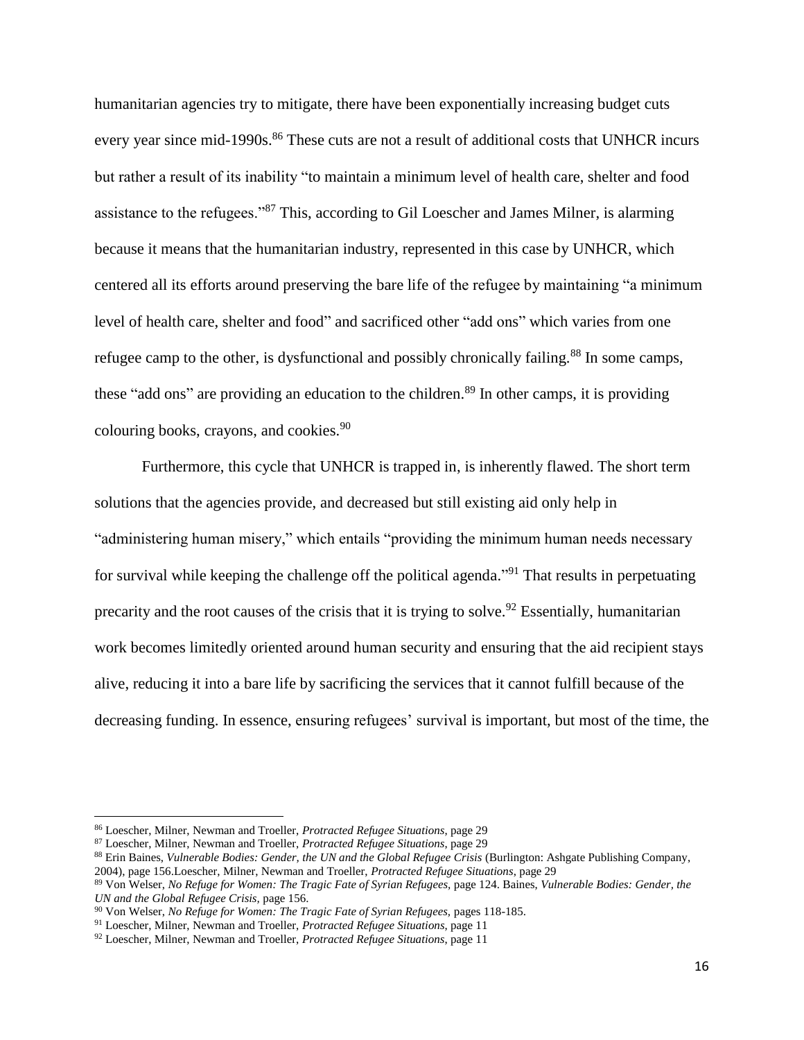humanitarian agencies try to mitigate, there have been exponentially increasing budget cuts every year since mid-1990s.[86] These cuts are not a result of additional costs that UNHCR incurs but rather a result of its inability "to maintain a minimum level of health care, shelter and food assistance to the refugees."[87] This, according to Gil Loescher and James Milner, is alarming because it means that the humanitarian industry, represented in this case by UNHCR, which centered all its efforts around preserving the bare life of the refugee by maintaining "a minimum level of health care, shelter and food" and sacrificed other "add ons" which varies from one refugee camp to the other, is dysfunctional and possibly chronically failing.[88] In some camps, these "add ons" are providing an education to the children.[89] In other camps, it is providing colouring books, crayons, and cookies.[90]

Furthermore, this cycle that UNHCR is trapped in, is inherently flawed. The short term solutions that the agencies provide, and decreased but still existing aid only help in "administering human misery," which entails "providing the minimum human needs necessary for survival while keeping the challenge off the political agenda."[91] That results in perpetuating precarity and the root causes of the crisis that it is trying to solve.[92] Essentially, humanitarian work becomes limitedly oriented around human security and ensuring that the aid recipient stays alive, reducing it into a bare life by sacrificing the services that it cannot fulfill because of the decreasing funding. In essence, ensuring refugees' survival is important, but most of the time, the

---

[86] Loescher, Milner, Newman and Troeller, *Protracted Refugee Situations,* page 29

[87] Loescher, Milner, Newman and Troeller, *Protracted Refugee Situations,* page 29

[88] Erin Baines, *Vulnerable Bodies: Gender, the UN and the Global Refugee Crisis* (Burlington: Ashgate Publishing Company, 2004), page 156.Loescher, Milner, Newman and Troeller, *Protracted Refugee Situations,* page 29

[89] Von Welser, *No Refuge for Women: The Tragic Fate of Syrian Refugees,* page 124. Baines, *Vulnerable Bodies: Gender, the UN and the Global Refugee Crisis,* page 156.

[90] Von Welser, *No Refuge for Women: The Tragic Fate of Syrian Refugees,* pages 118-185.

[91] Loescher, Milner, Newman and Troeller, *Protracted Refugee Situations,* page 11

[92] Loescher, Milner, Newman and Troeller, *Protracted Refugee Situations,* page 11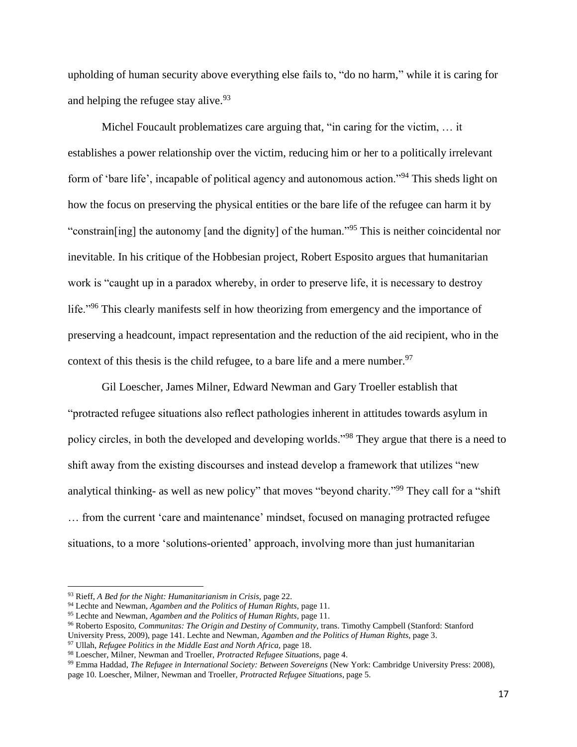upholding of human security above everything else fails to, "do no harm," while it is caring for and helping the refugee stay alive.[93]

Michel Foucault problematizes care arguing that, "in caring for the victim, … it establishes a power relationship over the victim, reducing him or her to a politically irrelevant form of 'bare life', incapable of political agency and autonomous action."[94] This sheds light on how the focus on preserving the physical entities or the bare life of the refugee can harm it by "constrain[ing] the autonomy [and the dignity] of the human."[95] This is neither coincidental nor inevitable. In his critique of the Hobbesian project, Robert Esposito argues that humanitarian work is "caught up in a paradox whereby, in order to preserve life, it is necessary to destroy life."[96] This clearly manifests self in how theorizing from emergency and the importance of preserving a headcount, impact representation and the reduction of the aid recipient, who in the context of this thesis is the child refugee, to a bare life and a mere number.[97]

Gil Loescher, James Milner, Edward Newman and Gary Troeller establish that "protracted refugee situations also reflect pathologies inherent in attitudes towards asylum in policy circles, in both the developed and developing worlds."[98] They argue that there is a need to shift away from the existing discourses and instead develop a framework that utilizes "new analytical thinking- as well as new policy" that moves "beyond charity."[99] They call for a "shift … from the current 'care and maintenance' mindset, focused on managing protracted refugee situations, to a more 'solutions-oriented' approach, involving more than just humanitarian

---

[93] Rieff, *A Bed for the Night: Humanitarianism in Crisis*, page 22.

[94] Lechte and Newman, *Agamben and the Politics of Human Rights*, page 11.

[95] Lechte and Newman, *Agamben and the Politics of Human Rights*, page 11.

[96] Roberto Esposito, *Communitas: The Origin and Destiny of Community*, trans. Timothy Campbell (Stanford: Stanford University Press, 2009), page 141. Lechte and Newman, *Agamben and the Politics of Human Rights*, page 3.

[97] Ullah, *Refugee Politics in the Middle East and North Africa*, page 18.

[98] Loescher, Milner, Newman and Troeller, *Protracted Refugee Situations*, page 4.

[99] Emma Haddad, *The Refugee in International Society: Between Sovereigns* (New York: Cambridge University Press: 2008), page 10. Loescher, Milner, Newman and Troeller, *Protracted Refugee Situations*, page 5.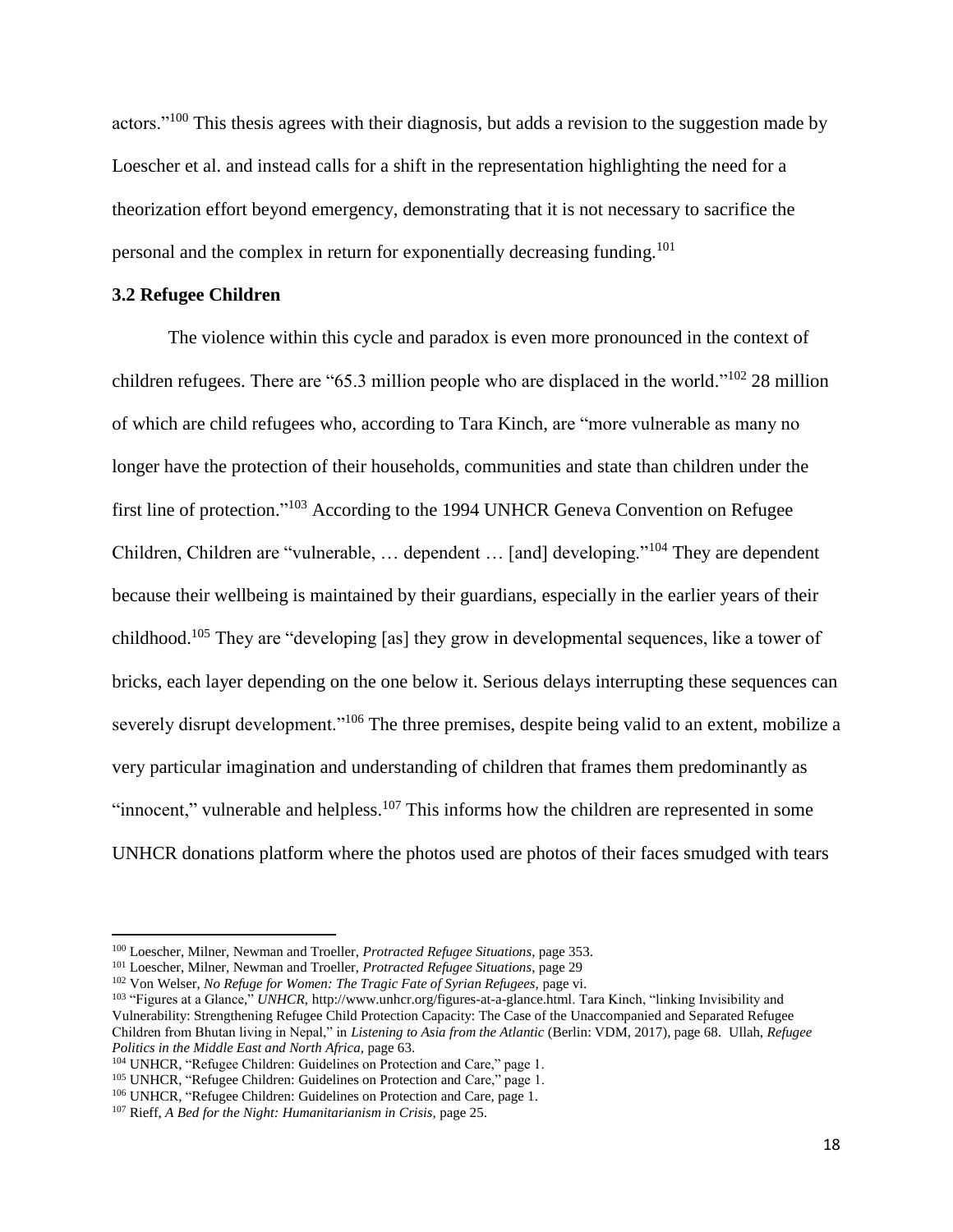actors."[100] This thesis agrees with their diagnosis, but adds a revision to the suggestion made by Loescher et al. and instead calls for a shift in the representation highlighting the need for a theorization effort beyond emergency, demonstrating that it is not necessary to sacrifice the personal and the complex in return for exponentially decreasing funding.[101]

### 3.2 Refugee Children

The violence within this cycle and paradox is even more pronounced in the context of children refugees. There are "65.3 million people who are displaced in the world."[102] 28 million of which are child refugees who, according to Tara Kinch, are "more vulnerable as many no longer have the protection of their households, communities and state than children under the first line of protection."[103] According to the 1994 UNHCR Geneva Convention on Refugee Children, Children are "vulnerable, … dependent … [and] developing."[104] They are dependent because their wellbeing is maintained by their guardians, especially in the earlier years of their childhood.[105] They are "developing [as] they grow in developmental sequences, like a tower of bricks, each layer depending on the one below it. Serious delays interrupting these sequences can severely disrupt development."[106] The three premises, despite being valid to an extent, mobilize a very particular imagination and understanding of children that frames them predominantly as "innocent," vulnerable and helpless.[107] This informs how the children are represented in some UNHCR donations platform where the photos used are photos of their faces smudged with tears

---

[100] Loescher, Milner, Newman and Troeller, *Protracted Refugee Situations*, page 353.

[101] Loescher, Milner, Newman and Troeller, *Protracted Refugee Situations*, page 29

[102] Von Welser, *No Refuge for Women: The Tragic Fate of Syrian Refugees,* page vi.

[103] "Figures at a Glance," *UNHCR*, http://www.unhcr.org/figures-at-a-glance.html. Tara Kinch, "linking Invisibility and Vulnerability: Strengthening Refugee Child Protection Capacity: The Case of the Unaccompanied and Separated Refugee Children from Bhutan living in Nepal," in *Listening to Asia from the Atlantic* (Berlin: VDM, 2017), page 68. Ullah, *Refugee Politics in the Middle East and North Africa*, page 63.

[104] UNHCR, "Refugee Children: Guidelines on Protection and Care," page 1.

[105] UNHCR, "Refugee Children: Guidelines on Protection and Care," page 1.

[106] UNHCR, "Refugee Children: Guidelines on Protection and Care, page 1.

[107] Rieff, *A Bed for the Night: Humanitarianism in Crisis*, page 25.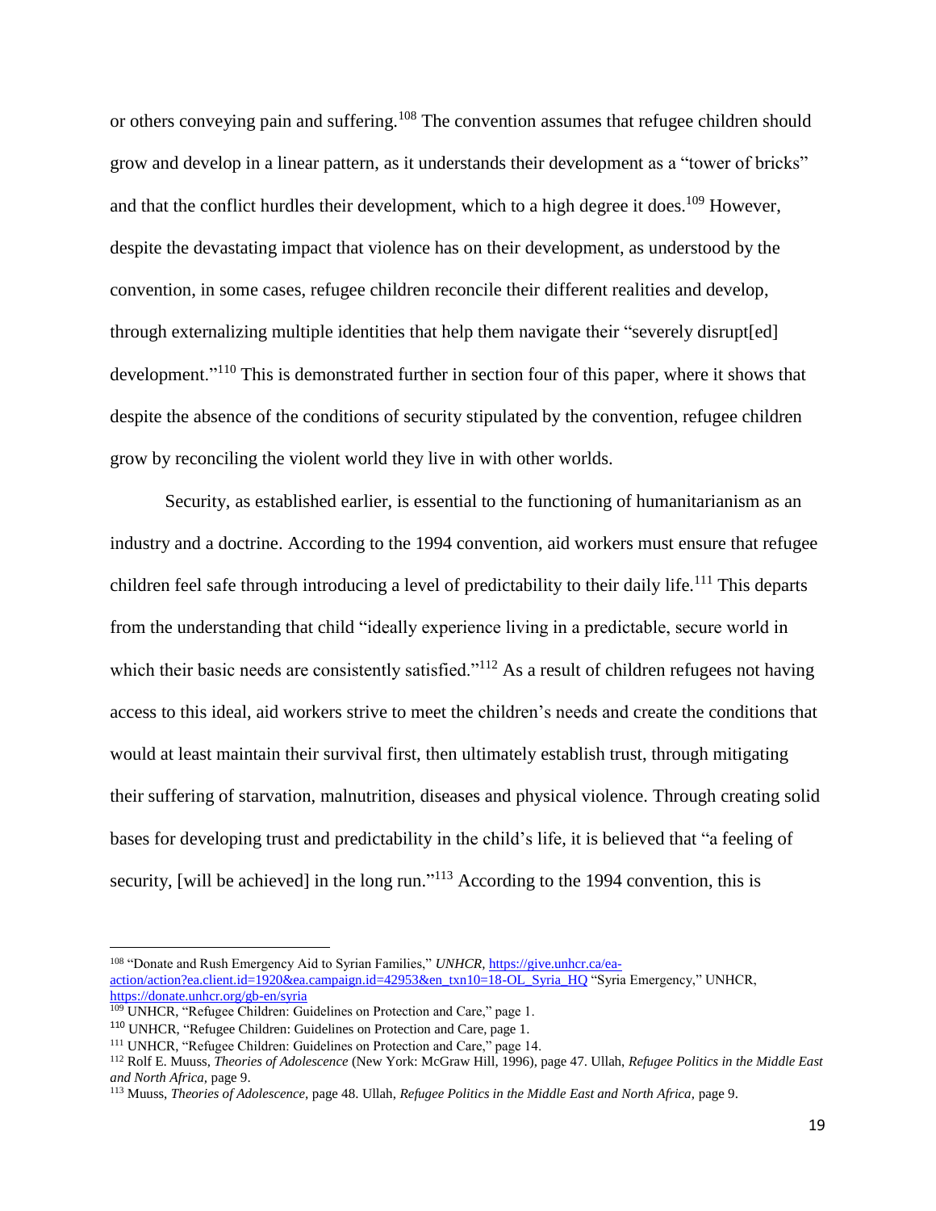or others conveying pain and suffering.[108] The convention assumes that refugee children should grow and develop in a linear pattern, as it understands their development as a "tower of bricks" and that the conflict hurdles their development, which to a high degree it does.[109] However, despite the devastating impact that violence has on their development, as understood by the convention, in some cases, refugee children reconcile their different realities and develop, through externalizing multiple identities that help them navigate their "severely disrupt[ed] development."[110] This is demonstrated further in section four of this paper, where it shows that despite the absence of the conditions of security stipulated by the convention, refugee children grow by reconciling the violent world they live in with other worlds.

Security, as established earlier, is essential to the functioning of humanitarianism as an industry and a doctrine. According to the 1994 convention, aid workers must ensure that refugee children feel safe through introducing a level of predictability to their daily life.[111] This departs from the understanding that child "ideally experience living in a predictable, secure world in which their basic needs are consistently satisfied."[112] As a result of children refugees not having access to this ideal, aid workers strive to meet the children's needs and create the conditions that would at least maintain their survival first, then ultimately establish trust, through mitigating their suffering of starvation, malnutrition, diseases and physical violence. Through creating solid bases for developing trust and predictability in the child's life, it is believed that "a feeling of security, [will be achieved] in the long run."[113] According to the 1994 convention, this is

---

[108] "Donate and Rush Emergency Aid to Syrian Families," *UNHCR*, https://give.unhcr.ca/ea-action/action?ea.client.id=1920&ea.campaign.id=42953&en_txn10=18-OL_Syria_HQ "Syria Emergency," UNHCR, https://donate.unhcr.org/gb-en/syria

[109] UNHCR, "Refugee Children: Guidelines on Protection and Care," page 1.

[110] UNHCR, "Refugee Children: Guidelines on Protection and Care, page 1.

[111] UNHCR, "Refugee Children: Guidelines on Protection and Care," page 14.

[112] Rolf E. Muuss, *Theories of Adolescence* (New York: McGraw Hill, 1996), page 47. Ullah, *Refugee Politics in the Middle East and North Africa*, page 9.

[113] Muuss, *Theories of Adolescence,* page 48. Ullah, *Refugee Politics in the Middle East and North Africa*, page 9.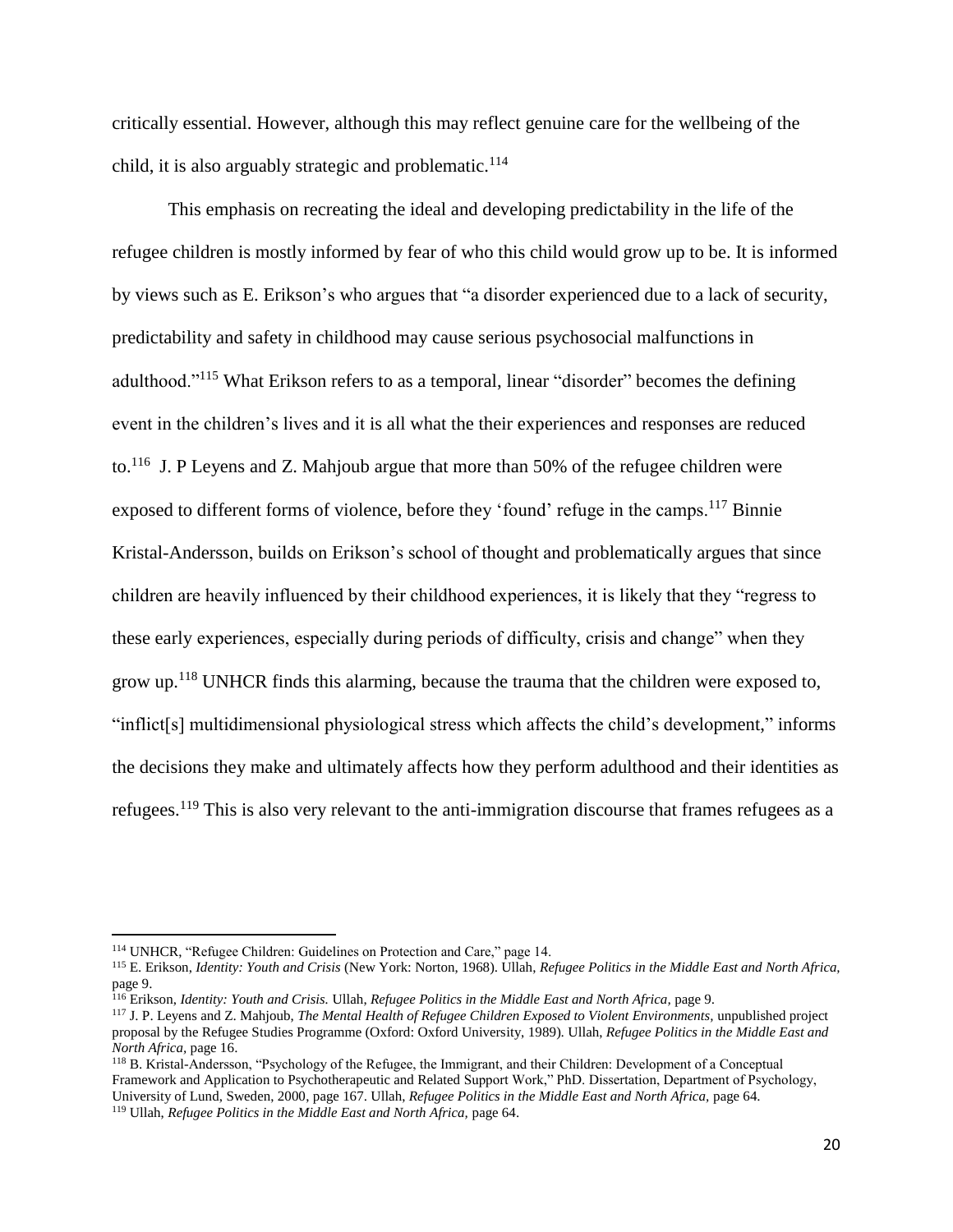critically essential. However, although this may reflect genuine care for the wellbeing of the child, it is also arguably strategic and problematic.[114]

This emphasis on recreating the ideal and developing predictability in the life of the refugee children is mostly informed by fear of who this child would grow up to be. It is informed by views such as E. Erikson's who argues that "a disorder experienced due to a lack of security, predictability and safety in childhood may cause serious psychosocial malfunctions in adulthood."[115] What Erikson refers to as a temporal, linear "disorder" becomes the defining event in the children's lives and it is all what the their experiences and responses are reduced to.[116] J. P Leyens and Z. Mahjoub argue that more than 50% of the refugee children were exposed to different forms of violence, before they 'found' refuge in the camps.[117] Binnie Kristal-Andersson, builds on Erikson's school of thought and problematically argues that since children are heavily influenced by their childhood experiences, it is likely that they "regress to these early experiences, especially during periods of difficulty, crisis and change" when they grow up.[118] UNHCR finds this alarming, because the trauma that the children were exposed to, "inflict[s] multidimensional physiological stress which affects the child's development," informs the decisions they make and ultimately affects how they perform adulthood and their identities as refugees.[119] This is also very relevant to the anti-immigration discourse that frames refugees as a

---

[114] UNHCR, "Refugee Children: Guidelines on Protection and Care," page 14.

[115] E. Erikson, *Identity: Youth and Crisis* (New York: Norton, 1968). Ullah, *Refugee Politics in the Middle East and North Africa,* page 9.

[116] Erikson, *Identity: Youth and Crisis.* Ullah, *Refugee Politics in the Middle East and North Africa,* page 9.

[117] J. P. Leyens and Z. Mahjoub, *The Mental Health of Refugee Children Exposed to Violent Environments,* unpublished project proposal by the Refugee Studies Programme (Oxford: Oxford University, 1989). Ullah, *Refugee Politics in the Middle East and North Africa,* page 16.

[118] B. Kristal-Andersson, "Psychology of the Refugee, the Immigrant, and their Children: Development of a Conceptual Framework and Application to Psychotherapeutic and Related Support Work," PhD. Dissertation, Department of Psychology, University of Lund, Sweden, 2000, page 167. Ullah, *Refugee Politics in the Middle East and North Africa,* page 64.

[119] Ullah, *Refugee Politics in the Middle East and North Africa,* page 64.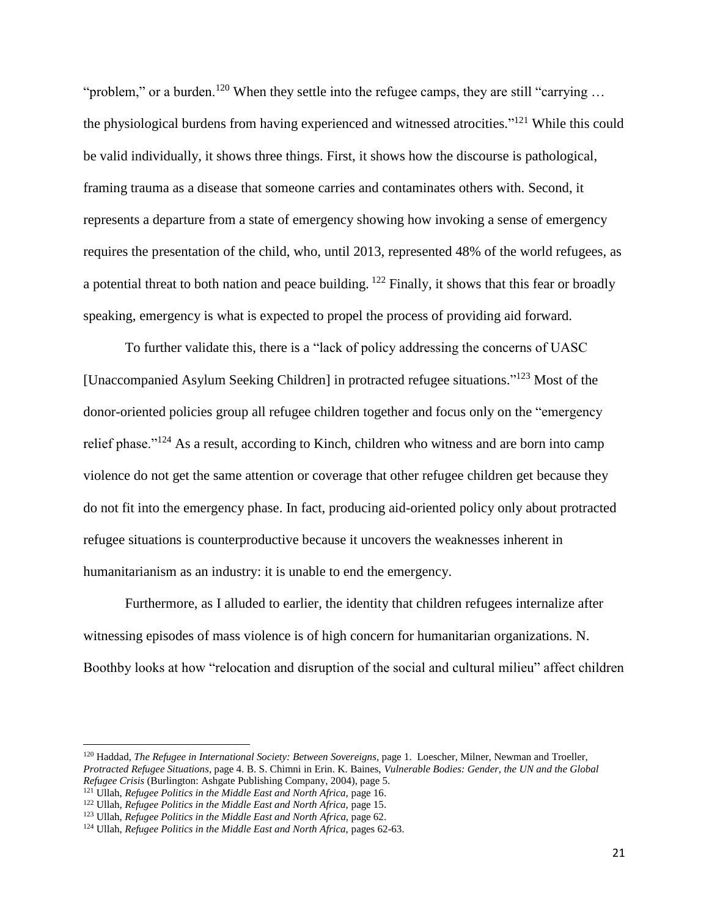"problem," or a burden.[120] When they settle into the refugee camps, they are still "carrying … the physiological burdens from having experienced and witnessed atrocities."[121] While this could be valid individually, it shows three things. First, it shows how the discourse is pathological, framing trauma as a disease that someone carries and contaminates others with. Second, it represents a departure from a state of emergency showing how invoking a sense of emergency requires the presentation of the child, who, until 2013, represented 48% of the world refugees, as a potential threat to both nation and peace building. [122] Finally, it shows that this fear or broadly speaking, emergency is what is expected to propel the process of providing aid forward.

To further validate this, there is a "lack of policy addressing the concerns of UASC [Unaccompanied Asylum Seeking Children] in protracted refugee situations."[123] Most of the donor-oriented policies group all refugee children together and focus only on the "emergency relief phase."[124] As a result, according to Kinch, children who witness and are born into camp violence do not get the same attention or coverage that other refugee children get because they do not fit into the emergency phase. In fact, producing aid-oriented policy only about protracted refugee situations is counterproductive because it uncovers the weaknesses inherent in humanitarianism as an industry: it is unable to end the emergency.

Furthermore, as I alluded to earlier, the identity that children refugees internalize after witnessing episodes of mass violence is of high concern for humanitarian organizations. N. Boothby looks at how "relocation and disruption of the social and cultural milieu" affect children

---

[120] Haddad, *The Refugee in International Society: Between Sovereigns*, page 1. Loescher, Milner, Newman and Troeller, *Protracted Refugee Situations*, page 4. B. S. Chimni in Erin. K. Baines, *Vulnerable Bodies: Gender, the UN and the Global Refugee Crisis* (Burlington: Ashgate Publishing Company, 2004), page 5.

[121] Ullah, *Refugee Politics in the Middle East and North Africa,* page 16.

[122] Ullah, *Refugee Politics in the Middle East and North Africa,* page 15.

[123] Ullah, *Refugee Politics in the Middle East and North Africa,* page 62.

[124] Ullah, *Refugee Politics in the Middle East and North Africa,* pages 62-63.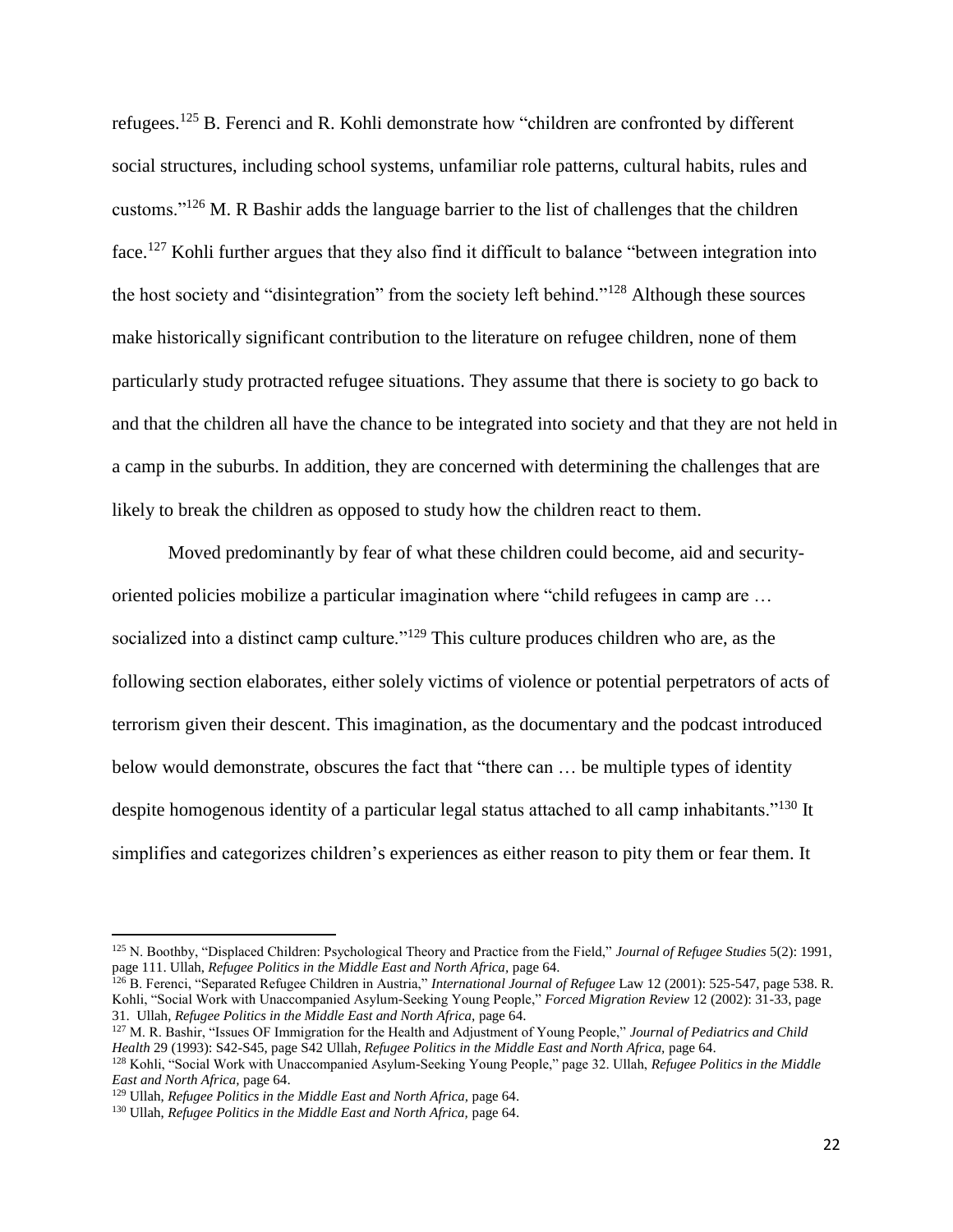refugees.[125] B. Ferenci and R. Kohli demonstrate how "children are confronted by different social structures, including school systems, unfamiliar role patterns, cultural habits, rules and customs."[126] M. R Bashir adds the language barrier to the list of challenges that the children face.[127] Kohli further argues that they also find it difficult to balance "between integration into the host society and "disintegration" from the society left behind."[128] Although these sources make historically significant contribution to the literature on refugee children, none of them particularly study protracted refugee situations. They assume that there is society to go back to and that the children all have the chance to be integrated into society and that they are not held in a camp in the suburbs. In addition, they are concerned with determining the challenges that are likely to break the children as opposed to study how the children react to them.

Moved predominantly by fear of what these children could become, aid and security-oriented policies mobilize a particular imagination where "child refugees in camp are … socialized into a distinct camp culture."[129] This culture produces children who are, as the following section elaborates, either solely victims of violence or potential perpetrators of acts of terrorism given their descent. This imagination, as the documentary and the podcast introduced below would demonstrate, obscures the fact that "there can … be multiple types of identity despite homogenous identity of a particular legal status attached to all camp inhabitants."[130] It simplifies and categorizes children's experiences as either reason to pity them or fear them. It

---

[125] N. Boothby, "Displaced Children: Psychological Theory and Practice from the Field," *Journal of Refugee Studies* 5(2): 1991, page 111. Ullah, *Refugee Politics in the Middle East and North Africa,* page 64.

[126] B. Ferenci, "Separated Refugee Children in Austria," *International Journal of Refugee* Law 12 (2001): 525-547, page 538. R. Kohli, "Social Work with Unaccompanied Asylum-Seeking Young People," *Forced Migration Review* 12 (2002): 31-33, page 31. Ullah, *Refugee Politics in the Middle East and North Africa,* page 64.

[127] M. R. Bashir, "Issues OF Immigration for the Health and Adjustment of Young People," *Journal of Pediatrics and Child Health* 29 (1993): S42-S45, page S42 Ullah, *Refugee Politics in the Middle East and North Africa,* page 64.

[128] Kohli, "Social Work with Unaccompanied Asylum-Seeking Young People," page 32. Ullah, *Refugee Politics in the Middle East and North Africa,* page 64.

[129] Ullah, *Refugee Politics in the Middle East and North Africa,* page 64.

[130] Ullah, *Refugee Politics in the Middle East and North Africa,* page 64.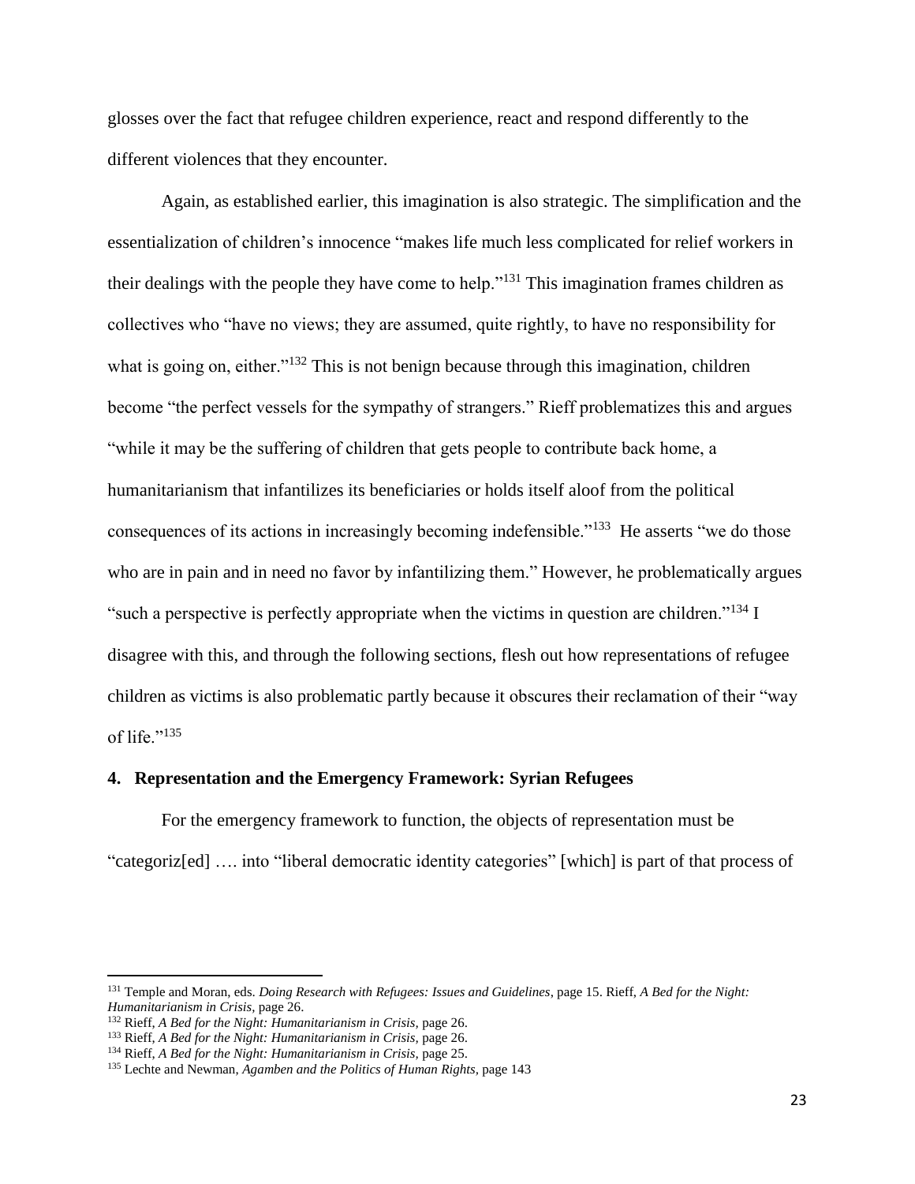glosses over the fact that refugee children experience, react and respond differently to the different violences that they encounter.

Again, as established earlier, this imagination is also strategic. The simplification and the essentialization of children's innocence "makes life much less complicated for relief workers in their dealings with the people they have come to help."[131] This imagination frames children as collectives who "have no views; they are assumed, quite rightly, to have no responsibility for what is going on, either."[132] This is not benign because through this imagination, children become "the perfect vessels for the sympathy of strangers." Rieff problematizes this and argues "while it may be the suffering of children that gets people to contribute back home, a humanitarianism that infantilizes its beneficiaries or holds itself aloof from the political consequences of its actions in increasingly becoming indefensible."[133] He asserts "we do those who are in pain and in need no favor by infantilizing them." However, he problematically argues "such a perspective is perfectly appropriate when the victims in question are children."[134] I disagree with this, and through the following sections, flesh out how representations of refugee children as victims is also problematic partly because it obscures their reclamation of their "way of life."[135]

## 4. Representation and the Emergency Framework: Syrian Refugees

For the emergency framework to function, the objects of representation must be "categoriz[ed] …. into "liberal democratic identity categories" [which] is part of that process of

---

[131] Temple and Moran, eds. *Doing Research with Refugees: Issues and Guidelines*, page 15. Rieff, *A Bed for the Night: Humanitarianism in Crisis,* page 26.

[132] Rieff, *A Bed for the Night: Humanitarianism in Crisis,* page 26.

[133] Rieff, *A Bed for the Night: Humanitarianism in Crisis,* page 26.

[134] Rieff, *A Bed for the Night: Humanitarianism in Crisis,* page 25.

[135] Lechte and Newman, *Agamben and the Politics of Human Rights,* page 143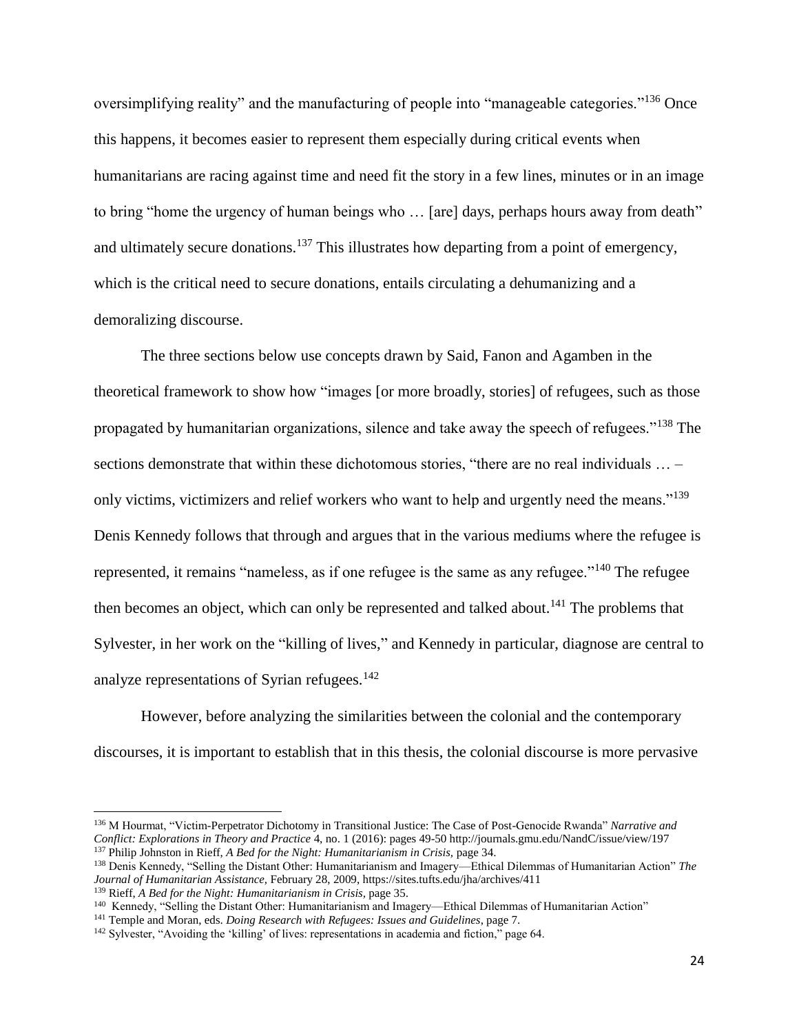oversimplifying reality" and the manufacturing of people into "manageable categories."[136] Once this happens, it becomes easier to represent them especially during critical events when humanitarians are racing against time and need fit the story in a few lines, minutes or in an image to bring "home the urgency of human beings who … [are] days, perhaps hours away from death" and ultimately secure donations.[137] This illustrates how departing from a point of emergency, which is the critical need to secure donations, entails circulating a dehumanizing and a demoralizing discourse.

The three sections below use concepts drawn by Said, Fanon and Agamben in the theoretical framework to show how "images [or more broadly, stories] of refugees, such as those propagated by humanitarian organizations, silence and take away the speech of refugees."[138] The sections demonstrate that within these dichotomous stories, "there are no real individuals … – only victims, victimizers and relief workers who want to help and urgently need the means."[139] Denis Kennedy follows that through and argues that in the various mediums where the refugee is represented, it remains "nameless, as if one refugee is the same as any refugee."[140] The refugee then becomes an object, which can only be represented and talked about.[141] The problems that Sylvester, in her work on the "killing of lives," and Kennedy in particular, diagnose are central to analyze representations of Syrian refugees.[142]

However, before analyzing the similarities between the colonial and the contemporary discourses, it is important to establish that in this thesis, the colonial discourse is more pervasive

---

[136] M Hourmat, "Victim-Perpetrator Dichotomy in Transitional Justice: The Case of Post-Genocide Rwanda" *Narrative and Conflict: Explorations in Theory and Practice* 4, no. 1 (2016): pages 49-50 http://journals.gmu.edu/NandC/issue/view/197

[137] Philip Johnston in Rieff, *A Bed for the Night: Humanitarianism in Crisis,* page 34.

[138] Denis Kennedy, "Selling the Distant Other: Humanitarianism and Imagery—Ethical Dilemmas of Humanitarian Action" *The Journal of Humanitarian Assistance,* February 28, 2009, https://sites.tufts.edu/jha/archives/411

[139] Rieff, *A Bed for the Night: Humanitarianism in Crisis,* page 35.

[140] Kennedy, "Selling the Distant Other: Humanitarianism and Imagery—Ethical Dilemmas of Humanitarian Action"

[141] Temple and Moran, eds. *Doing Research with Refugees: Issues and Guidelines,* page 7.

[142] Sylvester, "Avoiding the 'killing' of lives: representations in academia and fiction," page 64.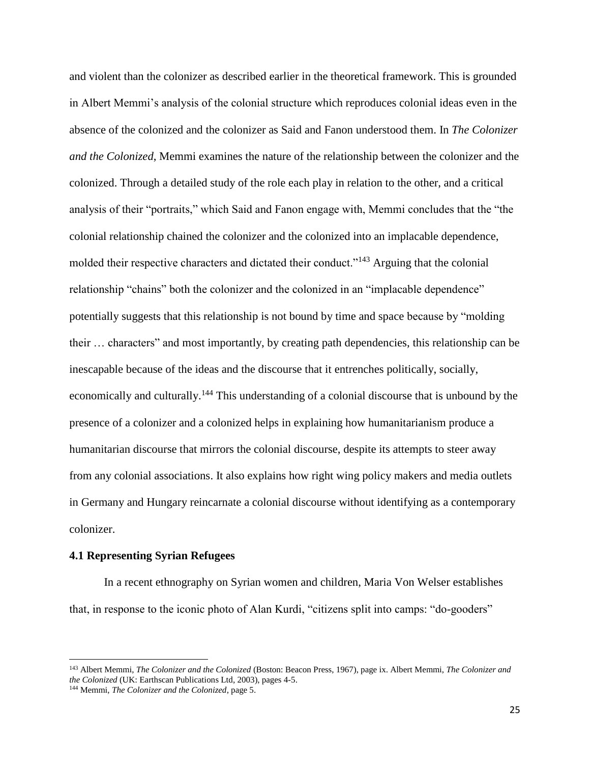and violent than the colonizer as described earlier in the theoretical framework. This is grounded in Albert Memmi's analysis of the colonial structure which reproduces colonial ideas even in the absence of the colonized and the colonizer as Said and Fanon understood them. In *The Colonizer and the Colonized*, Memmi examines the nature of the relationship between the colonizer and the colonized. Through a detailed study of the role each play in relation to the other, and a critical analysis of their "portraits," which Said and Fanon engage with, Memmi concludes that the "the colonial relationship chained the colonizer and the colonized into an implacable dependence, molded their respective characters and dictated their conduct."[143] Arguing that the colonial relationship "chains" both the colonizer and the colonized in an "implacable dependence" potentially suggests that this relationship is not bound by time and space because by "molding their … characters" and most importantly, by creating path dependencies, this relationship can be inescapable because of the ideas and the discourse that it entrenches politically, socially, economically and culturally.[144] This understanding of a colonial discourse that is unbound by the presence of a colonizer and a colonized helps in explaining how humanitarianism produce a humanitarian discourse that mirrors the colonial discourse, despite its attempts to steer away from any colonial associations. It also explains how right wing policy makers and media outlets in Germany and Hungary reincarnate a colonial discourse without identifying as a contemporary colonizer.

### 4.1 Representing Syrian Refugees

In a recent ethnography on Syrian women and children, Maria Von Welser establishes that, in response to the iconic photo of Alan Kurdi, "citizens split into camps: "do-gooders"

---

[143] Albert Memmi, *The Colonizer and the Colonized* (Boston: Beacon Press, 1967), page ix. Albert Memmi, *The Colonizer and the Colonized* (UK: Earthscan Publications Ltd, 2003), pages 4-5.

[144] Memmi, *The Colonizer and the Colonized*, page 5.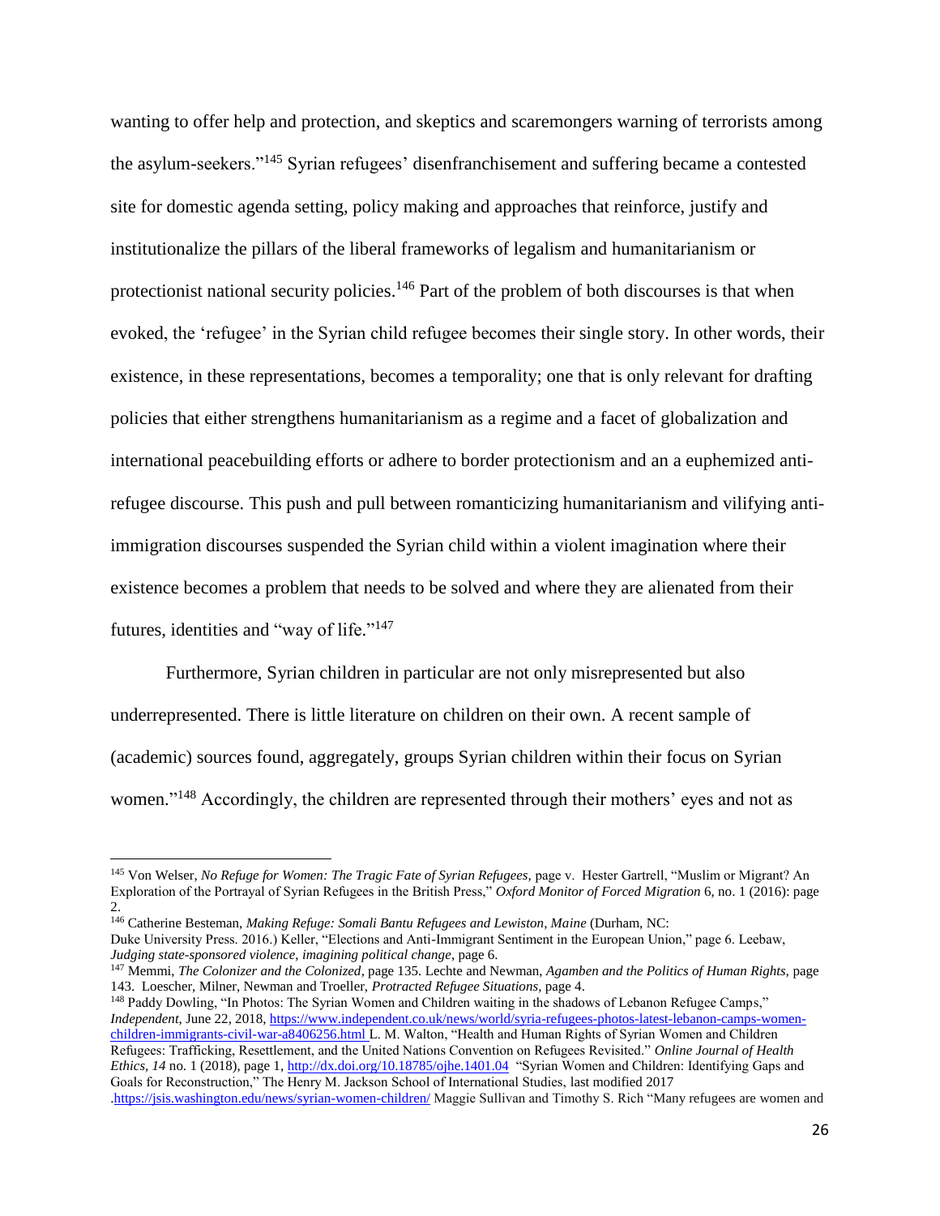wanting to offer help and protection, and skeptics and scaremongers warning of terrorists among the asylum-seekers."[145] Syrian refugees' disenfranchisement and suffering became a contested site for domestic agenda setting, policy making and approaches that reinforce, justify and institutionalize the pillars of the liberal frameworks of legalism and humanitarianism or protectionist national security policies.[146] Part of the problem of both discourses is that when evoked, the 'refugee' in the Syrian child refugee becomes their single story. In other words, their existence, in these representations, becomes a temporality; one that is only relevant for drafting policies that either strengthens humanitarianism as a regime and a facet of globalization and international peacebuilding efforts or adhere to border protectionism and an a euphemized anti-refugee discourse. This push and pull between romanticizing humanitarianism and vilifying anti-immigration discourses suspended the Syrian child within a violent imagination where their existence becomes a problem that needs to be solved and where they are alienated from their futures, identities and "way of life."[147]

Furthermore, Syrian children in particular are not only misrepresented but also underrepresented. There is little literature on children on their own. A recent sample of (academic) sources found, aggregately, groups Syrian children within their focus on Syrian women."[148] Accordingly, the children are represented through their mothers' eyes and not as

---

[145] Von Welser, *No Refuge for Women: The Tragic Fate of Syrian Refugees,* page v. Hester Gartrell, "Muslim or Migrant? An Exploration of the Portrayal of Syrian Refugees in the British Press," *Oxford Monitor of Forced Migration* 6, no. 1 (2016): page 2.

[146] Catherine Besteman, *Making Refuge: Somali Bantu Refugees and Lewiston, Maine* (Durham, NC: Duke University Press. 2016.) Keller, "Elections and Anti-Immigrant Sentiment in the European Union," page 6. Leebaw, *Judging state-sponsored violence, imagining political change*, page 6.

[147] Memmi, *The Colonizer and the Colonized*, page 135. Lechte and Newman, *Agamben and the Politics of Human Rights,* page 143. Loescher, Milner, Newman and Troeller, *Protracted Refugee Situations*, page 4.

[148] Paddy Dowling, "In Photos: The Syrian Women and Children waiting in the shadows of Lebanon Refugee Camps," *Independent,* June 22, 2018, https://www.independent.co.uk/news/world/syria-refugees-photos-latest-lebanon-camps-women-children-immigrants-civil-war-a8406256.html L. M. Walton, "Health and Human Rights of Syrian Women and Children Refugees: Trafficking, Resettlement, and the United Nations Convention on Refugees Revisited." *Online Journal of Health Ethics, 14* no. 1 (2018), page 1, http://dx.doi.org/10.18785/ojhe.1401.04 "Syrian Women and Children: Identifying Gaps and Goals for Reconstruction," The Henry M. Jackson School of International Studies, last modified 2017 .https://jsis.washington.edu/news/syrian-women-children/ Maggie Sullivan and Timothy S. Rich "Many refugees are women and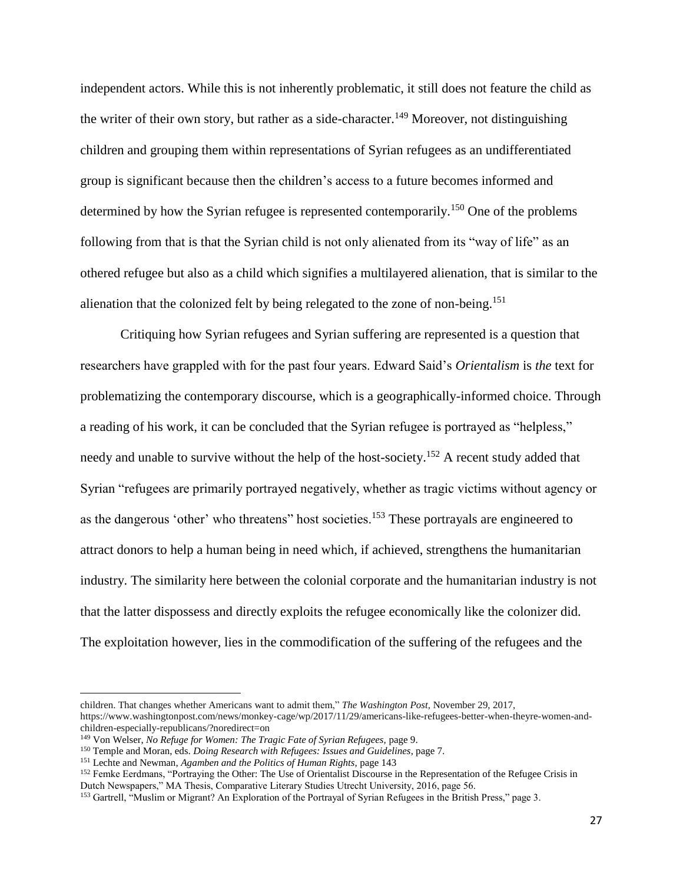independent actors. While this is not inherently problematic, it still does not feature the child as the writer of their own story, but rather as a side-character.[149] Moreover, not distinguishing children and grouping them within representations of Syrian refugees as an undifferentiated group is significant because then the children's access to a future becomes informed and determined by how the Syrian refugee is represented contemporarily.[150] One of the problems following from that is that the Syrian child is not only alienated from its "way of life" as an othered refugee but also as a child which signifies a multilayered alienation, that is similar to the alienation that the colonized felt by being relegated to the zone of non-being.[151]

Critiquing how Syrian refugees and Syrian suffering are represented is a question that researchers have grappled with for the past four years. Edward Said's *Orientalism* is *the* text for problematizing the contemporary discourse, which is a geographically-informed choice. Through a reading of his work, it can be concluded that the Syrian refugee is portrayed as "helpless," needy and unable to survive without the help of the host-society.[152] A recent study added that Syrian "refugees are primarily portrayed negatively, whether as tragic victims without agency or as the dangerous 'other' who threatens" host societies.[153] These portrayals are engineered to attract donors to help a human being in need which, if achieved, strengthens the humanitarian industry. The similarity here between the colonial corporate and the humanitarian industry is not that the latter dispossess and directly exploits the refugee economically like the colonizer did. The exploitation however, lies in the commodification of the suffering of the refugees and the

---

children. That changes whether Americans want to admit them," *The Washington Post*, November 29, 2017, https://www.washingtonpost.com/news/monkey-cage/wp/2017/11/29/americans-like-refugees-better-when-theyre-women-and-children-especially-republicans/?noredirect=on

[149] Von Welser, *No Refuge for Women: The Tragic Fate of Syrian Refugees*, page 9.

[150] Temple and Moran, eds. *Doing Research with Refugees: Issues and Guidelines*, page 7.

[151] Lechte and Newman, *Agamben and the Politics of Human Rights*, page 143

[152] Femke Eerdmans, "Portraying the Other: The Use of Orientalist Discourse in the Representation of the Refugee Crisis in Dutch Newspapers," MA Thesis, Comparative Literary Studies Utrecht University, 2016, page 56.

[153] Gartrell, "Muslim or Migrant? An Exploration of the Portrayal of Syrian Refugees in the British Press," page 3.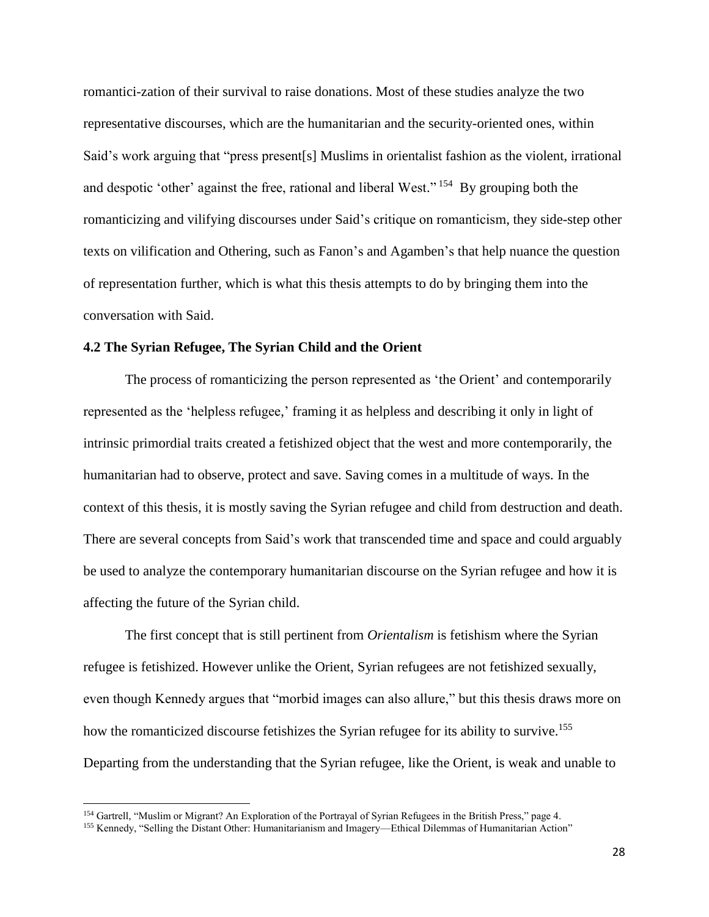romantici-zation of their survival to raise donations. Most of these studies analyze the two representative discourses, which are the humanitarian and the security-oriented ones, within Said's work arguing that "press present[s] Muslims in orientalist fashion as the violent, irrational and despotic 'other' against the free, rational and liberal West."[154] By grouping both the romanticizing and vilifying discourses under Said's critique on romanticism, they side-step other texts on vilification and Othering, such as Fanon's and Agamben's that help nuance the question of representation further, which is what this thesis attempts to do by bringing them into the conversation with Said.

### 4.2 The Syrian Refugee, The Syrian Child and the Orient

The process of romanticizing the person represented as 'the Orient' and contemporarily represented as the 'helpless refugee,' framing it as helpless and describing it only in light of intrinsic primordial traits created a fetishized object that the west and more contemporarily, the humanitarian had to observe, protect and save. Saving comes in a multitude of ways. In the context of this thesis, it is mostly saving the Syrian refugee and child from destruction and death. There are several concepts from Said's work that transcended time and space and could arguably be used to analyze the contemporary humanitarian discourse on the Syrian refugee and how it is affecting the future of the Syrian child.

The first concept that is still pertinent from *Orientalism* is fetishism where the Syrian refugee is fetishized. However unlike the Orient, Syrian refugees are not fetishized sexually, even though Kennedy argues that "morbid images can also allure," but this thesis draws more on how the romanticized discourse fetishizes the Syrian refugee for its ability to survive.[155] Departing from the understanding that the Syrian refugee, like the Orient, is weak and unable to

---

[154] Gartrell, "Muslim or Migrant? An Exploration of the Portrayal of Syrian Refugees in the British Press," page 4.

[155] Kennedy, "Selling the Distant Other: Humanitarianism and Imagery—Ethical Dilemmas of Humanitarian Action"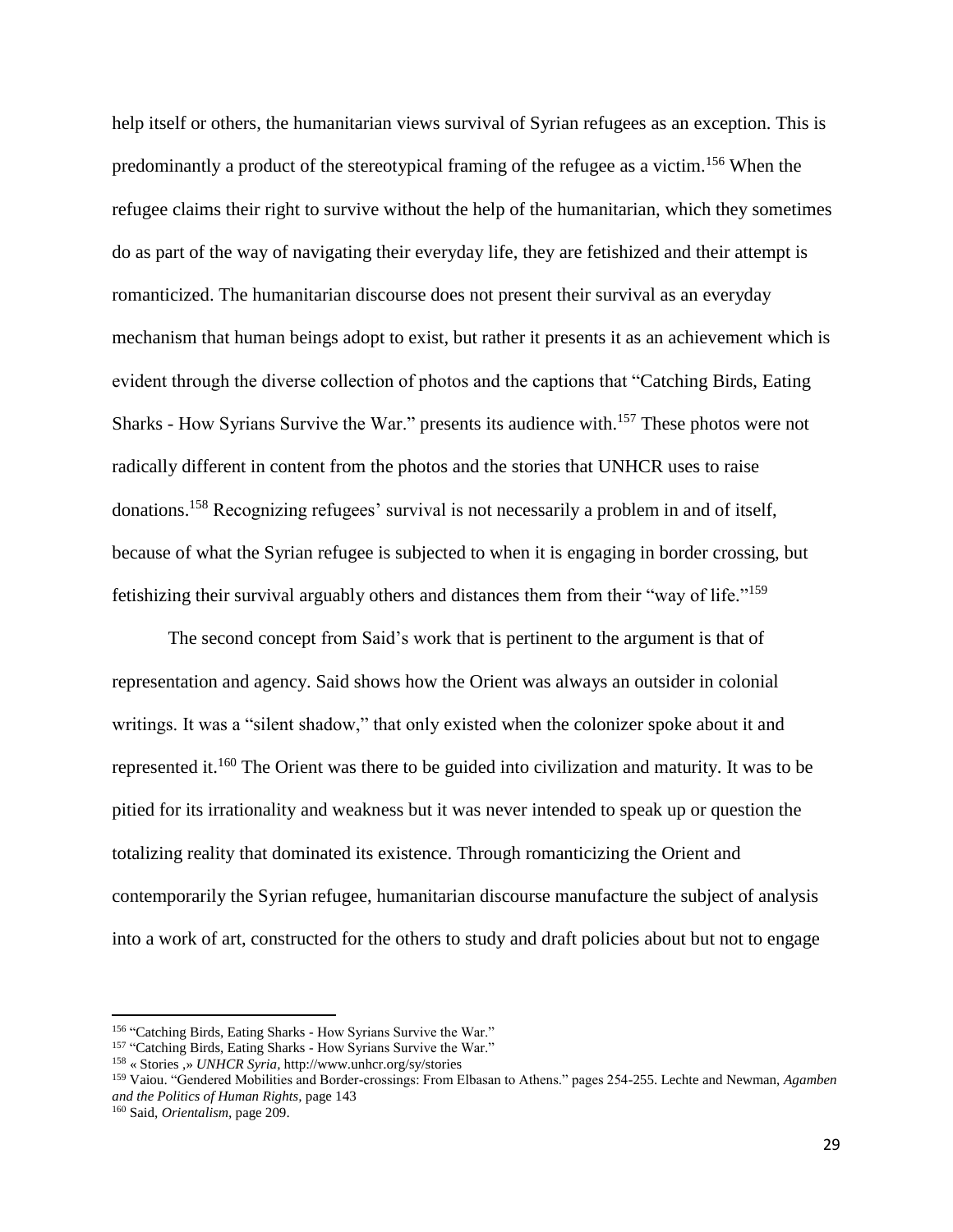help itself or others, the humanitarian views survival of Syrian refugees as an exception. This is predominantly a product of the stereotypical framing of the refugee as a victim.[156] When the refugee claims their right to survive without the help of the humanitarian, which they sometimes do as part of the way of navigating their everyday life, they are fetishized and their attempt is romanticized. The humanitarian discourse does not present their survival as an everyday mechanism that human beings adopt to exist, but rather it presents it as an achievement which is evident through the diverse collection of photos and the captions that "Catching Birds, Eating Sharks - How Syrians Survive the War." presents its audience with.[157] These photos were not radically different in content from the photos and the stories that UNHCR uses to raise donations.[158] Recognizing refugees' survival is not necessarily a problem in and of itself, because of what the Syrian refugee is subjected to when it is engaging in border crossing, but fetishizing their survival arguably others and distances them from their "way of life."[159]

The second concept from Said's work that is pertinent to the argument is that of representation and agency. Said shows how the Orient was always an outsider in colonial writings. It was a "silent shadow," that only existed when the colonizer spoke about it and represented it.[160] The Orient was there to be guided into civilization and maturity. It was to be pitied for its irrationality and weakness but it was never intended to speak up or question the totalizing reality that dominated its existence. Through romanticizing the Orient and contemporarily the Syrian refugee, humanitarian discourse manufacture the subject of analysis into a work of art, constructed for the others to study and draft policies about but not to engage

---

[156] "Catching Birds, Eating Sharks - How Syrians Survive the War."

[157] "Catching Birds, Eating Sharks - How Syrians Survive the War."

[158] « Stories ,» *UNHCR Syria*, http://www.unhcr.org/sy/stories

[159] Vaiou. "Gendered Mobilities and Border-crossings: From Elbasan to Athens." pages 254-255. Lechte and Newman, *Agamben and the Politics of Human Rights*, page 143

[160] Said, *Orientalism*, page 209.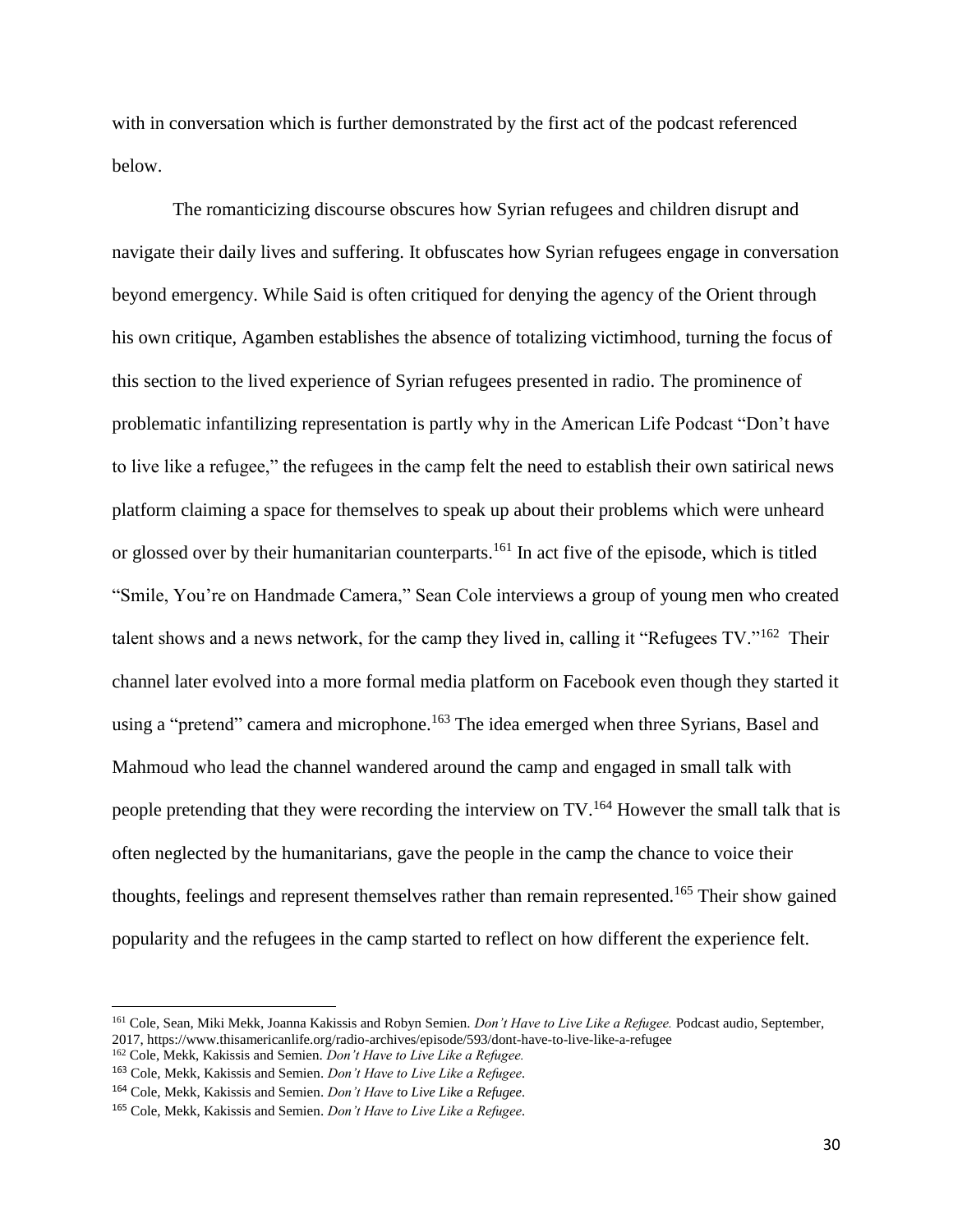with in conversation which is further demonstrated by the first act of the podcast referenced below.

The romanticizing discourse obscures how Syrian refugees and children disrupt and navigate their daily lives and suffering. It obfuscates how Syrian refugees engage in conversation beyond emergency. While Said is often critiqued for denying the agency of the Orient through his own critique, Agamben establishes the absence of totalizing victimhood, turning the focus of this section to the lived experience of Syrian refugees presented in radio. The prominence of problematic infantilizing representation is partly why in the American Life Podcast "Don't have to live like a refugee," the refugees in the camp felt the need to establish their own satirical news platform claiming a space for themselves to speak up about their problems which were unheard or glossed over by their humanitarian counterparts.[161] In act five of the episode, which is titled "Smile, You're on Handmade Camera," Sean Cole interviews a group of young men who created talent shows and a news network, for the camp they lived in, calling it "Refugees TV."[162] Their channel later evolved into a more formal media platform on Facebook even though they started it using a "pretend" camera and microphone.[163] The idea emerged when three Syrians, Basel and Mahmoud who lead the channel wandered around the camp and engaged in small talk with people pretending that they were recording the interview on TV.[164] However the small talk that is often neglected by the humanitarians, gave the people in the camp the chance to voice their thoughts, feelings and represent themselves rather than remain represented.[165] Their show gained popularity and the refugees in the camp started to reflect on how different the experience felt.

---

[161] Cole, Sean, Miki Mekk, Joanna Kakissis and Robyn Semien. *Don't Have to Live Like a Refugee.* Podcast audio, September, 2017, https://www.thisamericanlife.org/radio-archives/episode/593/dont-have-to-live-like-a-refugee

[162] Cole, Mekk, Kakissis and Semien. *Don't Have to Live Like a Refugee.*

[163] Cole, Mekk, Kakissis and Semien. *Don't Have to Live Like a Refugee.*

[164] Cole, Mekk, Kakissis and Semien. *Don't Have to Live Like a Refugee.*

[165] Cole, Mekk, Kakissis and Semien. *Don't Have to Live Like a Refugee.*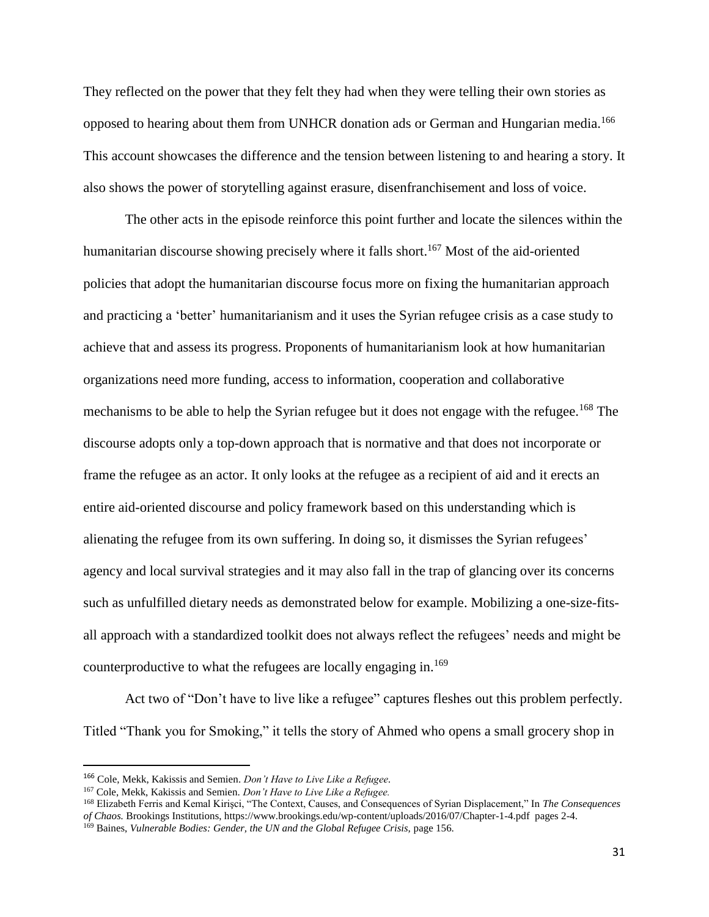They reflected on the power that they felt they had when they were telling their own stories as opposed to hearing about them from UNHCR donation ads or German and Hungarian media.[166] This account showcases the difference and the tension between listening to and hearing a story. It also shows the power of storytelling against erasure, disenfranchisement and loss of voice.

The other acts in the episode reinforce this point further and locate the silences within the humanitarian discourse showing precisely where it falls short.[167] Most of the aid-oriented policies that adopt the humanitarian discourse focus more on fixing the humanitarian approach and practicing a 'better' humanitarianism and it uses the Syrian refugee crisis as a case study to achieve that and assess its progress. Proponents of humanitarianism look at how humanitarian organizations need more funding, access to information, cooperation and collaborative mechanisms to be able to help the Syrian refugee but it does not engage with the refugee.[168] The discourse adopts only a top-down approach that is normative and that does not incorporate or frame the refugee as an actor. It only looks at the refugee as a recipient of aid and it erects an entire aid-oriented discourse and policy framework based on this understanding which is alienating the refugee from its own suffering. In doing so, it dismisses the Syrian refugees' agency and local survival strategies and it may also fall in the trap of glancing over its concerns such as unfulfilled dietary needs as demonstrated below for example. Mobilizing a one-size-fits-all approach with a standardized toolkit does not always reflect the refugees' needs and might be counterproductive to what the refugees are locally engaging in.[169]

Act two of "Don't have to live like a refugee" captures fleshes out this problem perfectly. Titled "Thank you for Smoking," it tells the story of Ahmed who opens a small grocery shop in

---

[166] Cole, Mekk, Kakissis and Semien. *Don't Have to Live Like a Refugee*.

[167] Cole, Mekk, Kakissis and Semien. *Don't Have to Live Like a Refugee.*

[168] Elizabeth Ferris and Kemal Kirişci, "The Context, Causes, and Consequences of Syrian Displacement," In *The Consequences of Chaos.* Brookings Institutions, https://www.brookings.edu/wp-content/uploads/2016/07/Chapter-1-4.pdf pages 2-4.

[169] Baines, *Vulnerable Bodies: Gender, the UN and the Global Refugee Crisis,* page 156.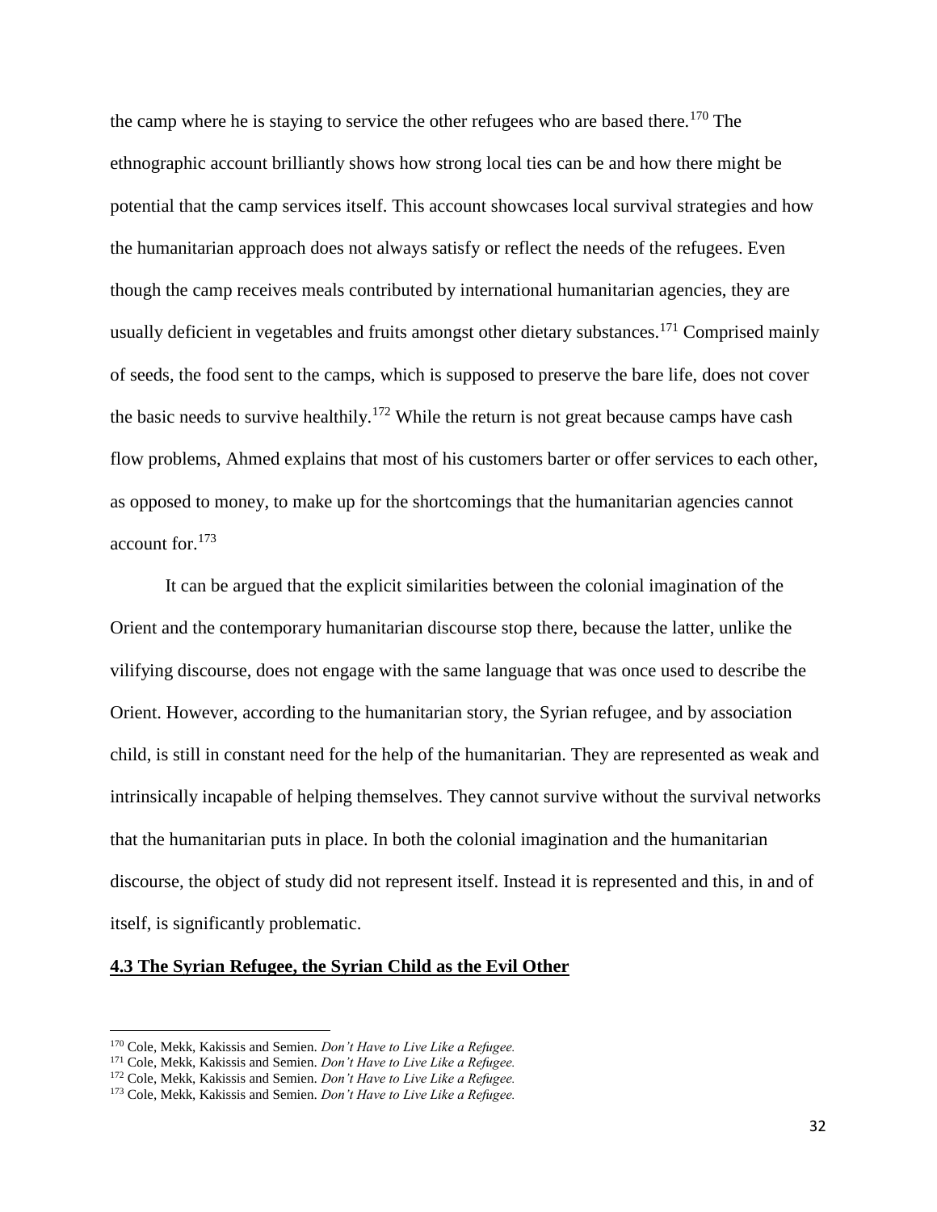the camp where he is staying to service the other refugees who are based there.[170] The ethnographic account brilliantly shows how strong local ties can be and how there might be potential that the camp services itself. This account showcases local survival strategies and how the humanitarian approach does not always satisfy or reflect the needs of the refugees. Even though the camp receives meals contributed by international humanitarian agencies, they are usually deficient in vegetables and fruits amongst other dietary substances.[171] Comprised mainly of seeds, the food sent to the camps, which is supposed to preserve the bare life, does not cover the basic needs to survive healthily.[172] While the return is not great because camps have cash flow problems, Ahmed explains that most of his customers barter or offer services to each other, as opposed to money, to make up for the shortcomings that the humanitarian agencies cannot account for.[173]

It can be argued that the explicit similarities between the colonial imagination of the Orient and the contemporary humanitarian discourse stop there, because the latter, unlike the vilifying discourse, does not engage with the same language that was once used to describe the Orient. However, according to the humanitarian story, the Syrian refugee, and by association child, is still in constant need for the help of the humanitarian. They are represented as weak and intrinsically incapable of helping themselves. They cannot survive without the survival networks that the humanitarian puts in place. In both the colonial imagination and the humanitarian discourse, the object of study did not represent itself. Instead it is represented and this, in and of itself, is significantly problematic.

### **4.3 The Syrian Refugee, the Syrian Child as the Evil Other**

---

[170] Cole, Mekk, Kakissis and Semien. *Don't Have to Live Like a Refugee.*

[171] Cole, Mekk, Kakissis and Semien. *Don't Have to Live Like a Refugee.*

[172] Cole, Mekk, Kakissis and Semien. *Don't Have to Live Like a Refugee.*

[173] Cole, Mekk, Kakissis and Semien. *Don't Have to Live Like a Refugee.*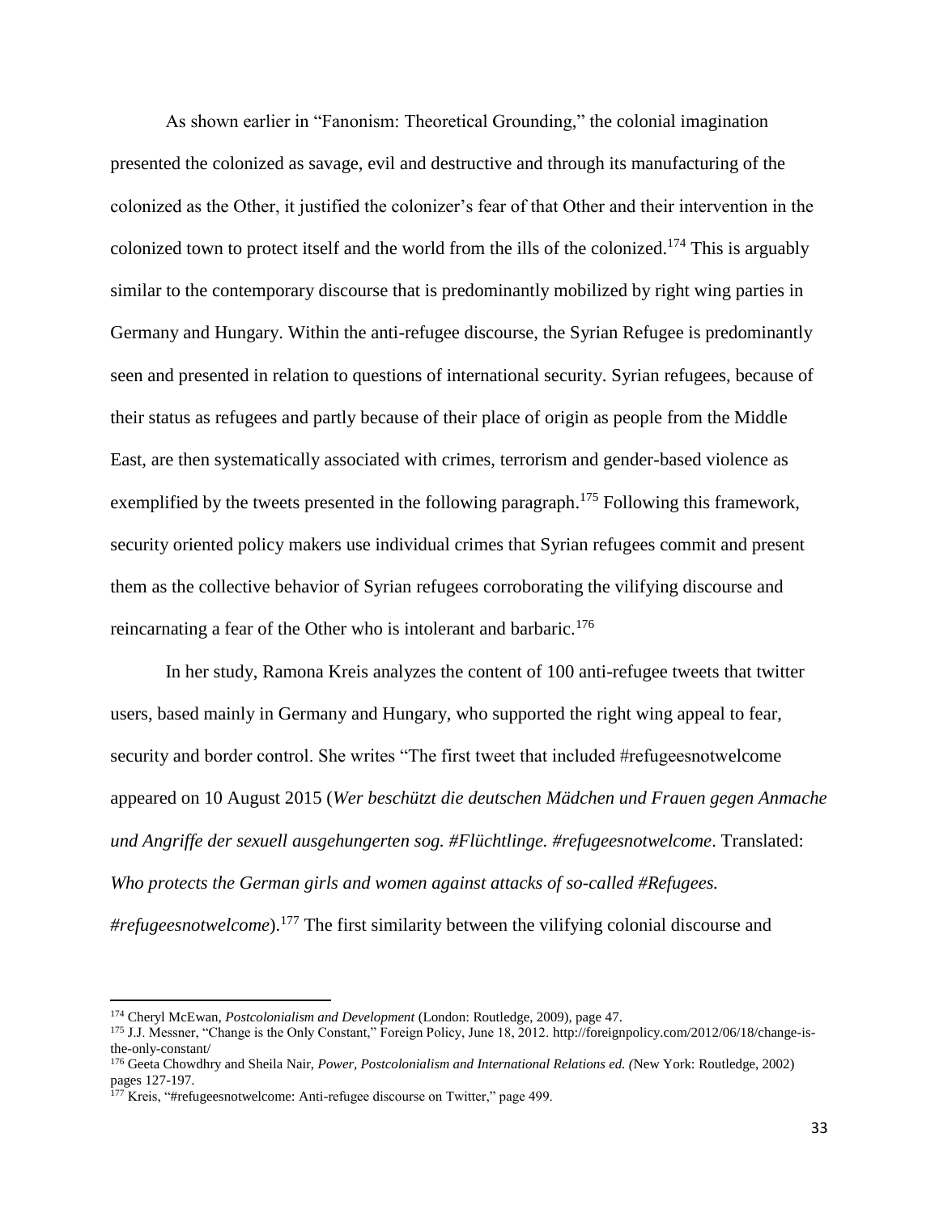As shown earlier in "Fanonism: Theoretical Grounding," the colonial imagination presented the colonized as savage, evil and destructive and through its manufacturing of the colonized as the Other, it justified the colonizer's fear of that Other and their intervention in the colonized town to protect itself and the world from the ills of the colonized.[174] This is arguably similar to the contemporary discourse that is predominantly mobilized by right wing parties in Germany and Hungary. Within the anti-refugee discourse, the Syrian Refugee is predominantly seen and presented in relation to questions of international security. Syrian refugees, because of their status as refugees and partly because of their place of origin as people from the Middle East, are then systematically associated with crimes, terrorism and gender-based violence as exemplified by the tweets presented in the following paragraph.[175] Following this framework, security oriented policy makers use individual crimes that Syrian refugees commit and present them as the collective behavior of Syrian refugees corroborating the vilifying discourse and reincarnating a fear of the Other who is intolerant and barbaric.[176]

In her study, Ramona Kreis analyzes the content of 100 anti-refugee tweets that twitter users, based mainly in Germany and Hungary, who supported the right wing appeal to fear, security and border control. She writes "The first tweet that included #refugeesnotwelcome appeared on 10 August 2015 (*Wer beschützt die deutschen Mädchen und Frauen gegen Anmache und Angriffe der sexuell ausgehungerten sog. #Flüchtlinge. #refugeesnotwelcome*. Translated: *Who protects the German girls and women against attacks of so-called #Refugees. #refugeesnotwelcome*).[177] The first similarity between the vilifying colonial discourse and

---

[174] Cheryl McEwan, *Postcolonialism and Development* (London: Routledge, 2009), page 47.

[175] J.J. Messner, "Change is the Only Constant," Foreign Policy, June 18, 2012. http://foreignpolicy.com/2012/06/18/change-is-the-only-constant/

[176] Geeta Chowdhry and Sheila Nair, *Power, Postcolonialism and International Relations ed. (*New York: Routledge, 2002) pages 127-197.

[177] Kreis, "#refugeesnotwelcome: Anti-refugee discourse on Twitter," page 499.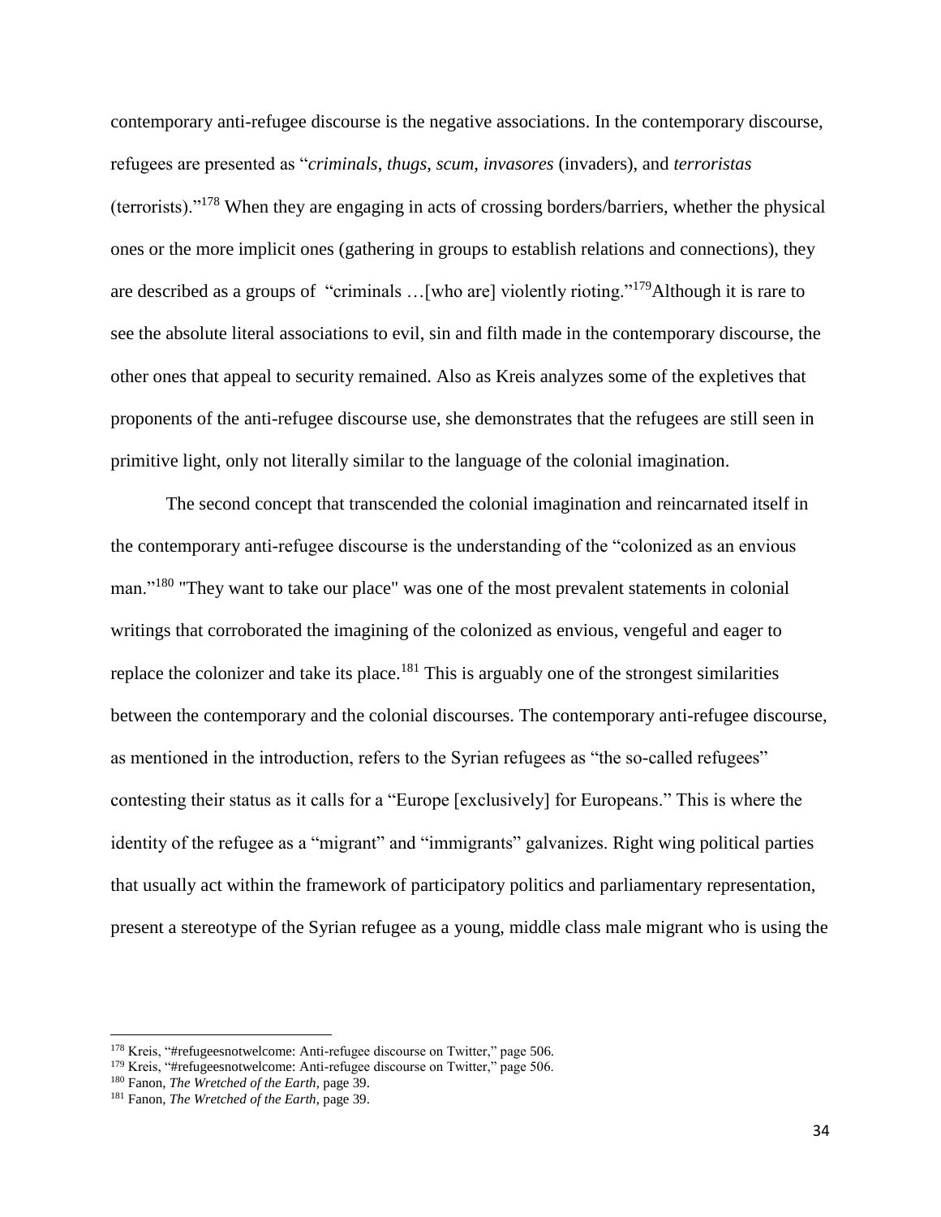contemporary anti-refugee discourse is the negative associations. In the contemporary discourse, refugees are presented as "*criminals*, *thugs*, *scum*, *invasores* (invaders), and *terroristas* (terrorists)."[178] When they are engaging in acts of crossing borders/barriers, whether the physical ones or the more implicit ones (gathering in groups to establish relations and connections), they are described as a groups of "criminals …[who are] violently rioting."[179]Although it is rare to see the absolute literal associations to evil, sin and filth made in the contemporary discourse, the other ones that appeal to security remained. Also as Kreis analyzes some of the expletives that proponents of the anti-refugee discourse use, she demonstrates that the refugees are still seen in primitive light, only not literally similar to the language of the colonial imagination.

The second concept that transcended the colonial imagination and reincarnated itself in the contemporary anti-refugee discourse is the understanding of the "colonized as an envious man."[180] "They want to take our place" was one of the most prevalent statements in colonial writings that corroborated the imagining of the colonized as envious, vengeful and eager to replace the colonizer and take its place.[181] This is arguably one of the strongest similarities between the contemporary and the colonial discourses. The contemporary anti-refugee discourse, as mentioned in the introduction, refers to the Syrian refugees as "the so-called refugees" contesting their status as it calls for a "Europe [exclusively] for Europeans." This is where the identity of the refugee as a "migrant" and "immigrants" galvanizes. Right wing political parties that usually act within the framework of participatory politics and parliamentary representation, present a stereotype of the Syrian refugee as a young, middle class male migrant who is using the

---

[178] Kreis, "#refugeesnotwelcome: Anti-refugee discourse on Twitter," page 506.

[179] Kreis, "#refugeesnotwelcome: Anti-refugee discourse on Twitter," page 506.

[180] Fanon, *The Wretched of the Earth*, page 39.

[181] Fanon, *The Wretched of the Earth*, page 39.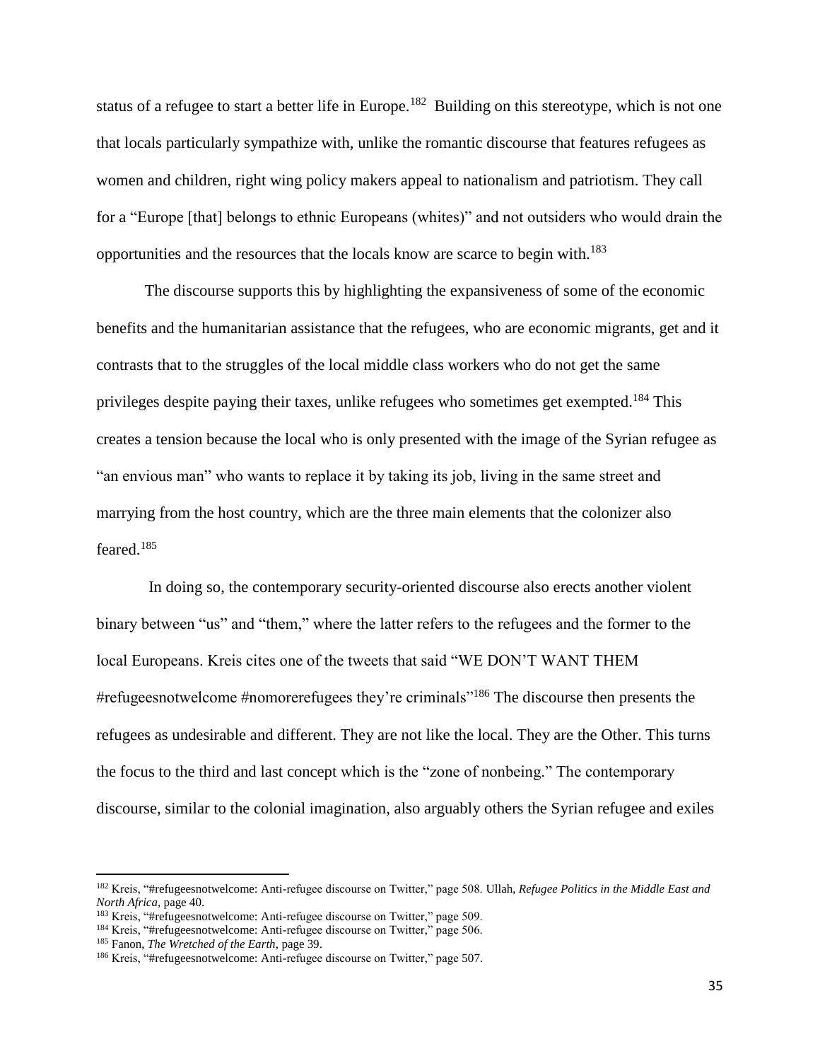status of a refugee to start a better life in Europe.[182] Building on this stereotype, which is not one that locals particularly sympathize with, unlike the romantic discourse that features refugees as women and children, right wing policy makers appeal to nationalism and patriotism. They call for a "Europe [that] belongs to ethnic Europeans (whites)" and not outsiders who would drain the opportunities and the resources that the locals know are scarce to begin with.[183]

The discourse supports this by highlighting the expansiveness of some of the economic benefits and the humanitarian assistance that the refugees, who are economic migrants, get and it contrasts that to the struggles of the local middle class workers who do not get the same privileges despite paying their taxes, unlike refugees who sometimes get exempted.[184] This creates a tension because the local who is only presented with the image of the Syrian refugee as "an envious man" who wants to replace it by taking its job, living in the same street and marrying from the host country, which are the three main elements that the colonizer also feared.[185]

In doing so, the contemporary security-oriented discourse also erects another violent binary between "us" and "them," where the latter refers to the refugees and the former to the local Europeans. Kreis cites one of the tweets that said "WE DON'T WANT THEM #refugeesnotwelcome #nomorerefugees they're criminals"[186] The discourse then presents the refugees as undesirable and different. They are not like the local. They are the Other. This turns the focus to the third and last concept which is the "zone of nonbeing." The contemporary discourse, similar to the colonial imagination, also arguably others the Syrian refugee and exiles

---

[182] Kreis, "#refugeesnotwelcome: Anti-refugee discourse on Twitter," page 508. Ullah, *Refugee Politics in the Middle East and North Africa,* page 40.

[183] Kreis, "#refugeesnotwelcome: Anti-refugee discourse on Twitter," page 509.

[184] Kreis, "#refugeesnotwelcome: Anti-refugee discourse on Twitter," page 506.

[185] Fanon, *The Wretched of the Earth,* page 39.

[186] Kreis, "#refugeesnotwelcome: Anti-refugee discourse on Twitter," page 507.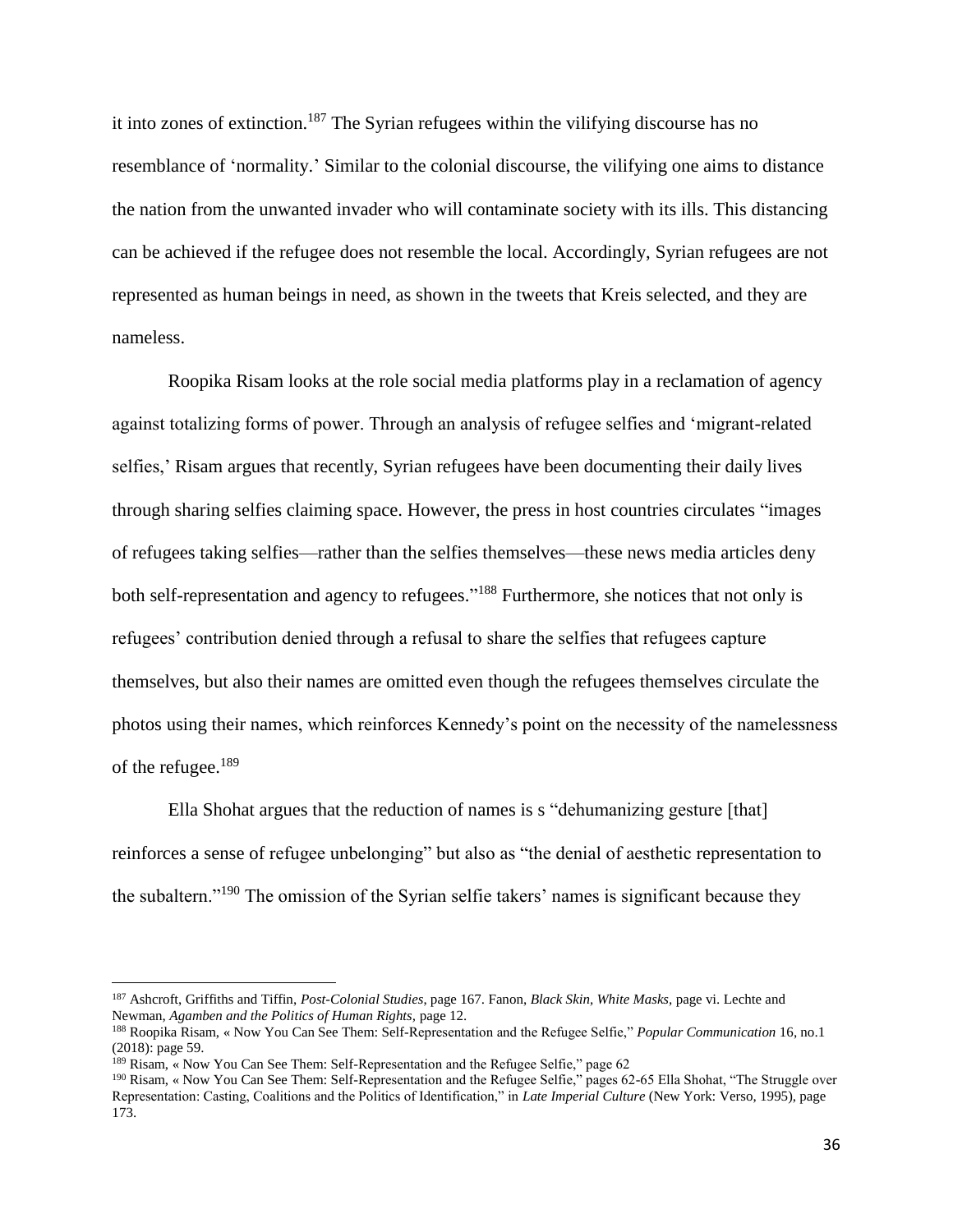it into zones of extinction.[187] The Syrian refugees within the vilifying discourse has no resemblance of 'normality.' Similar to the colonial discourse, the vilifying one aims to distance the nation from the unwanted invader who will contaminate society with its ills. This distancing can be achieved if the refugee does not resemble the local. Accordingly, Syrian refugees are not represented as human beings in need, as shown in the tweets that Kreis selected, and they are nameless.

Roopika Risam looks at the role social media platforms play in a reclamation of agency against totalizing forms of power. Through an analysis of refugee selfies and 'migrant-related selfies,' Risam argues that recently, Syrian refugees have been documenting their daily lives through sharing selfies claiming space. However, the press in host countries circulates "images of refugees taking selfies—rather than the selfies themselves—these news media articles deny both self-representation and agency to refugees."[188] Furthermore, she notices that not only is refugees' contribution denied through a refusal to share the selfies that refugees capture themselves, but also their names are omitted even though the refugees themselves circulate the photos using their names, which reinforces Kennedy's point on the necessity of the namelessness of the refugee.[189]

Ella Shohat argues that the reduction of names is s "dehumanizing gesture [that] reinforces a sense of refugee unbelonging" but also as "the denial of aesthetic representation to the subaltern."[190] The omission of the Syrian selfie takers' names is significant because they

---

[187] Ashcroft, Griffiths and Tiffin, *Post-Colonial Studies*, page 167. Fanon, *Black Skin, White Masks*, page vi. Lechte and Newman, *Agamben and the Politics of Human Rights*, page 12.

[188] Roopika Risam, « Now You Can See Them: Self-Representation and the Refugee Selfie," *Popular Communication* 16, no.1 (2018): page 59.

[189] Risam, « Now You Can See Them: Self-Representation and the Refugee Selfie," page 62

[190] Risam, « Now You Can See Them: Self-Representation and the Refugee Selfie," pages 62-65 Ella Shohat, "The Struggle over Representation: Casting, Coalitions and the Politics of Identification," in *Late Imperial Culture* (New York: Verso, 1995), page 173.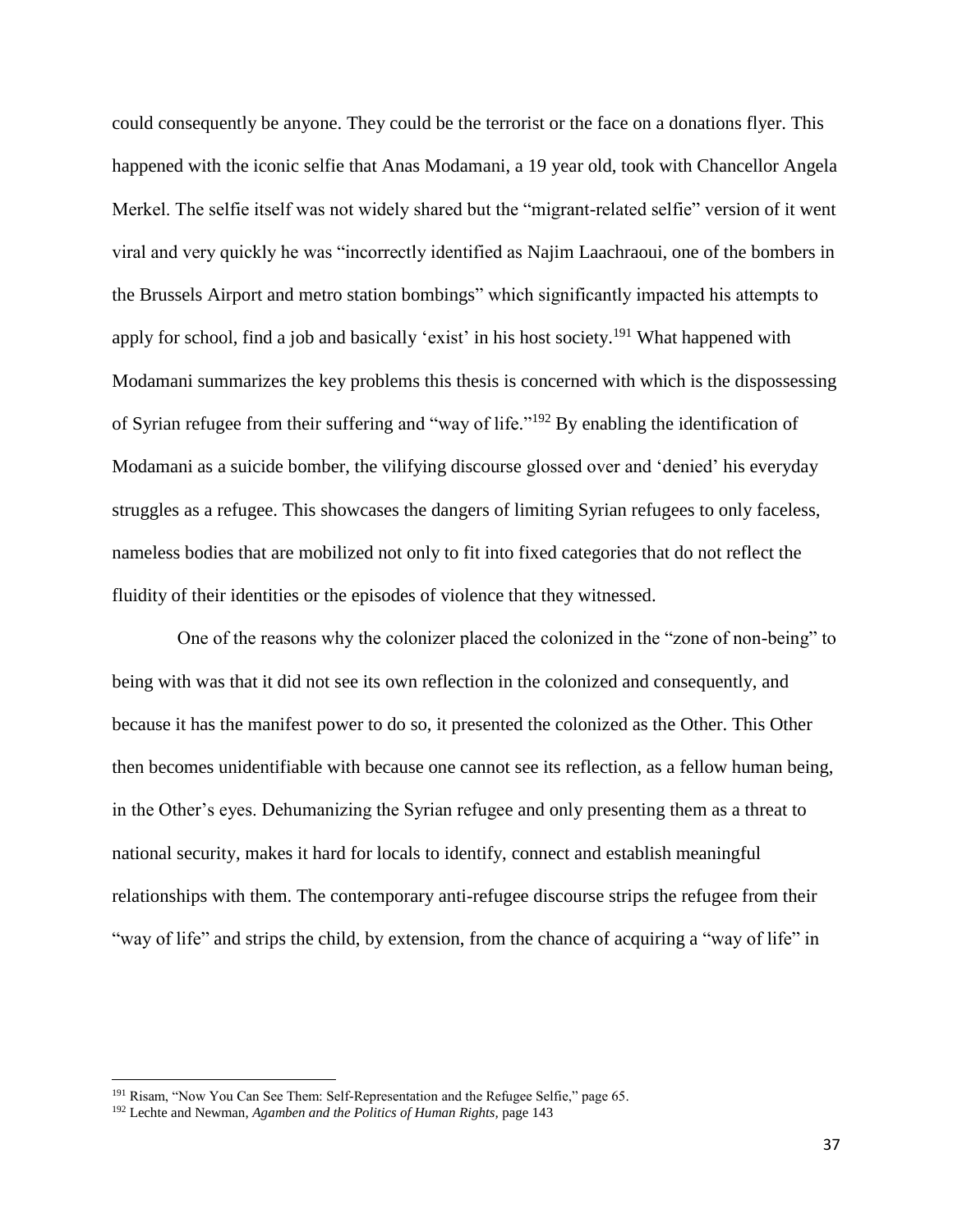could consequently be anyone. They could be the terrorist or the face on a donations flyer. This happened with the iconic selfie that Anas Modamani, a 19 year old, took with Chancellor Angela Merkel. The selfie itself was not widely shared but the "migrant-related selfie" version of it went viral and very quickly he was "incorrectly identified as Najim Laachraoui, one of the bombers in the Brussels Airport and metro station bombings" which significantly impacted his attempts to apply for school, find a job and basically 'exist' in his host society.[191] What happened with Modamani summarizes the key problems this thesis is concerned with which is the dispossessing of Syrian refugee from their suffering and "way of life."[192] By enabling the identification of Modamani as a suicide bomber, the vilifying discourse glossed over and 'denied' his everyday struggles as a refugee. This showcases the dangers of limiting Syrian refugees to only faceless, nameless bodies that are mobilized not only to fit into fixed categories that do not reflect the fluidity of their identities or the episodes of violence that they witnessed.

One of the reasons why the colonizer placed the colonized in the "zone of non-being" to being with was that it did not see its own reflection in the colonized and consequently, and because it has the manifest power to do so, it presented the colonized as the Other. This Other then becomes unidentifiable with because one cannot see its reflection, as a fellow human being, in the Other's eyes. Dehumanizing the Syrian refugee and only presenting them as a threat to national security, makes it hard for locals to identify, connect and establish meaningful relationships with them. The contemporary anti-refugee discourse strips the refugee from their "way of life" and strips the child, by extension, from the chance of acquiring a "way of life" in

---

[191] Risam, "Now You Can See Them: Self-Representation and the Refugee Selfie," page 65.

[192] Lechte and Newman, *Agamben and the Politics of Human Rights,* page 143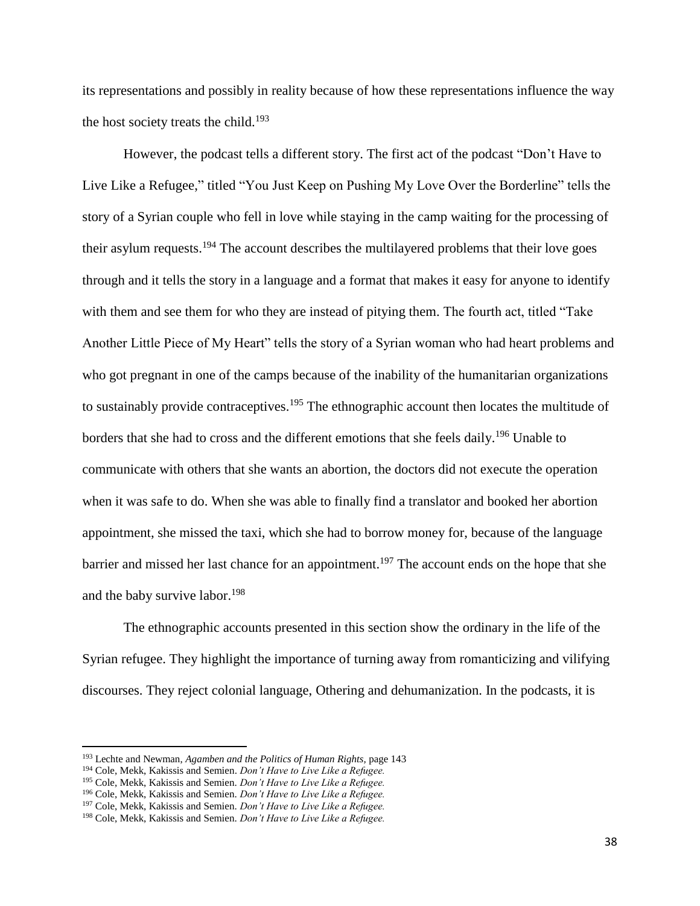its representations and possibly in reality because of how these representations influence the way the host society treats the child.[193]

However, the podcast tells a different story. The first act of the podcast "Don't Have to Live Like a Refugee," titled "You Just Keep on Pushing My Love Over the Borderline" tells the story of a Syrian couple who fell in love while staying in the camp waiting for the processing of their asylum requests.[194] The account describes the multilayered problems that their love goes through and it tells the story in a language and a format that makes it easy for anyone to identify with them and see them for who they are instead of pitying them. The fourth act, titled "Take Another Little Piece of My Heart" tells the story of a Syrian woman who had heart problems and who got pregnant in one of the camps because of the inability of the humanitarian organizations to sustainably provide contraceptives.[195] The ethnographic account then locates the multitude of borders that she had to cross and the different emotions that she feels daily.[196] Unable to communicate with others that she wants an abortion, the doctors did not execute the operation when it was safe to do. When she was able to finally find a translator and booked her abortion appointment, she missed the taxi, which she had to borrow money for, because of the language barrier and missed her last chance for an appointment.[197] The account ends on the hope that she and the baby survive labor.[198]

The ethnographic accounts presented in this section show the ordinary in the life of the Syrian refugee. They highlight the importance of turning away from romanticizing and vilifying discourses. They reject colonial language, Othering and dehumanization. In the podcasts, it is

---

[193] Lechte and Newman, *Agamben and the Politics of Human Rights*, page 143

[194] Cole, Mekk, Kakissis and Semien. *Don't Have to Live Like a Refugee.*

[195] Cole, Mekk, Kakissis and Semien. *Don't Have to Live Like a Refugee.*

[196] Cole, Mekk, Kakissis and Semien. *Don't Have to Live Like a Refugee.*

[197] Cole, Mekk, Kakissis and Semien. *Don't Have to Live Like a Refugee.*

[198] Cole, Mekk, Kakissis and Semien. *Don't Have to Live Like a Refugee.*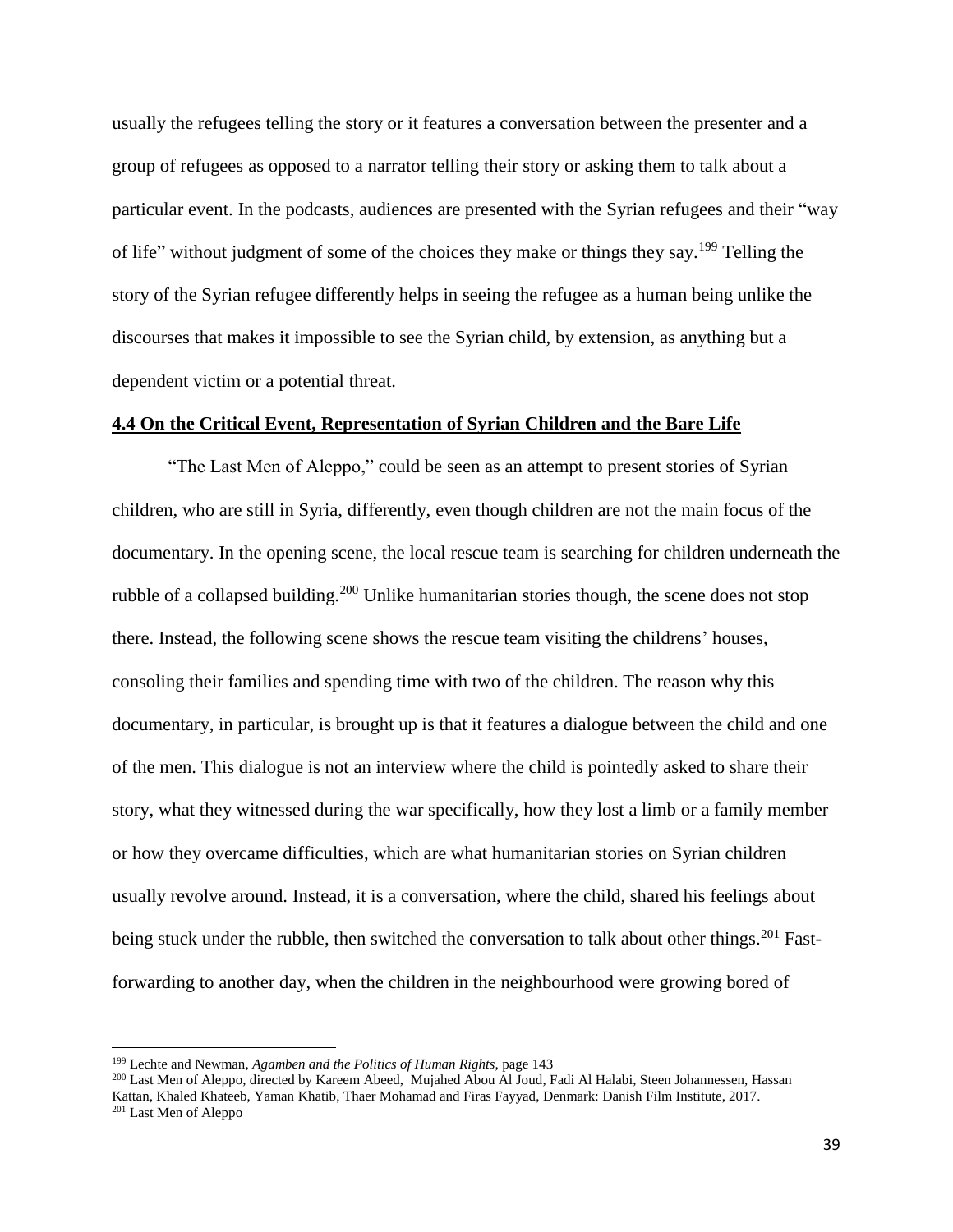usually the refugees telling the story or it features a conversation between the presenter and a group of refugees as opposed to a narrator telling their story or asking them to talk about a particular event. In the podcasts, audiences are presented with the Syrian refugees and their "way of life" without judgment of some of the choices they make or things they say.[199] Telling the story of the Syrian refugee differently helps in seeing the refugee as a human being unlike the discourses that makes it impossible to see the Syrian child, by extension, as anything but a dependent victim or a potential threat.

### 4.4 On the Critical Event, Representation of Syrian Children and the Bare Life

"The Last Men of Aleppo," could be seen as an attempt to present stories of Syrian children, who are still in Syria, differently, even though children are not the main focus of the documentary. In the opening scene, the local rescue team is searching for children underneath the rubble of a collapsed building.[200] Unlike humanitarian stories though, the scene does not stop there. Instead, the following scene shows the rescue team visiting the childrens' houses, consoling their families and spending time with two of the children. The reason why this documentary, in particular, is brought up is that it features a dialogue between the child and one of the men. This dialogue is not an interview where the child is pointedly asked to share their story, what they witnessed during the war specifically, how they lost a limb or a family member or how they overcame difficulties, which are what humanitarian stories on Syrian children usually revolve around. Instead, it is a conversation, where the child, shared his feelings about being stuck under the rubble, then switched the conversation to talk about other things.[201] Fast-forwarding to another day, when the children in the neighbourhood were growing bored of

---

[199] Lechte and Newman, *Agamben and the Politics of Human Rights*, page 143

[200] Last Men of Aleppo, directed by Kareem Abeed, Mujahed Abou Al Joud, Fadi Al Halabi, Steen Johannessen, Hassan Kattan, Khaled Khateeb, Yaman Khatib, Thaer Mohamad and Firas Fayyad, Denmark: Danish Film Institute, 2017.

[201] Last Men of Aleppo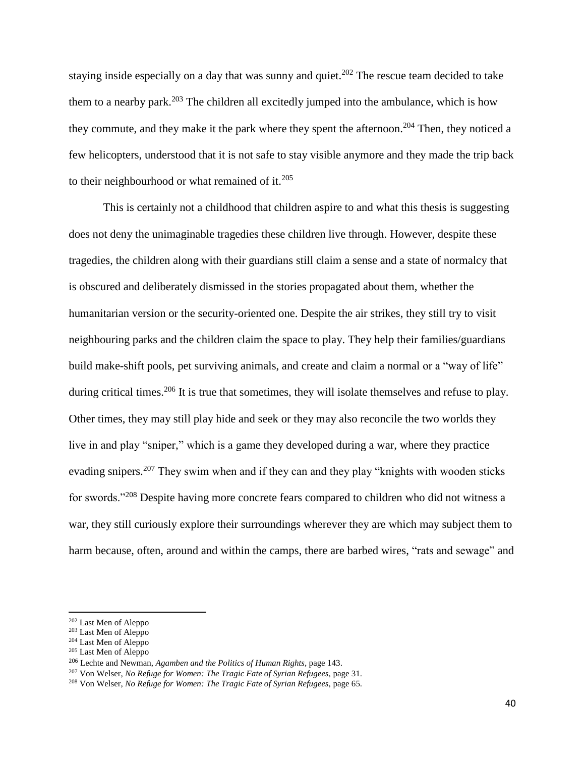staying inside especially on a day that was sunny and quiet.[202] The rescue team decided to take them to a nearby park.[203] The children all excitedly jumped into the ambulance, which is how they commute, and they make it the park where they spent the afternoon.[204] Then, they noticed a few helicopters, understood that it is not safe to stay visible anymore and they made the trip back to their neighbourhood or what remained of it.[205]

This is certainly not a childhood that children aspire to and what this thesis is suggesting does not deny the unimaginable tragedies these children live through. However, despite these tragedies, the children along with their guardians still claim a sense and a state of normalcy that is obscured and deliberately dismissed in the stories propagated about them, whether the humanitarian version or the security-oriented one. Despite the air strikes, they still try to visit neighbouring parks and the children claim the space to play. They help their families/guardians build make-shift pools, pet surviving animals, and create and claim a normal or a "way of life" during critical times.[206] It is true that sometimes, they will isolate themselves and refuse to play. Other times, they may still play hide and seek or they may also reconcile the two worlds they live in and play "sniper," which is a game they developed during a war, where they practice evading snipers.[207] They swim when and if they can and they play "knights with wooden sticks for swords."[208] Despite having more concrete fears compared to children who did not witness a war, they still curiously explore their surroundings wherever they are which may subject them to harm because, often, around and within the camps, there are barbed wires, "rats and sewage" and

---

[202] Last Men of Aleppo

[203] Last Men of Aleppo

[204] Last Men of Aleppo

[205] Last Men of Aleppo

[206] Lechte and Newman, *Agamben and the Politics of Human Rights*, page 143.

[207] Von Welser, *No Refuge for Women: The Tragic Fate of Syrian Refugees*, page 31.

[208] Von Welser, *No Refuge for Women: The Tragic Fate of Syrian Refugees*, page 65.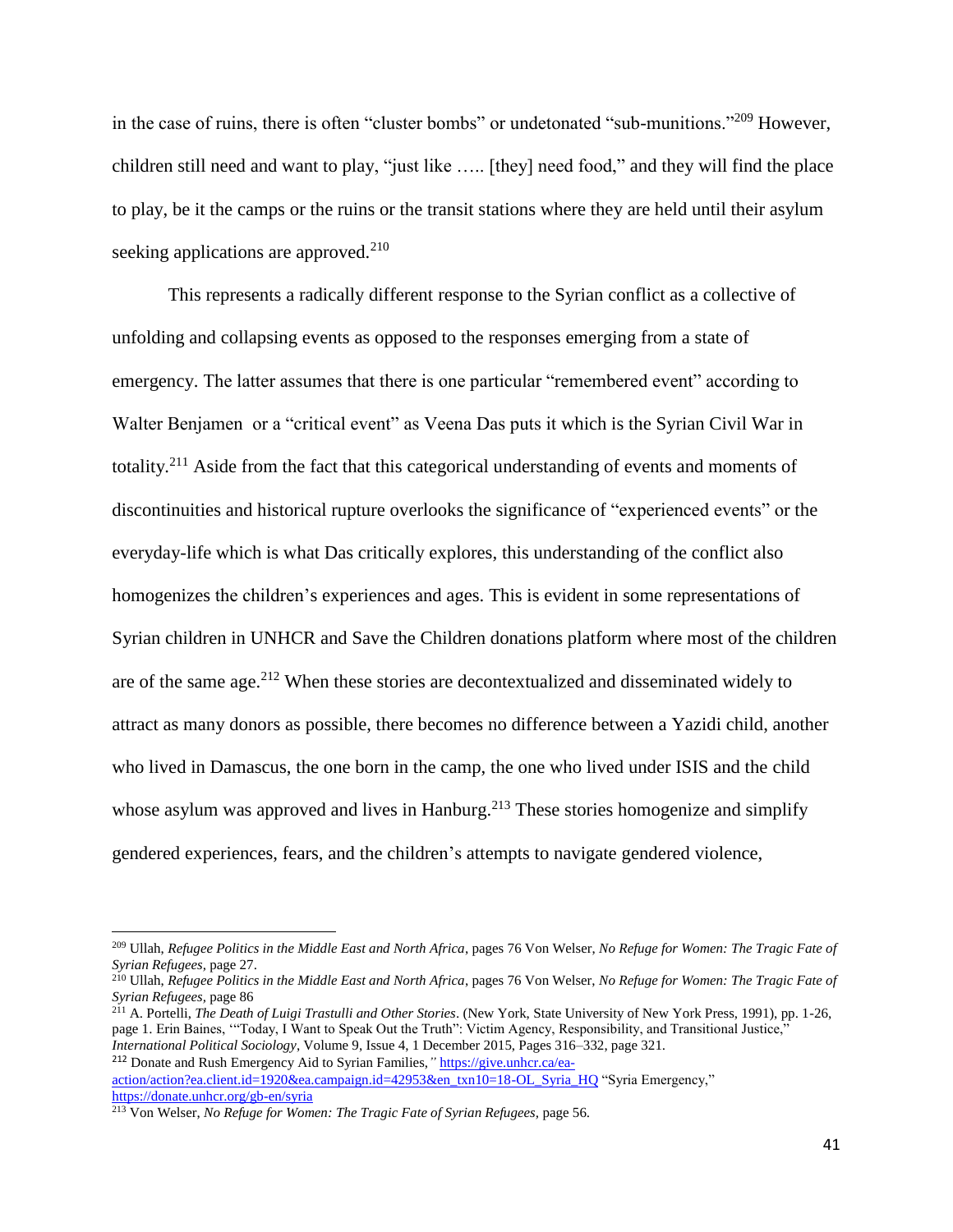in the case of ruins, there is often "cluster bombs" or undetonated "sub-munitions."[209] However, children still need and want to play, "just like ….. [they] need food," and they will find the place to play, be it the camps or the ruins or the transit stations where they are held until their asylum seeking applications are approved.[210]

This represents a radically different response to the Syrian conflict as a collective of unfolding and collapsing events as opposed to the responses emerging from a state of emergency. The latter assumes that there is one particular "remembered event" according to Walter Benjamen  or a "critical event" as Veena Das puts it which is the Syrian Civil War in totality.[211] Aside from the fact that this categorical understanding of events and moments of discontinuities and historical rupture overlooks the significance of "experienced events" or the everyday-life which is what Das critically explores, this understanding of the conflict also homogenizes the children's experiences and ages. This is evident in some representations of Syrian children in UNHCR and Save the Children donations platform where most of the children are of the same age.[212] When these stories are decontextualized and disseminated widely to attract as many donors as possible, there becomes no difference between a Yazidi child, another who lived in Damascus, the one born in the camp, the one who lived under ISIS and the child whose asylum was approved and lives in Hanburg.[213] These stories homogenize and simplify gendered experiences, fears, and the children's attempts to navigate gendered violence,

---

[209] Ullah, *Refugee Politics in the Middle East and North Africa*, pages 76 Von Welser, *No Refuge for Women: The Tragic Fate of Syrian Refugees,* page 27.

[210] Ullah, *Refugee Politics in the Middle East and North Africa*, pages 76 Von Welser, *No Refuge for Women: The Tragic Fate of Syrian Refugees,* page 86

[211] A. Portelli, *The Death of Luigi Trastulli and Other Stories*. (New York, State University of New York Press, 1991), pp. 1-26, page 1. Erin Baines, "'Today, I Want to Speak Out the Truth": Victim Agency, Responsibility, and Transitional Justice," *International Political Sociology*, Volume 9, Issue 4, 1 December 2015, Pages 316–332, page 321.

[212] Donate and Rush Emergency Aid to Syrian Families,*"* https://give.unhcr.ca/ea-action/action?ea.client.id=1920&ea.campaign.id=42953&en_txn10=18-OL_Syria_HQ "Syria Emergency," https://donate.unhcr.org/gb-en/syria

[213] Von Welser, *No Refuge for Women: The Tragic Fate of Syrian Refugees,* page 56.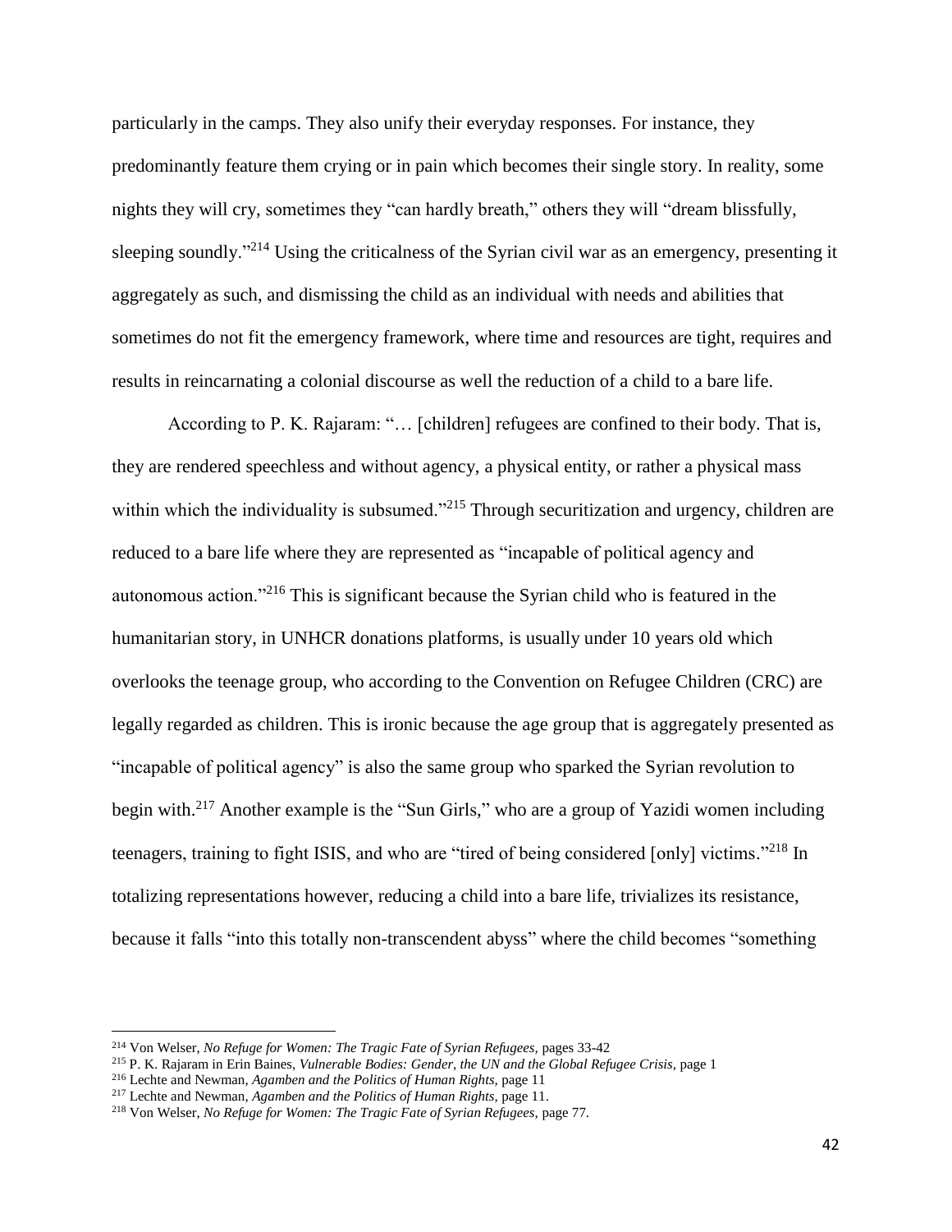particularly in the camps. They also unify their everyday responses. For instance, they predominantly feature them crying or in pain which becomes their single story. In reality, some nights they will cry, sometimes they "can hardly breath," others they will "dream blissfully, sleeping soundly."[214] Using the criticalness of the Syrian civil war as an emergency, presenting it aggregately as such, and dismissing the child as an individual with needs and abilities that sometimes do not fit the emergency framework, where time and resources are tight, requires and results in reincarnating a colonial discourse as well the reduction of a child to a bare life.

According to P. K. Rajaram: "… [children] refugees are confined to their body. That is, they are rendered speechless and without agency, a physical entity, or rather a physical mass within which the individuality is subsumed."[215] Through securitization and urgency, children are reduced to a bare life where they are represented as "incapable of political agency and autonomous action."[216] This is significant because the Syrian child who is featured in the humanitarian story, in UNHCR donations platforms, is usually under 10 years old which overlooks the teenage group, who according to the Convention on Refugee Children (CRC) are legally regarded as children. This is ironic because the age group that is aggregately presented as "incapable of political agency" is also the same group who sparked the Syrian revolution to begin with.[217] Another example is the "Sun Girls," who are a group of Yazidi women including teenagers, training to fight ISIS, and who are "tired of being considered [only] victims."[218] In totalizing representations however, reducing a child into a bare life, trivializes its resistance, because it falls "into this totally non-transcendent abyss" where the child becomes "something

---

[214] Von Welser, *No Refuge for Women: The Tragic Fate of Syrian Refugees,* pages 33-42

[215] P. K. Rajaram in Erin Baines, *Vulnerable Bodies: Gender, the UN and the Global Refugee Crisis,* page 1

[216] Lechte and Newman, *Agamben and the Politics of Human Rights,* page 11

[217] Lechte and Newman, *Agamben and the Politics of Human Rights,* page 11.

[218] Von Welser, *No Refuge for Women: The Tragic Fate of Syrian Refugees,* page 77.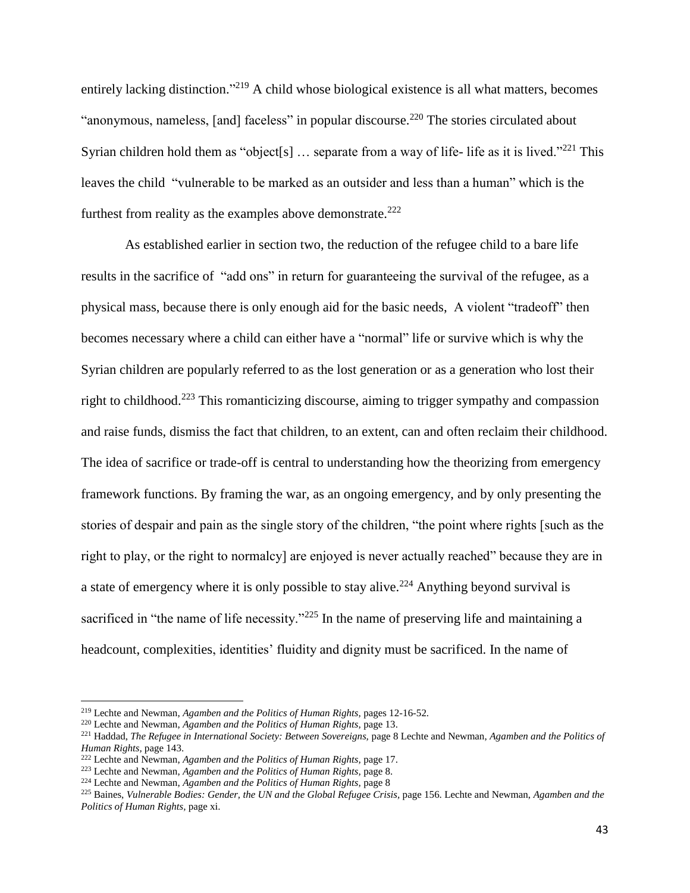entirely lacking distinction."[219] A child whose biological existence is all what matters, becomes "anonymous, nameless, [and] faceless" in popular discourse.[220] The stories circulated about Syrian children hold them as "object[s] … separate from a way of life- life as it is lived."[221] This leaves the child "vulnerable to be marked as an outsider and less than a human" which is the furthest from reality as the examples above demonstrate.[222]

As established earlier in section two, the reduction of the refugee child to a bare life results in the sacrifice of "add ons" in return for guaranteeing the survival of the refugee, as a physical mass, because there is only enough aid for the basic needs, A violent "tradeoff" then becomes necessary where a child can either have a "normal" life or survive which is why the Syrian children are popularly referred to as the lost generation or as a generation who lost their right to childhood.[223] This romanticizing discourse, aiming to trigger sympathy and compassion and raise funds, dismiss the fact that children, to an extent, can and often reclaim their childhood. The idea of sacrifice or trade-off is central to understanding how the theorizing from emergency framework functions. By framing the war, as an ongoing emergency, and by only presenting the stories of despair and pain as the single story of the children, "the point where rights [such as the right to play, or the right to normalcy] are enjoyed is never actually reached" because they are in a state of emergency where it is only possible to stay alive.[224] Anything beyond survival is sacrificed in "the name of life necessity."[225] In the name of preserving life and maintaining a headcount, complexities, identities' fluidity and dignity must be sacrificed. In the name of

---

[219] Lechte and Newman, *Agamben and the Politics of Human Rights,* pages 12-16-52.

[220] Lechte and Newman, *Agamben and the Politics of Human Rights,* page 13.

[221] Haddad, *The Refugee in International Society: Between Sovereigns,* page 8 Lechte and Newman, *Agamben and the Politics of Human Rights,* page 143.

[222] Lechte and Newman, *Agamben and the Politics of Human Rights,* page 17.

[223] Lechte and Newman, *Agamben and the Politics of Human Rights,* page 8.

[224] Lechte and Newman, *Agamben and the Politics of Human Rights,* page 8

[225] Baines, *Vulnerable Bodies: Gender, the UN and the Global Refugee Crisis,* page 156. Lechte and Newman, *Agamben and the Politics of Human Rights,* page xi.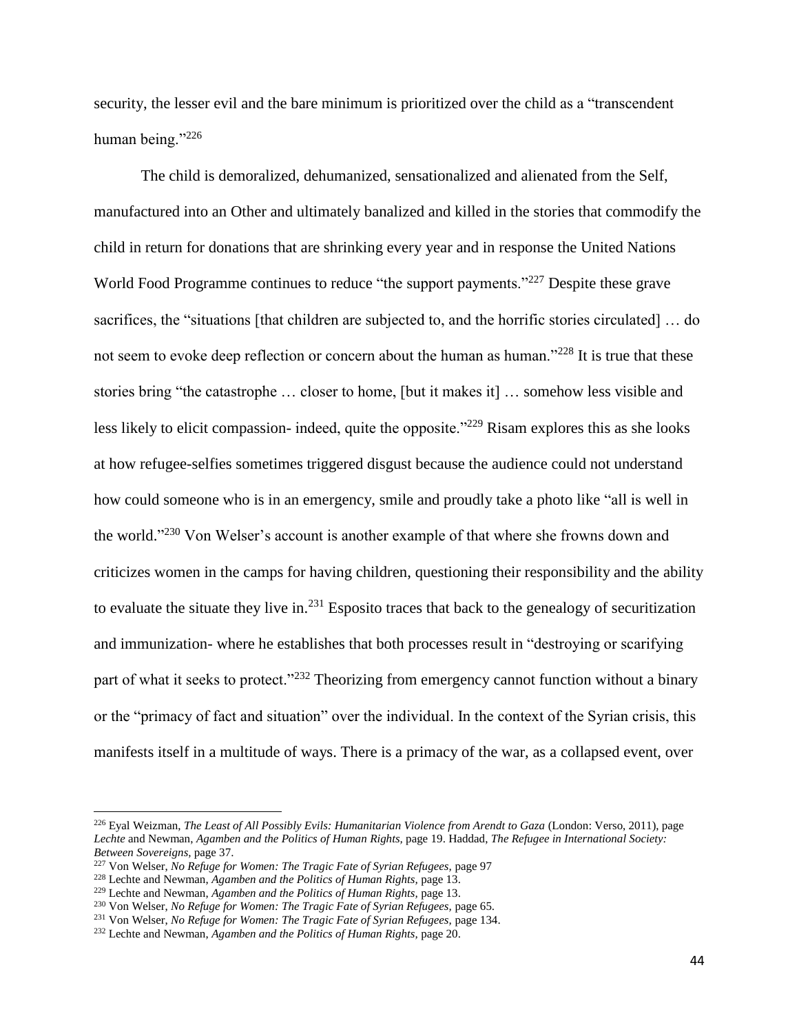security, the lesser evil and the bare minimum is prioritized over the child as a "transcendent human being."[226]

The child is demoralized, dehumanized, sensationalized and alienated from the Self, manufactured into an Other and ultimately banalized and killed in the stories that commodify the child in return for donations that are shrinking every year and in response the United Nations World Food Programme continues to reduce "the support payments."[227] Despite these grave sacrifices, the "situations [that children are subjected to, and the horrific stories circulated] … do not seem to evoke deep reflection or concern about the human as human."[228] It is true that these stories bring "the catastrophe … closer to home, [but it makes it] … somehow less visible and less likely to elicit compassion- indeed, quite the opposite."[229] Risam explores this as she looks at how refugee-selfies sometimes triggered disgust because the audience could not understand how could someone who is in an emergency, smile and proudly take a photo like "all is well in the world."[230] Von Welser's account is another example of that where she frowns down and criticizes women in the camps for having children, questioning their responsibility and the ability to evaluate the situate they live in.[231] Esposito traces that back to the genealogy of securitization and immunization- where he establishes that both processes result in "destroying or scarifying part of what it seeks to protect."[232] Theorizing from emergency cannot function without a binary or the "primacy of fact and situation" over the individual. In the context of the Syrian crisis, this manifests itself in a multitude of ways. There is a primacy of the war, as a collapsed event, over

---

[226] Eyal Weizman, *The Least of All Possibly Evils: Humanitarian Violence from Arendt to Gaza* (London: Verso, 2011), page *Lechte* and Newman, *Agamben and the Politics of Human Rights,* page 19. Haddad, *The Refugee in International Society: Between Sovereigns,* page 37.

[227] Von Welser, *No Refuge for Women: The Tragic Fate of Syrian Refugees,* page 97

[228] Lechte and Newman, *Agamben and the Politics of Human Rights,* page 13.

[229] Lechte and Newman, *Agamben and the Politics of Human Rights,* page 13.

[230] Von Welser, *No Refuge for Women: The Tragic Fate of Syrian Refugees,* page 65.

[231] Von Welser, *No Refuge for Women: The Tragic Fate of Syrian Refugees,* page 134.

[232] Lechte and Newman, *Agamben and the Politics of Human Rights,* page 20.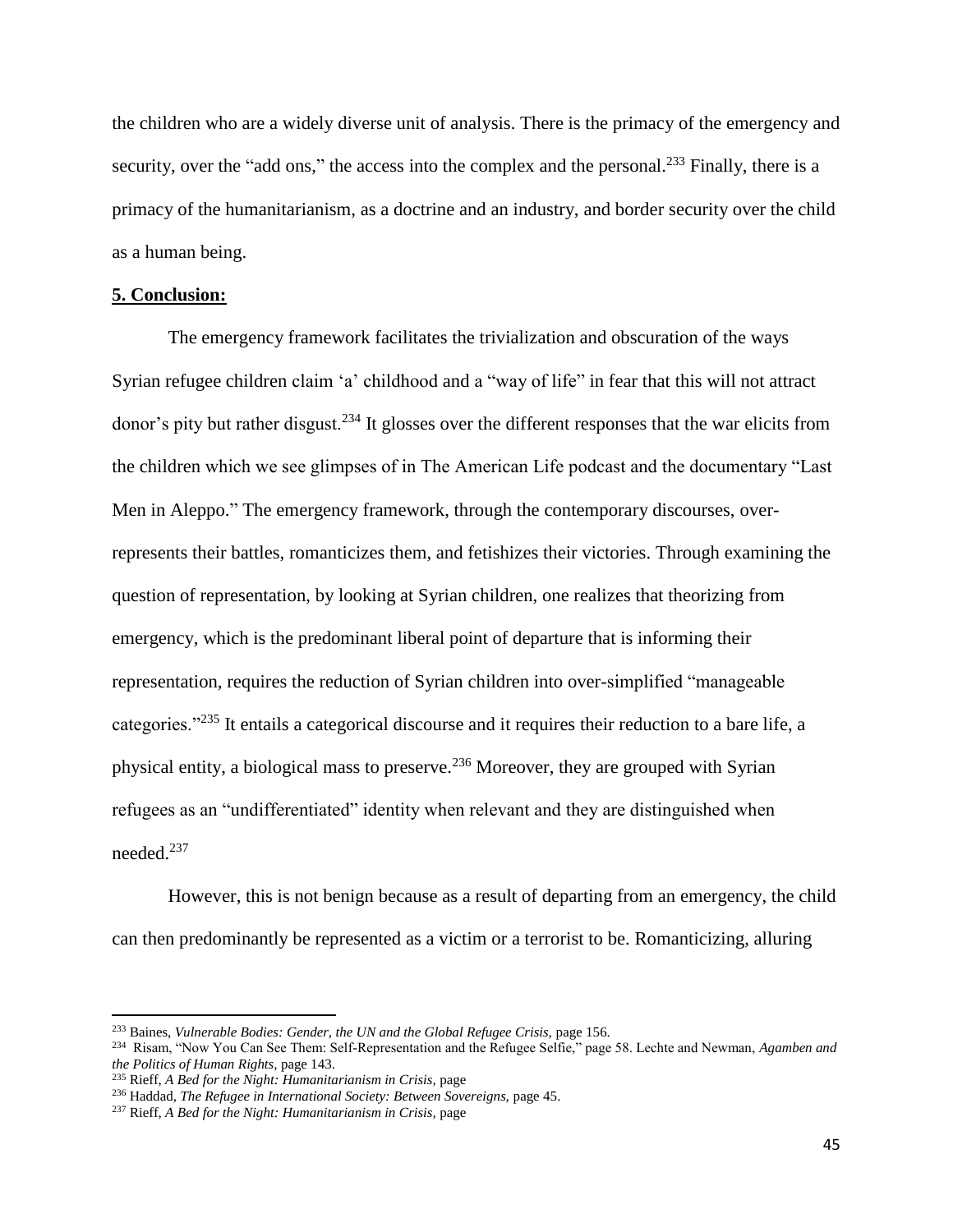the children who are a widely diverse unit of analysis. There is the primacy of the emergency and security, over the "add ons," the access into the complex and the personal.[233] Finally, there is a primacy of the humanitarianism, as a doctrine and an industry, and border security over the child as a human being.

## 5. Conclusion:

The emergency framework facilitates the trivialization and obscuration of the ways Syrian refugee children claim 'a' childhood and a "way of life" in fear that this will not attract donor's pity but rather disgust.[234] It glosses over the different responses that the war elicits from the children which we see glimpses of in The American Life podcast and the documentary "Last Men in Aleppo." The emergency framework, through the contemporary discourses, over-represents their battles, romanticizes them, and fetishizes their victories. Through examining the question of representation, by looking at Syrian children, one realizes that theorizing from emergency, which is the predominant liberal point of departure that is informing their representation, requires the reduction of Syrian children into over-simplified "manageable categories."[235] It entails a categorical discourse and it requires their reduction to a bare life, a physical entity, a biological mass to preserve.[236] Moreover, they are grouped with Syrian refugees as an "undifferentiated" identity when relevant and they are distinguished when needed.[237]

However, this is not benign because as a result of departing from an emergency, the child can then predominantly be represented as a victim or a terrorist to be. Romanticizing, alluring

---

[233] Baines, *Vulnerable Bodies: Gender, the UN and the Global Refugee Crisis,* page 156.

[234] Risam, "Now You Can See Them: Self-Representation and the Refugee Selfie," page 58. Lechte and Newman, *Agamben and the Politics of Human Rights,* page 143.

[235] Rieff, *A Bed for the Night: Humanitarianism in Crisis,* page

[236] Haddad, *The Refugee in International Society: Between Sovereigns,* page 45.

[237] Rieff, *A Bed for the Night: Humanitarianism in Crisis,* page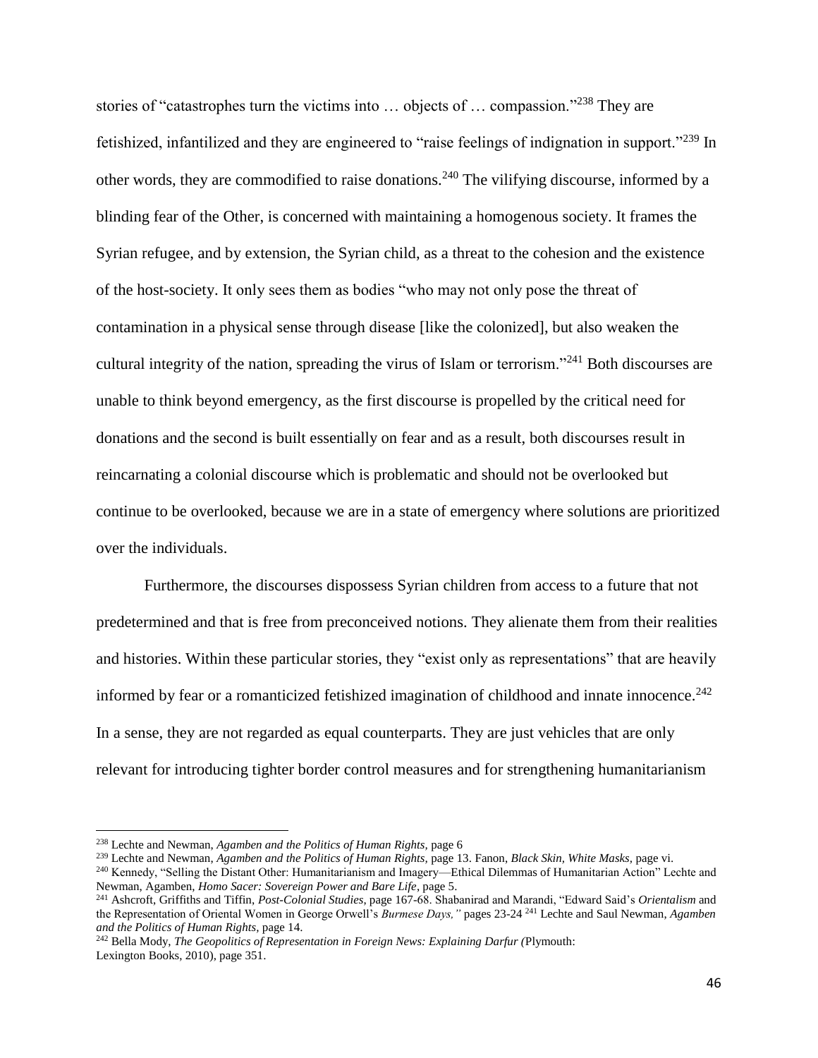stories of "catastrophes turn the victims into … objects of … compassion."[238] They are fetishized, infantilized and they are engineered to "raise feelings of indignation in support."[239] In other words, they are commodified to raise donations.[240] The vilifying discourse, informed by a blinding fear of the Other, is concerned with maintaining a homogenous society. It frames the Syrian refugee, and by extension, the Syrian child, as a threat to the cohesion and the existence of the host-society. It only sees them as bodies "who may not only pose the threat of contamination in a physical sense through disease [like the colonized], but also weaken the cultural integrity of the nation, spreading the virus of Islam or terrorism."[241] Both discourses are unable to think beyond emergency, as the first discourse is propelled by the critical need for donations and the second is built essentially on fear and as a result, both discourses result in reincarnating a colonial discourse which is problematic and should not be overlooked but continue to be overlooked, because we are in a state of emergency where solutions are prioritized over the individuals.

Furthermore, the discourses dispossess Syrian children from access to a future that not predetermined and that is free from preconceived notions. They alienate them from their realities and histories. Within these particular stories, they "exist only as representations" that are heavily informed by fear or a romanticized fetishized imagination of childhood and innate innocence.[242] In a sense, they are not regarded as equal counterparts. They are just vehicles that are only relevant for introducing tighter border control measures and for strengthening humanitarianism

---

[238] Lechte and Newman, *Agamben and the Politics of Human Rights,* page 6

[239] Lechte and Newman, *Agamben and the Politics of Human Rights,* page 13. Fanon, *Black Skin, White Masks,* page vi.

[240] Kennedy, "Selling the Distant Other: Humanitarianism and Imagery—Ethical Dilemmas of Humanitarian Action" Lechte and Newman, Agamben, *Homo Sacer: Sovereign Power and Bare Life*, page 5.

[241] Ashcroft, Griffiths and Tiffin, *Post-Colonial Studies,* page 167-68. Shabanirad and Marandi, "Edward Said's *Orientalism* and the Representation of Oriental Women in George Orwell's *Burmese Days,"* pages 23-24 [241] Lechte and Saul Newman, *Agamben and the Politics of Human Rights,* page 14.

[242] Bella Mody, *The Geopolitics of Representation in Foreign News: Explaining Darfur (*Plymouth: Lexington Books, 2010), page 351.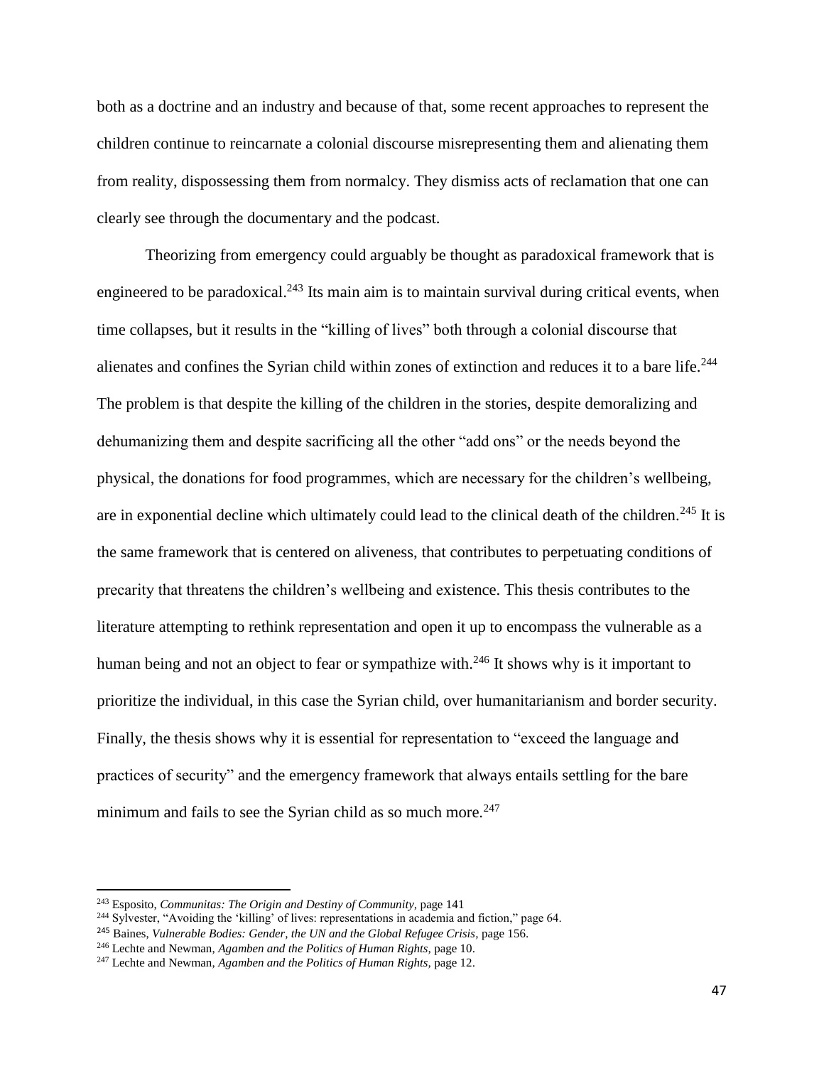both as a doctrine and an industry and because of that, some recent approaches to represent the children continue to reincarnate a colonial discourse misrepresenting them and alienating them from reality, dispossessing them from normalcy. They dismiss acts of reclamation that one can clearly see through the documentary and the podcast.

Theorizing from emergency could arguably be thought as paradoxical framework that is engineered to be paradoxical.[243] Its main aim is to maintain survival during critical events, when time collapses, but it results in the "killing of lives" both through a colonial discourse that alienates and confines the Syrian child within zones of extinction and reduces it to a bare life.[244] The problem is that despite the killing of the children in the stories, despite demoralizing and dehumanizing them and despite sacrificing all the other "add ons" or the needs beyond the physical, the donations for food programmes, which are necessary for the children's wellbeing, are in exponential decline which ultimately could lead to the clinical death of the children.[245] It is the same framework that is centered on aliveness, that contributes to perpetuating conditions of precarity that threatens the children's wellbeing and existence. This thesis contributes to the literature attempting to rethink representation and open it up to encompass the vulnerable as a human being and not an object to fear or sympathize with.[246] It shows why is it important to prioritize the individual, in this case the Syrian child, over humanitarianism and border security. Finally, the thesis shows why it is essential for representation to "exceed the language and practices of security" and the emergency framework that always entails settling for the bare minimum and fails to see the Syrian child as so much more.[247]

---

[243] Esposito, *Communitas: The Origin and Destiny of Community,* page 141

[244] Sylvester, "Avoiding the 'killing' of lives: representations in academia and fiction," page 64.

[245] Baines, *Vulnerable Bodies: Gender, the UN and the Global Refugee Crisis,* page 156.

[246] Lechte and Newman, *Agamben and the Politics of Human Rights,* page 10.

[247] Lechte and Newman, *Agamben and the Politics of Human Rights,* page 12.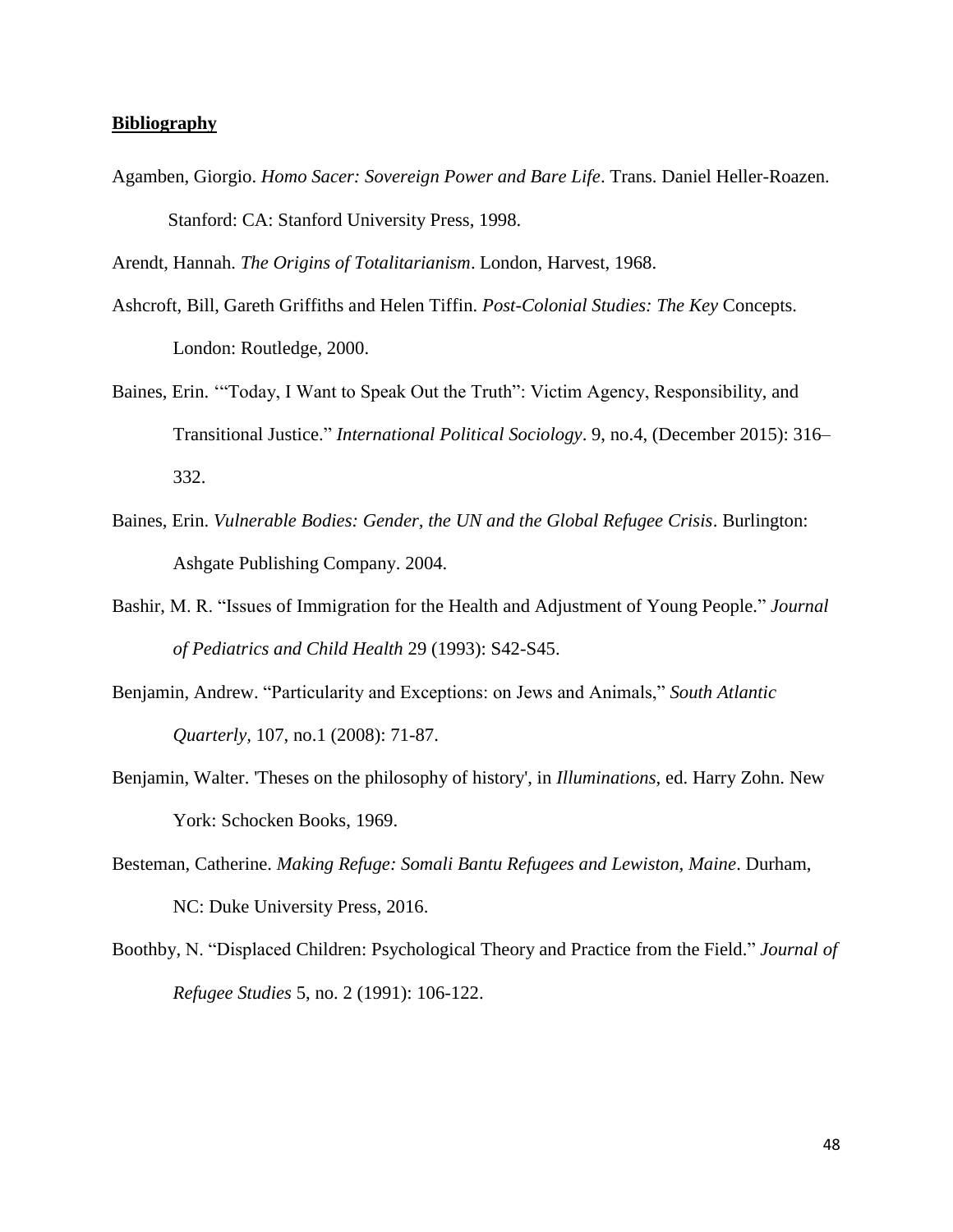**Bibliography**

Agamben, Giorgio. *Homo Sacer: Sovereign Power and Bare Life*. Trans. Daniel Heller-Roazen. Stanford: CA: Stanford University Press, 1998.

Arendt, Hannah. *The Origins of Totalitarianism*. London, Harvest, 1968.

Ashcroft, Bill, Gareth Griffiths and Helen Tiffin. *Post-Colonial Studies: The Key* Concepts. London: Routledge, 2000.

Baines, Erin. '"Today, I Want to Speak Out the Truth": Victim Agency, Responsibility, and Transitional Justice." *International Political Sociology*. 9, no.4, (December 2015): 316–332.

Baines, Erin. *Vulnerable Bodies: Gender, the UN and the Global Refugee Crisis*. Burlington: Ashgate Publishing Company. 2004.

Bashir, M. R. "Issues of Immigration for the Health and Adjustment of Young People." *Journal of Pediatrics and Child Health* 29 (1993): S42-S45.

Benjamin, Andrew. "Particularity and Exceptions: on Jews and Animals," *South Atlantic Quarterly*, 107, no.1 (2008): 71-87.

Benjamin, Walter. 'Theses on the philosophy of history', in *Illuminations*, ed. Harry Zohn. New York: Schocken Books, 1969.

Besteman, Catherine. *Making Refuge: Somali Bantu Refugees and Lewiston, Maine*. Durham, NC: Duke University Press, 2016.

Boothby, N. "Displaced Children: Psychological Theory and Practice from the Field." *Journal of Refugee Studies* 5, no. 2 (1991): 106-122.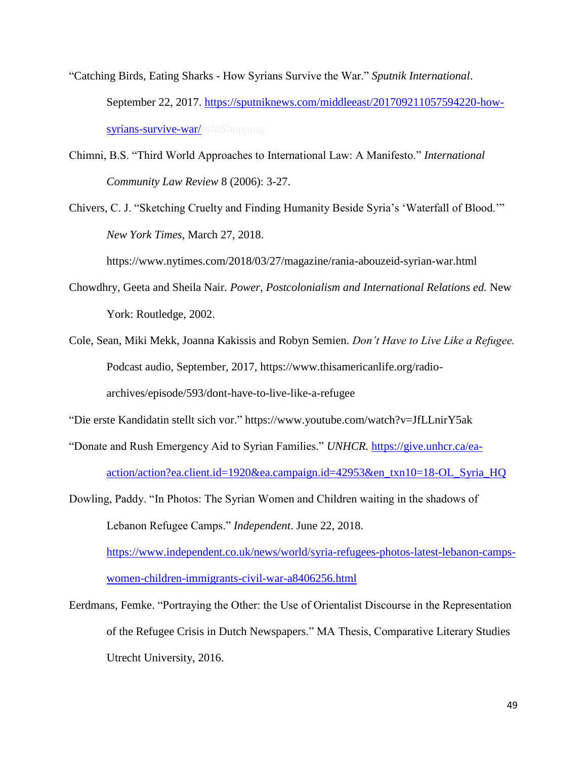"Catching Birds, Eating Sharks - How Syrians Survive the War." *Sputnik International*. September 22, 2017. https://sputniknews.com/middleeast/201709211057594220-how-syrians-survive-war/InfoShopping

Chimni, B.S. "Third World Approaches to International Law: A Manifesto." *International Community Law Review* 8 (2006): 3-27.

Chivers, C. J. "Sketching Cruelty and Finding Humanity Beside Syria's 'Waterfall of Blood.'" *New York Times*, March 27, 2018. https://www.nytimes.com/2018/03/27/magazine/rania-abouzeid-syrian-war.html

Chowdhry, Geeta and Sheila Nair. *Power, Postcolonialism and International Relations ed.* New York: Routledge, 2002.

Cole, Sean, Miki Mekk, Joanna Kakissis and Robyn Semien. *Don't Have to Live Like a Refugee.* Podcast audio, September, 2017, https://www.thisamericanlife.org/radio-archives/episode/593/dont-have-to-live-like-a-refugee

"Die erste Kandidatin stellt sich vor." https://www.youtube.com/watch?v=JfLLnirY5ak

"Donate and Rush Emergency Aid to Syrian Families." *UNHCR.* https://give.unhcr.ca/ea-action/action?ea.client.id=1920&ea.campaign.id=42953&en_txn10=18-OL_Syria_HQ

Dowling, Paddy. "In Photos: The Syrian Women and Children waiting in the shadows of Lebanon Refugee Camps." *Independent*. June 22, 2018. https://www.independent.co.uk/news/world/syria-refugees-photos-latest-lebanon-camps-women-children-immigrants-civil-war-a8406256.html

Eerdmans, Femke. "Portraying the Other: the Use of Orientalist Discourse in the Representation of the Refugee Crisis in Dutch Newspapers." MA Thesis, Comparative Literary Studies Utrecht University, 2016.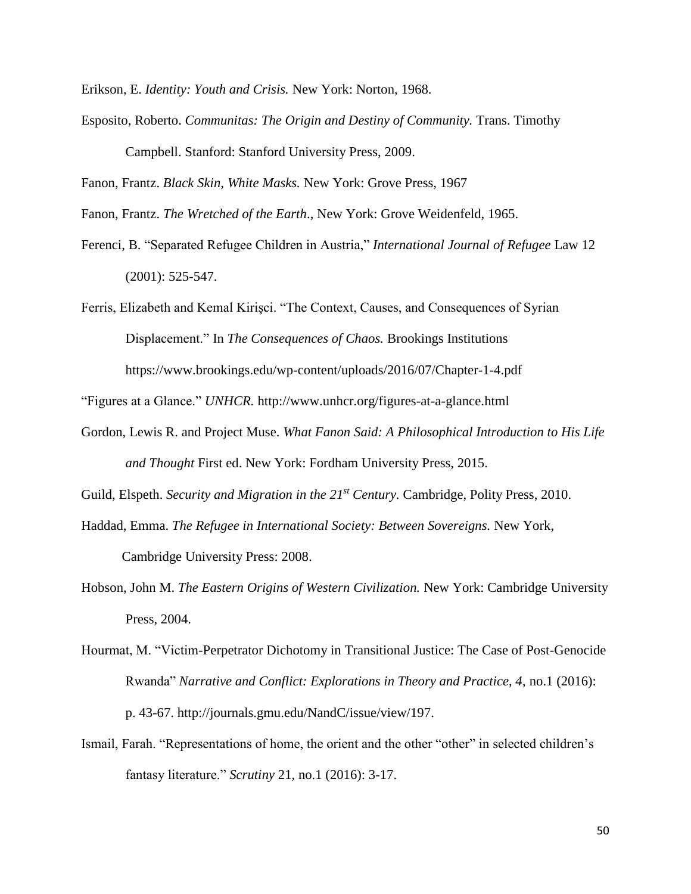Erikson, E. *Identity: Youth and Crisis.* New York: Norton, 1968.

Esposito, Roberto. *Communitas: The Origin and Destiny of Community.* Trans. Timothy Campbell. Stanford: Stanford University Press, 2009.

Fanon, Frantz. *Black Skin, White Masks.* New York: Grove Press, 1967

Fanon, Frantz. *The Wretched of the Earth*., New York: Grove Weidenfeld, 1965.

Ferenci, B. "Separated Refugee Children in Austria," *International Journal of Refugee* Law 12 (2001): 525-547.

Ferris, Elizabeth and Kemal Kirişci. "The Context, Causes, and Consequences of Syrian Displacement." In *The Consequences of Chaos.* Brookings Institutions https://www.brookings.edu/wp-content/uploads/2016/07/Chapter-1-4.pdf

"Figures at a Glance." *UNHCR.* http://www.unhcr.org/figures-at-a-glance.html

Gordon, Lewis R. and Project Muse. *What Fanon Said: A Philosophical Introduction to His Life and Thought* First ed. New York: Fordham University Press, 2015.

Guild, Elspeth. *Security and Migration in the 21st Century.* Cambridge, Polity Press, 2010.

Haddad, Emma. *The Refugee in International Society: Between Sovereigns.* New York, Cambridge University Press: 2008.

Hobson, John M. *The Eastern Origins of Western Civilization.* New York: Cambridge University Press, 2004.

Hourmat, M. "Victim-Perpetrator Dichotomy in Transitional Justice: The Case of Post-Genocide Rwanda" *Narrative and Conflict: Explorations in Theory and Practice, 4*, no.1 (2016): p. 43-67. http://journals.gmu.edu/NandC/issue/view/197.

Ismail, Farah. "Representations of home, the orient and the other "other" in selected children's fantasy literature." *Scrutiny* 21, no.1 (2016): 3-17.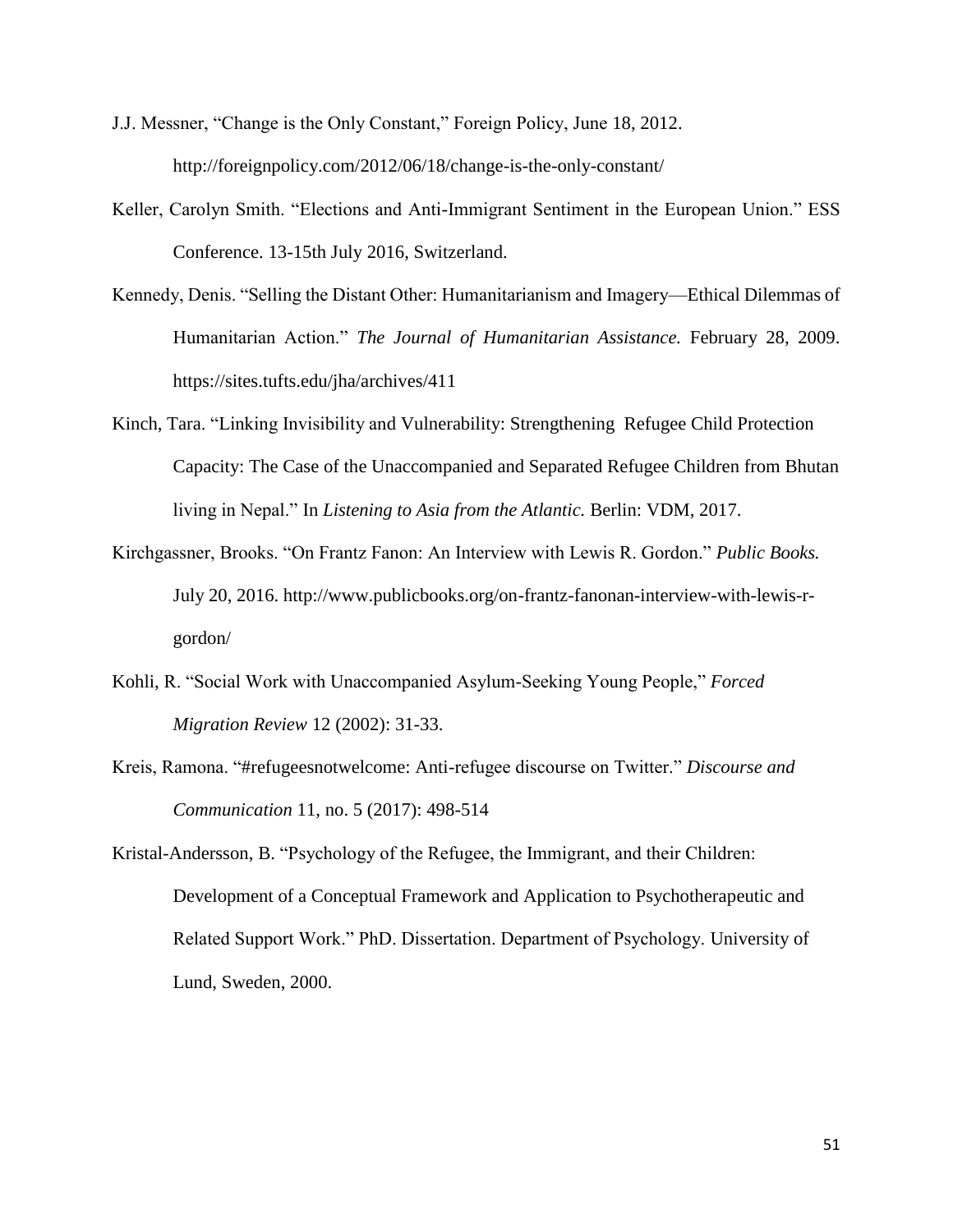J.J. Messner, "Change is the Only Constant," Foreign Policy, June 18, 2012. http://foreignpolicy.com/2012/06/18/change-is-the-only-constant/

Keller, Carolyn Smith. "Elections and Anti-Immigrant Sentiment in the European Union." ESS Conference. 13-15th July 2016, Switzerland.

Kennedy, Denis. "Selling the Distant Other: Humanitarianism and Imagery—Ethical Dilemmas of Humanitarian Action." *The Journal of Humanitarian Assistance.* February 28, 2009. https://sites.tufts.edu/jha/archives/411

Kinch, Tara. "Linking Invisibility and Vulnerability: Strengthening Refugee Child Protection Capacity: The Case of the Unaccompanied and Separated Refugee Children from Bhutan living in Nepal." In *Listening to Asia from the Atlantic.* Berlin: VDM, 2017.

Kirchgassner, Brooks. "On Frantz Fanon: An Interview with Lewis R. Gordon." *Public Books.* July 20, 2016. http://www.publicbooks.org/on-frantz-fanonan-interview-with-lewis-r-gordon/

Kohli, R. "Social Work with Unaccompanied Asylum-Seeking Young People," *Forced Migration Review* 12 (2002): 31-33.

Kreis, Ramona. "#refugeesnotwelcome: Anti-refugee discourse on Twitter." *Discourse and Communication* 11, no. 5 (2017): 498-514

Kristal-Andersson, B. "Psychology of the Refugee, the Immigrant, and their Children: Development of a Conceptual Framework and Application to Psychotherapeutic and Related Support Work." PhD. Dissertation. Department of Psychology. University of Lund, Sweden, 2000.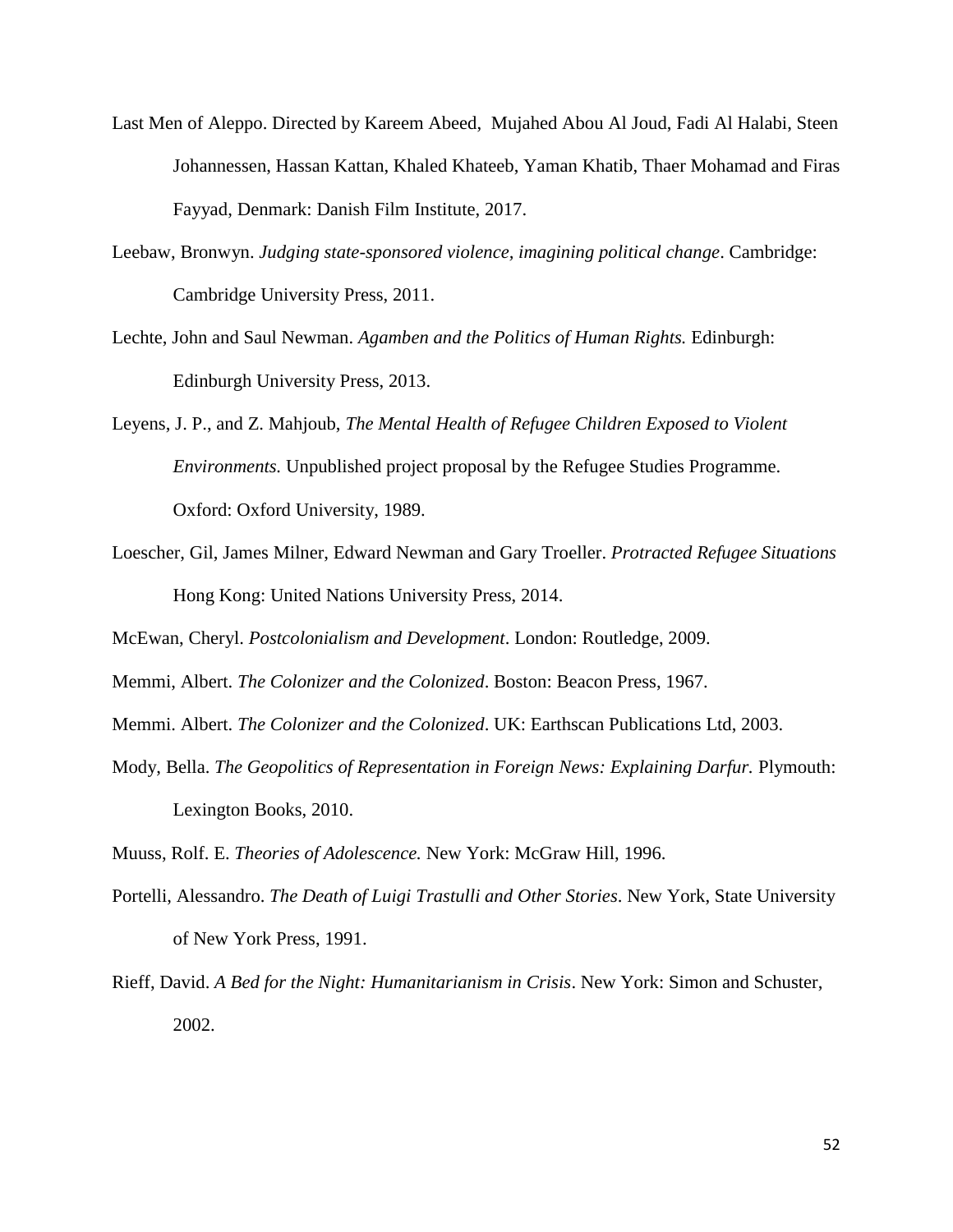Last Men of Aleppo. Directed by Kareem Abeed,  Mujahed Abou Al Joud, Fadi Al Halabi, Steen Johannessen, Hassan Kattan, Khaled Khateeb, Yaman Khatib, Thaer Mohamad and Firas Fayyad, Denmark: Danish Film Institute, 2017.

Leebaw, Bronwyn. *Judging state-sponsored violence, imagining political change*. Cambridge: Cambridge University Press, 2011.

Lechte, John and Saul Newman. *Agamben and the Politics of Human Rights.* Edinburgh: Edinburgh University Press, 2013.

Leyens, J. P., and Z. Mahjoub, *The Mental Health of Refugee Children Exposed to Violent Environments.* Unpublished project proposal by the Refugee Studies Programme. Oxford: Oxford University, 1989.

Loescher, Gil, James Milner, Edward Newman and Gary Troeller. *Protracted Refugee Situations* Hong Kong: United Nations University Press, 2014.

McEwan, Cheryl. *Postcolonialism and Development*. London: Routledge, 2009.

Memmi, Albert. *The Colonizer and the Colonized*. Boston: Beacon Press, 1967.

Memmi. Albert. *The Colonizer and the Colonized*. UK: Earthscan Publications Ltd, 2003.

Mody, Bella. *The Geopolitics of Representation in Foreign News: Explaining Darfur.* Plymouth: Lexington Books, 2010.

Muuss, Rolf. E. *Theories of Adolescence.* New York: McGraw Hill, 1996.

Portelli, Alessandro. *The Death of Luigi Trastulli and Other Stories*. New York, State University of New York Press, 1991.

Rieff, David. *A Bed for the Night: Humanitarianism in Crisis*. New York: Simon and Schuster, 2002.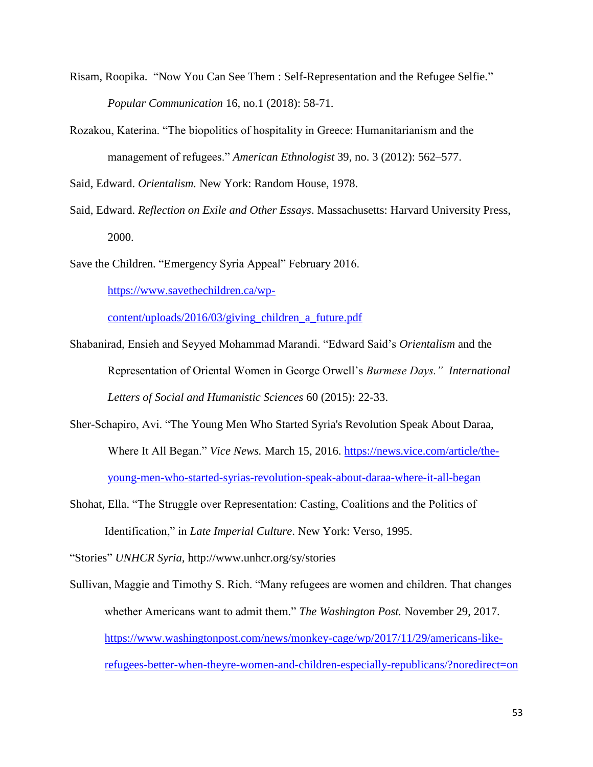Risam, Roopika. "Now You Can See Them : Self-Representation and the Refugee Selfie." *Popular Communication* 16, no.1 (2018): 58-71.

Rozakou, Katerina. "The biopolitics of hospitality in Greece: Humanitarianism and the management of refugees." *American Ethnologist* 39, no. 3 (2012): 562–577.

Said, Edward. *Orientalism.* New York: Random House, 1978.

Said, Edward. *Reflection on Exile and Other Essays*. Massachusetts: Harvard University Press, 2000.

Save the Children. "Emergency Syria Appeal" February 2016. https://www.savethechildren.ca/wp-content/uploads/2016/03/giving_children_a_future.pdf

Shabanirad, Ensieh and Seyyed Mohammad Marandi. "Edward Said's *Orientalism* and the Representation of Oriental Women in George Orwell's *Burmese Days." International Letters of Social and Humanistic Sciences* 60 (2015): 22-33.

Sher-Schapiro, Avi. "The Young Men Who Started Syria's Revolution Speak About Daraa, Where It All Began." *Vice News.* March 15, 2016. https://news.vice.com/article/the-young-men-who-started-syrias-revolution-speak-about-daraa-where-it-all-began

Shohat, Ella. "The Struggle over Representation: Casting, Coalitions and the Politics of Identification," in *Late Imperial Culture*. New York: Verso, 1995.

"Stories" *UNHCR Syria,* http://www.unhcr.org/sy/stories

Sullivan, Maggie and Timothy S. Rich. "Many refugees are women and children. That changes whether Americans want to admit them." *The Washington Post.* November 29, 2017. https://www.washingtonpost.com/news/monkey-cage/wp/2017/11/29/americans-like-refugees-better-when-theyre-women-and-children-especially-republicans/?noredirect=on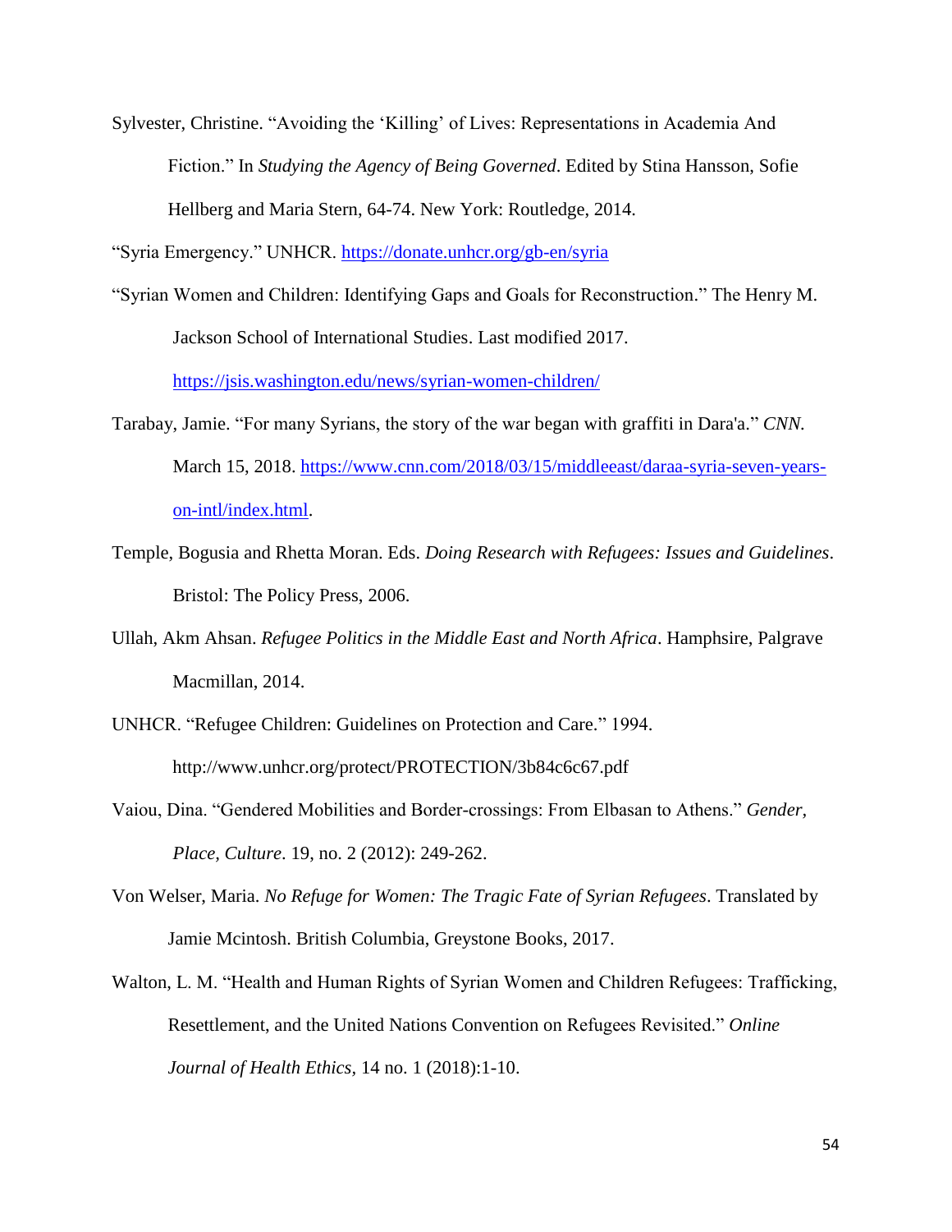Sylvester, Christine. "Avoiding the 'Killing' of Lives: Representations in Academia And Fiction." In *Studying the Agency of Being Governed*. Edited by Stina Hansson, Sofie Hellberg and Maria Stern, 64-74. New York: Routledge, 2014.

"Syria Emergency." UNHCR. https://donate.unhcr.org/gb-en/syria

"Syrian Women and Children: Identifying Gaps and Goals for Reconstruction." The Henry M. Jackson School of International Studies. Last modified 2017. https://jsis.washington.edu/news/syrian-women-children/

Tarabay, Jamie. "For many Syrians, the story of the war began with graffiti in Dara'a." *CNN.* March 15, 2018. https://www.cnn.com/2018/03/15/middleeast/daraa-syria-seven-years-on-intl/index.html.

Temple, Bogusia and Rhetta Moran. Eds. *Doing Research with Refugees: Issues and Guidelines*. Bristol: The Policy Press, 2006.

Ullah, Akm Ahsan. *Refugee Politics in the Middle East and North Africa*. Hamphsire, Palgrave Macmillan, 2014.

UNHCR. "Refugee Children: Guidelines on Protection and Care." 1994. http://www.unhcr.org/protect/PROTECTION/3b84c6c67.pdf

Vaiou, Dina. "Gendered Mobilities and Border-crossings: From Elbasan to Athens." *Gender, Place, Culture*. 19, no. 2 (2012): 249-262.

Von Welser, Maria. *No Refuge for Women: The Tragic Fate of Syrian Refugees*. Translated by Jamie Mcintosh. British Columbia, Greystone Books, 2017.

Walton, L. M. "Health and Human Rights of Syrian Women and Children Refugees: Trafficking, Resettlement, and the United Nations Convention on Refugees Revisited." *Online Journal of Health Ethics,* 14 no. 1 (2018):1-10.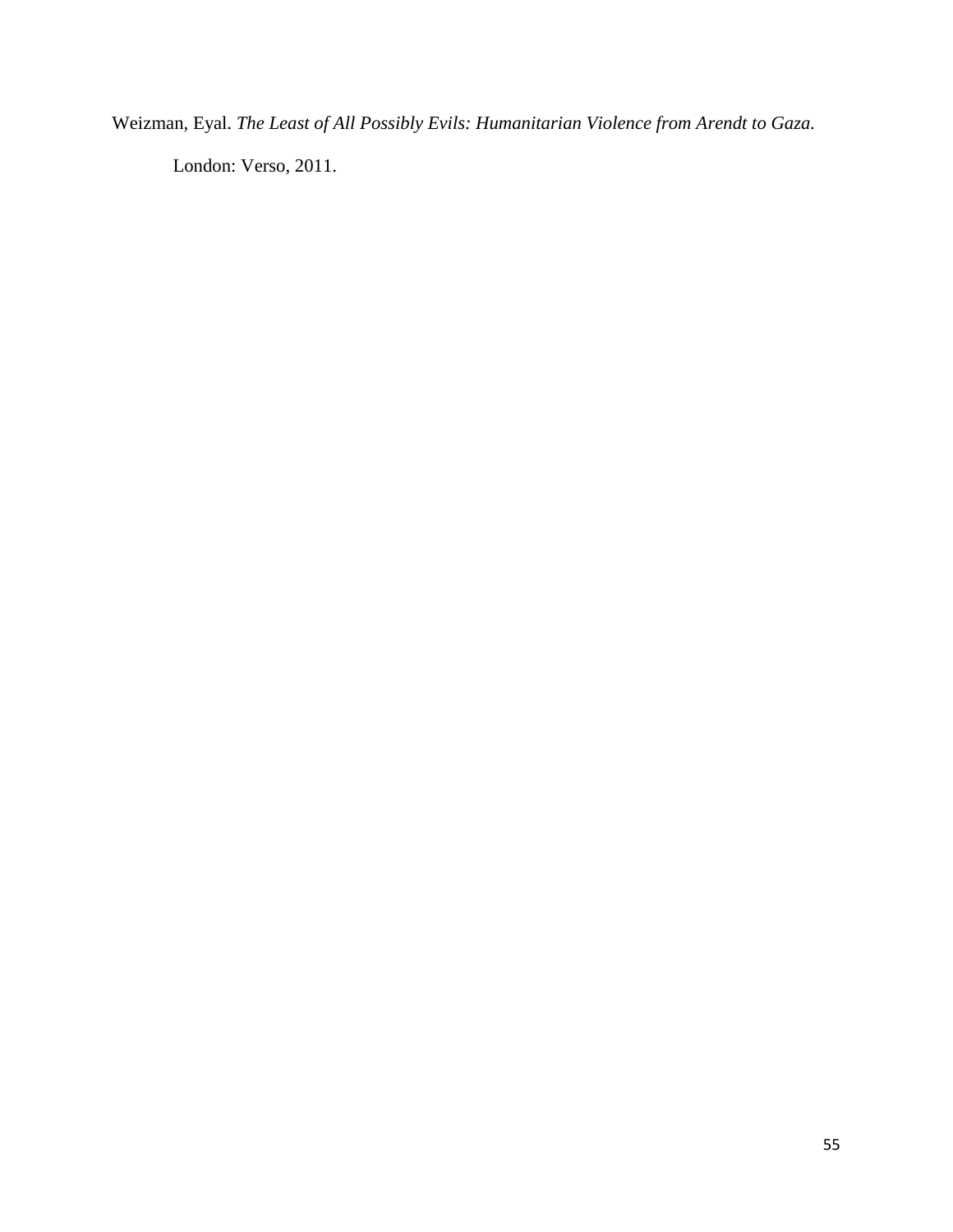Weizman, Eyal. *The Least of All Possibly Evils: Humanitarian Violence from Arendt to Gaza.* London: Verso, 2011.